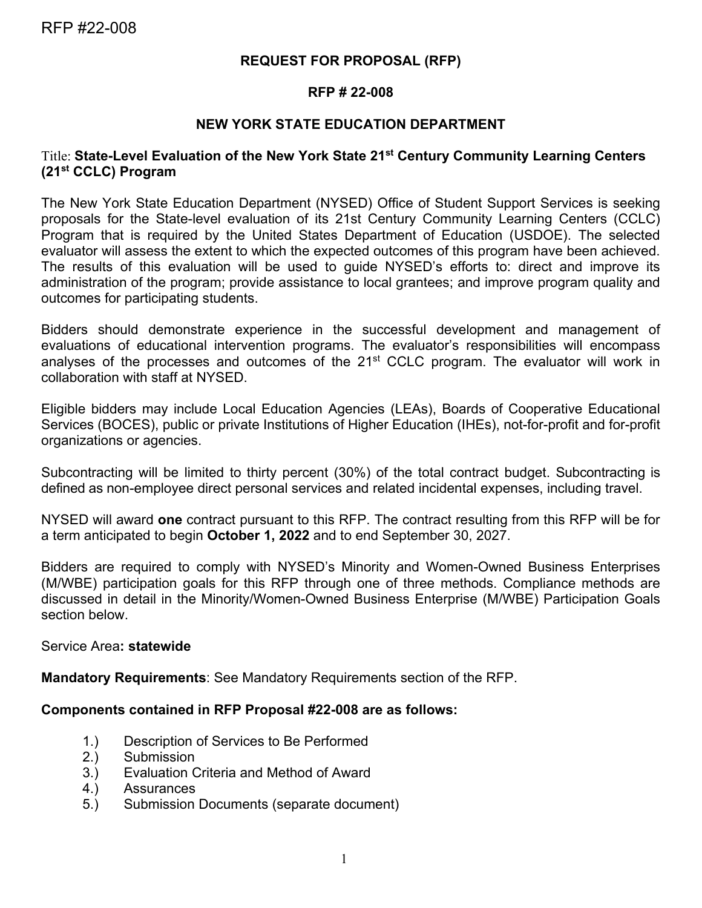# REQUEST FOR PROPOSAL (RFP)

## RFP # 22-008

## NEW YORK STATE EDUCATION DEPARTMENT

Title: **State-Level Evaluation of the New York State 21st Century Community Learning Centers (21st CCLC) Program**

The New York State Education Department (NYSED) Office of Student Support Services is seeking proposals for the State-level evaluation of its 21st Century Community Learning Centers (CCLC) Program that is required by the United States Department of Education (USDOE). The selected evaluator will assess the extent to which the expected outcomes of this program have been achieved. The results of this evaluation will be used to guide NYSED's efforts to: direct and improve its administration of the program; provide assistance to local grantees; and improve program quality and outcomes for participating students.

Bidders should demonstrate experience in the successful development and management of evaluations of educational intervention programs. The evaluator's responsibilities will encompass analyses of the processes and outcomes of the 21st CCLC program. The evaluator will work in collaboration with staff at NYSED.

Eligible bidders may include Local Education Agencies (LEAs), Boards of Cooperative Educational Services (BOCES), public or private Institutions of Higher Education (IHEs), not-for-profit and for-profit organizations or agencies.

Subcontracting will be limited to thirty percent (30%) of the total contract budget. Subcontracting is defined as non-employee direct personal services and related incidental expenses, including travel.

NYSED will award **one** contract pursuant to this RFP. The contract resulting from this RFP will be for a term anticipated to begin **October 1, 2022** and to end September 30, 2027.

Bidders are required to comply with NYSED's Minority and Women-Owned Business Enterprises (M/WBE) participation goals for this RFP through one of three methods. Compliance methods are discussed in detail in the Minority/Women-Owned Business Enterprise (M/WBE) Participation Goals section below.

Service Area**: statewide**

**Mandatory Requirements**: See Mandatory Requirements section of the RFP.

**Components contained in RFP Proposal #22-008 are as follows:**

1.) Description of Services to Be Performed
2.) Submission
3.) Evaluation Criteria and Method of Award
4.) Assurances
5.) Submission Documents (separate document)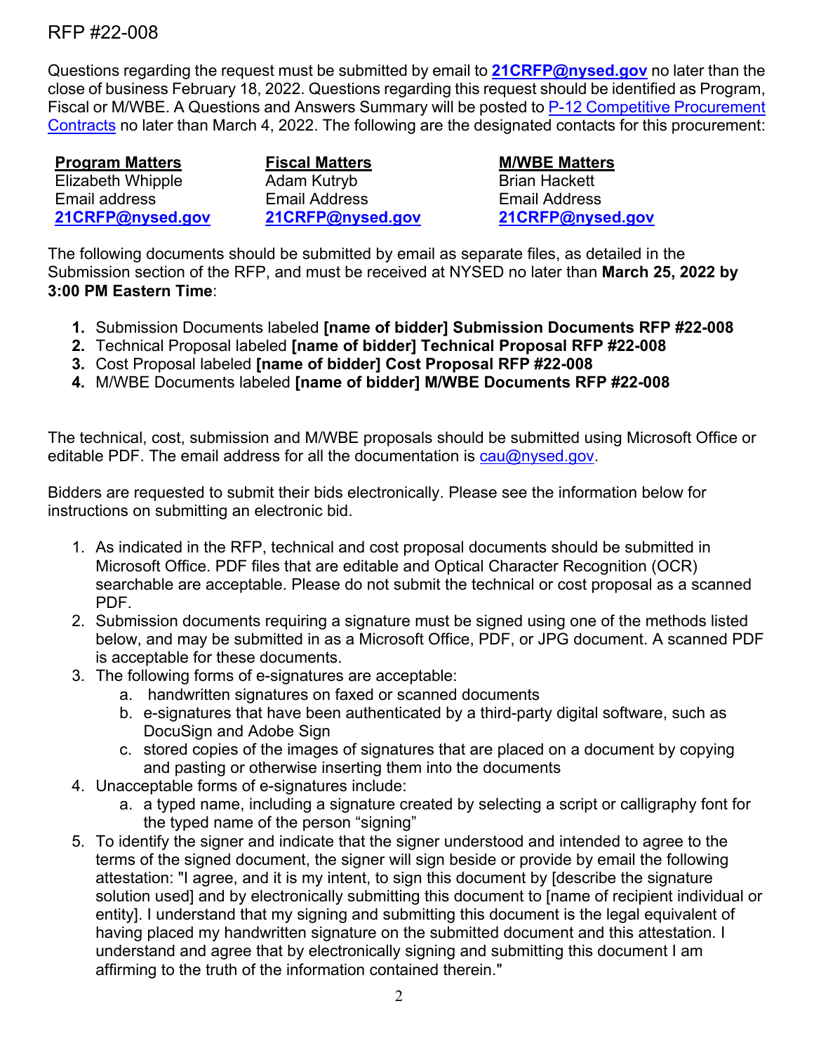RFP #22-008

Questions regarding the request must be submitted by email to **21CRFP@nysed.gov** no later than the close of business February 18, 2022. Questions regarding this request should be identified as Program, Fiscal or M/WBE. A Questions and Answers Summary will be posted to P-12 Competitive Procurement Contracts no later than March 4, 2022. The following are the designated contacts for this procurement:

| **Program Matters** | **Fiscal Matters** | **M/WBE Matters** |
|---|---|---|
| Elizabeth Whipple | Adam Kutryb | Brian Hackett |
| Email address | Email Address | Email Address |
| **21CRFP@nysed.gov** | **21CRFP@nysed.gov** | **21CRFP@nysed.gov** |

The following documents should be submitted by email as separate files, as detailed in the Submission section of the RFP, and must be received at NYSED no later than **March 25, 2022 by 3:00 PM Eastern Time**:

1. Submission Documents labeled **[name of bidder] Submission Documents RFP #22-008**
2. Technical Proposal labeled **[name of bidder] Technical Proposal RFP #22-008**
3. Cost Proposal labeled **[name of bidder] Cost Proposal RFP #22-008**
4. M/WBE Documents labeled **[name of bidder] M/WBE Documents RFP #22-008**

The technical, cost, submission and M/WBE proposals should be submitted using Microsoft Office or editable PDF. The email address for all the documentation is cau@nysed.gov.

Bidders are requested to submit their bids electronically. Please see the information below for instructions on submitting an electronic bid.

1. As indicated in the RFP, technical and cost proposal documents should be submitted in Microsoft Office. PDF files that are editable and Optical Character Recognition (OCR) searchable are acceptable. Please do not submit the technical or cost proposal as a scanned PDF.
2. Submission documents requiring a signature must be signed using one of the methods listed below, and may be submitted in as a Microsoft Office, PDF, or JPG document. A scanned PDF is acceptable for these documents.
3. The following forms of e-signatures are acceptable:
   a. handwritten signatures on faxed or scanned documents
   b. e-signatures that have been authenticated by a third-party digital software, such as DocuSign and Adobe Sign
   c. stored copies of the images of signatures that are placed on a document by copying and pasting or otherwise inserting them into the documents
4. Unacceptable forms of e-signatures include:
   a. a typed name, including a signature created by selecting a script or calligraphy font for the typed name of the person "signing"
5. To identify the signer and indicate that the signer understood and intended to agree to the terms of the signed document, the signer will sign beside or provide by email the following attestation: "I agree, and it is my intent, to sign this document by [describe the signature solution used] and by electronically submitting this document to [name of recipient individual or entity]. I understand that my signing and submitting this document is the legal equivalent of having placed my handwritten signature on the submitted document and this attestation. I understand and agree that by electronically signing and submitting this document I am affirming to the truth of the information contained therein."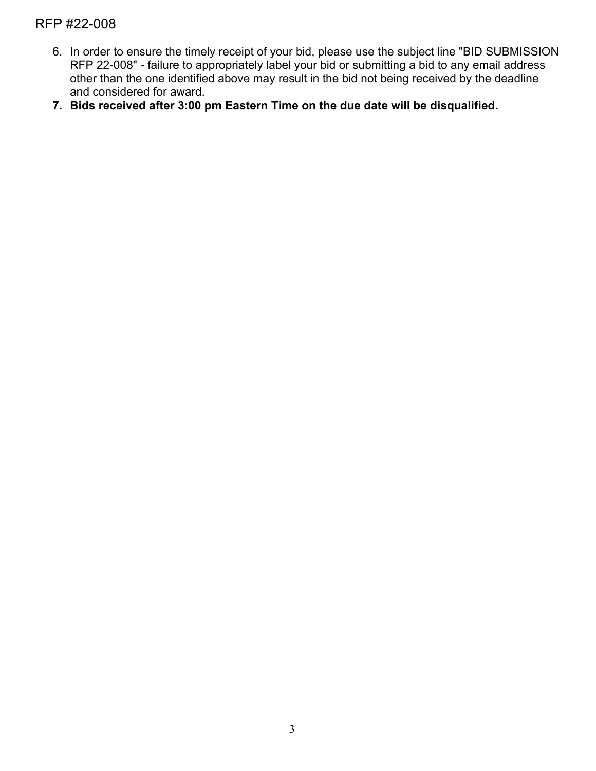6. In order to ensure the timely receipt of your bid, please use the subject line "BID SUBMISSION RFP 22-008" - failure to appropriately label your bid or submitting a bid to any email address other than the one identified above may result in the bid not being received by the deadline and considered for award.
7. **Bids received after 3:00 pm Eastern Time on the due date will be disqualified.**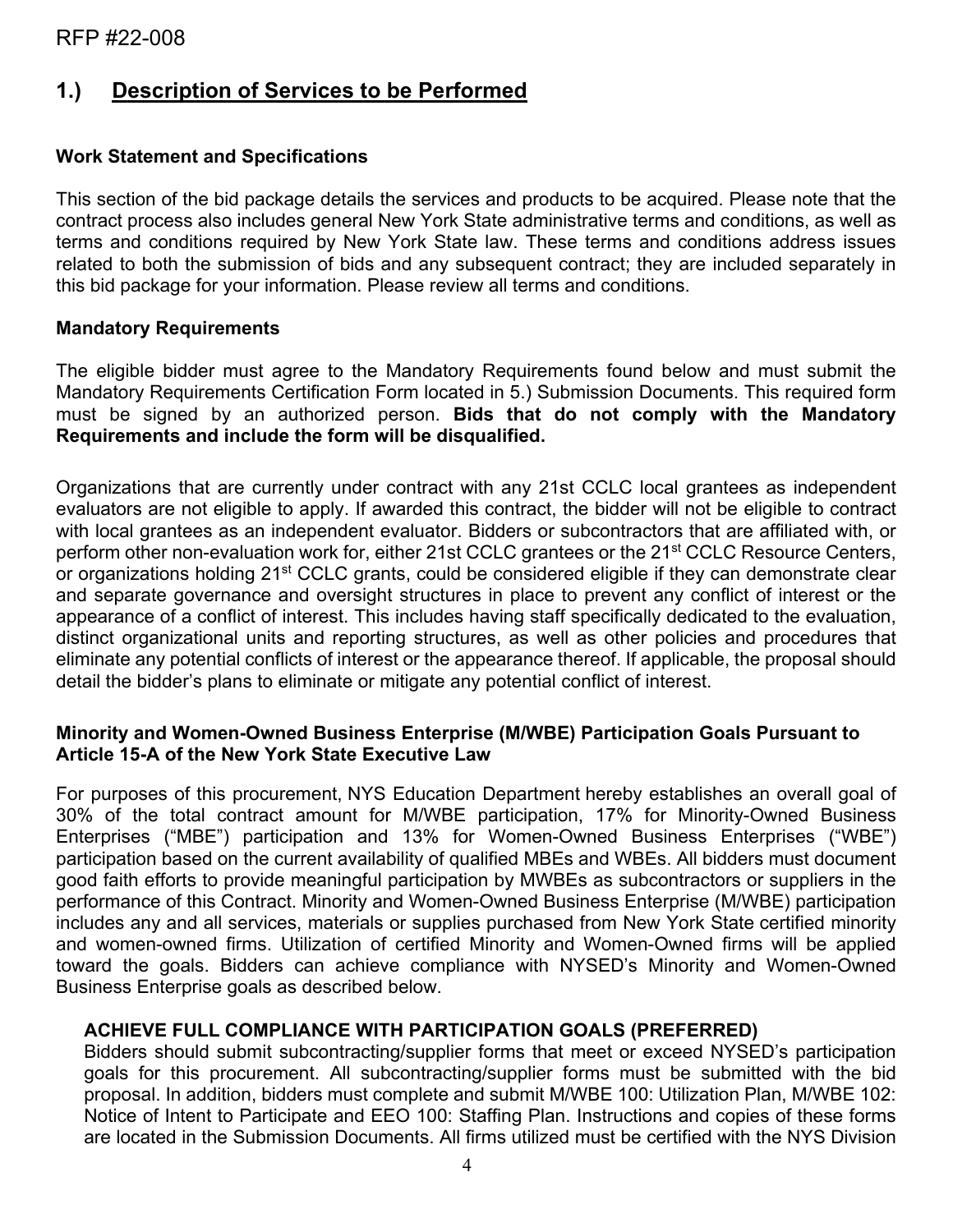## 1.) Description of Services to be Performed

### Work Statement and Specifications

This section of the bid package details the services and products to be acquired. Please note that the contract process also includes general New York State administrative terms and conditions, as well as terms and conditions required by New York State law. These terms and conditions address issues related to both the submission of bids and any subsequent contract; they are included separately in this bid package for your information. Please review all terms and conditions.

### Mandatory Requirements

The eligible bidder must agree to the Mandatory Requirements found below and must submit the Mandatory Requirements Certification Form located in 5.) Submission Documents. This required form must be signed by an authorized person. **Bids that do not comply with the Mandatory Requirements and include the form will be disqualified.**

Organizations that are currently under contract with any 21st CCLC local grantees as independent evaluators are not eligible to apply. If awarded this contract, the bidder will not be eligible to contract with local grantees as an independent evaluator. Bidders or subcontractors that are affiliated with, or perform other non-evaluation work for, either 21st CCLC grantees or the 21st CCLC Resource Centers, or organizations holding 21st CCLC grants, could be considered eligible if they can demonstrate clear and separate governance and oversight structures in place to prevent any conflict of interest or the appearance of a conflict of interest. This includes having staff specifically dedicated to the evaluation, distinct organizational units and reporting structures, as well as other policies and procedures that eliminate any potential conflicts of interest or the appearance thereof. If applicable, the proposal should detail the bidder's plans to eliminate or mitigate any potential conflict of interest.

### Minority and Women-Owned Business Enterprise (M/WBE) Participation Goals Pursuant to Article 15-A of the New York State Executive Law

For purposes of this procurement, NYS Education Department hereby establishes an overall goal of 30% of the total contract amount for M/WBE participation, 17% for Minority-Owned Business Enterprises ("MBE") participation and 13% for Women-Owned Business Enterprises ("WBE") participation based on the current availability of qualified MBEs and WBEs. All bidders must document good faith efforts to provide meaningful participation by MWBEs as subcontractors or suppliers in the performance of this Contract. Minority and Women-Owned Business Enterprise (M/WBE) participation includes any and all services, materials or supplies purchased from New York State certified minority and women-owned firms. Utilization of certified Minority and Women-Owned firms will be applied toward the goals. Bidders can achieve compliance with NYSED's Minority and Women-Owned Business Enterprise goals as described below.

**ACHIEVE FULL COMPLIANCE WITH PARTICIPATION GOALS (PREFERRED)**

Bidders should submit subcontracting/supplier forms that meet or exceed NYSED's participation goals for this procurement. All subcontracting/supplier forms must be submitted with the bid proposal. In addition, bidders must complete and submit M/WBE 100: Utilization Plan, M/WBE 102: Notice of Intent to Participate and EEO 100: Staffing Plan. Instructions and copies of these forms are located in the Submission Documents. All firms utilized must be certified with the NYS Division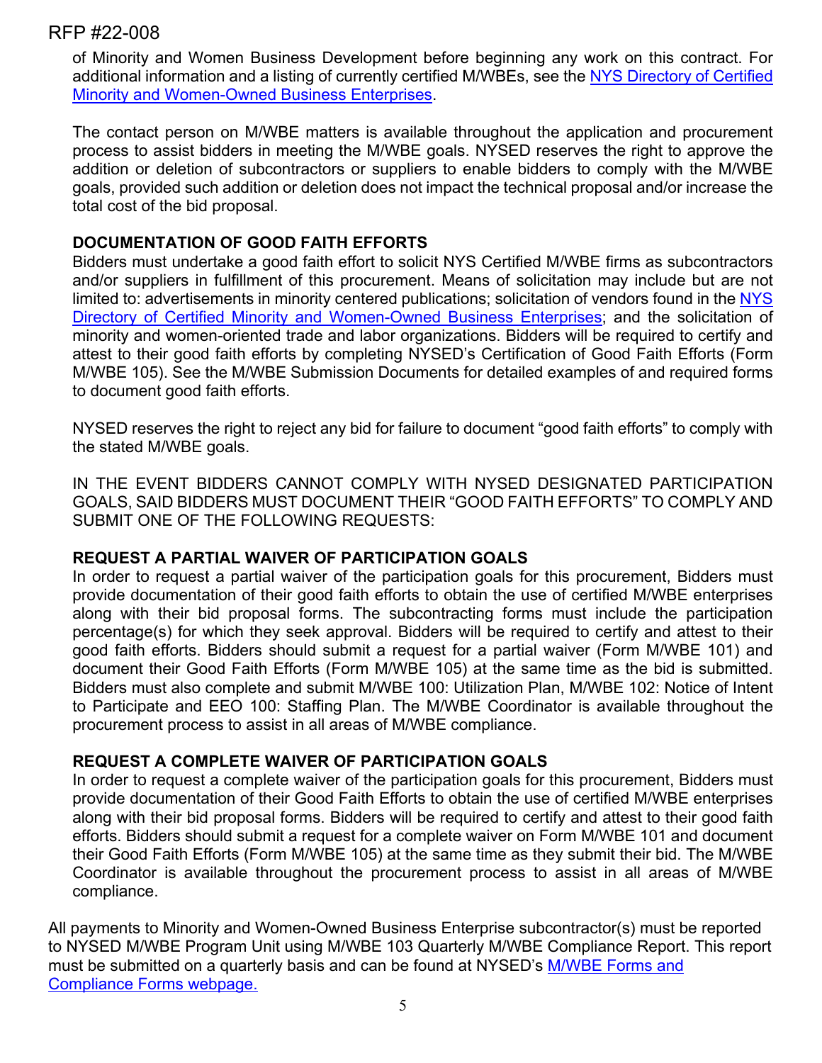of Minority and Women Business Development before beginning any work on this contract. For additional information and a listing of currently certified M/WBEs, see the [NYS Directory of Certified Minority and Women-Owned Business Enterprises](#).

The contact person on M/WBE matters is available throughout the application and procurement process to assist bidders in meeting the M/WBE goals. NYSED reserves the right to approve the addition or deletion of subcontractors or suppliers to enable bidders to comply with the M/WBE goals, provided such addition or deletion does not impact the technical proposal and/or increase the total cost of the bid proposal.

**DOCUMENTATION OF GOOD FAITH EFFORTS**

Bidders must undertake a good faith effort to solicit NYS Certified M/WBE firms as subcontractors and/or suppliers in fulfillment of this procurement. Means of solicitation may include but are not limited to: advertisements in minority centered publications; solicitation of vendors found in the [NYS Directory of Certified Minority and Women-Owned Business Enterprises](#); and the solicitation of minority and women-oriented trade and labor organizations. Bidders will be required to certify and attest to their good faith efforts by completing NYSED's Certification of Good Faith Efforts (Form M/WBE 105). See the M/WBE Submission Documents for detailed examples of and required forms to document good faith efforts.

NYSED reserves the right to reject any bid for failure to document "good faith efforts" to comply with the stated M/WBE goals.

IN THE EVENT BIDDERS CANNOT COMPLY WITH NYSED DESIGNATED PARTICIPATION GOALS, SAID BIDDERS MUST DOCUMENT THEIR "GOOD FAITH EFFORTS" TO COMPLY AND SUBMIT ONE OF THE FOLLOWING REQUESTS:

**REQUEST A PARTIAL WAIVER OF PARTICIPATION GOALS**

In order to request a partial waiver of the participation goals for this procurement, Bidders must provide documentation of their good faith efforts to obtain the use of certified M/WBE enterprises along with their bid proposal forms. The subcontracting forms must include the participation percentage(s) for which they seek approval. Bidders will be required to certify and attest to their good faith efforts. Bidders should submit a request for a partial waiver (Form M/WBE 101) and document their Good Faith Efforts (Form M/WBE 105) at the same time as the bid is submitted. Bidders must also complete and submit M/WBE 100: Utilization Plan, M/WBE 102: Notice of Intent to Participate and EEO 100: Staffing Plan. The M/WBE Coordinator is available throughout the procurement process to assist in all areas of M/WBE compliance.

**REQUEST A COMPLETE WAIVER OF PARTICIPATION GOALS**

In order to request a complete waiver of the participation goals for this procurement, Bidders must provide documentation of their Good Faith Efforts to obtain the use of certified M/WBE enterprises along with their bid proposal forms. Bidders will be required to certify and attest to their good faith efforts. Bidders should submit a request for a complete waiver on Form M/WBE 101 and document their Good Faith Efforts (Form M/WBE 105) at the same time as they submit their bid. The M/WBE Coordinator is available throughout the procurement process to assist in all areas of M/WBE compliance.

All payments to Minority and Women-Owned Business Enterprise subcontractor(s) must be reported to NYSED M/WBE Program Unit using M/WBE 103 Quarterly M/WBE Compliance Report. This report must be submitted on a quarterly basis and can be found at NYSED's [M/WBE Forms and Compliance Forms webpage.](#)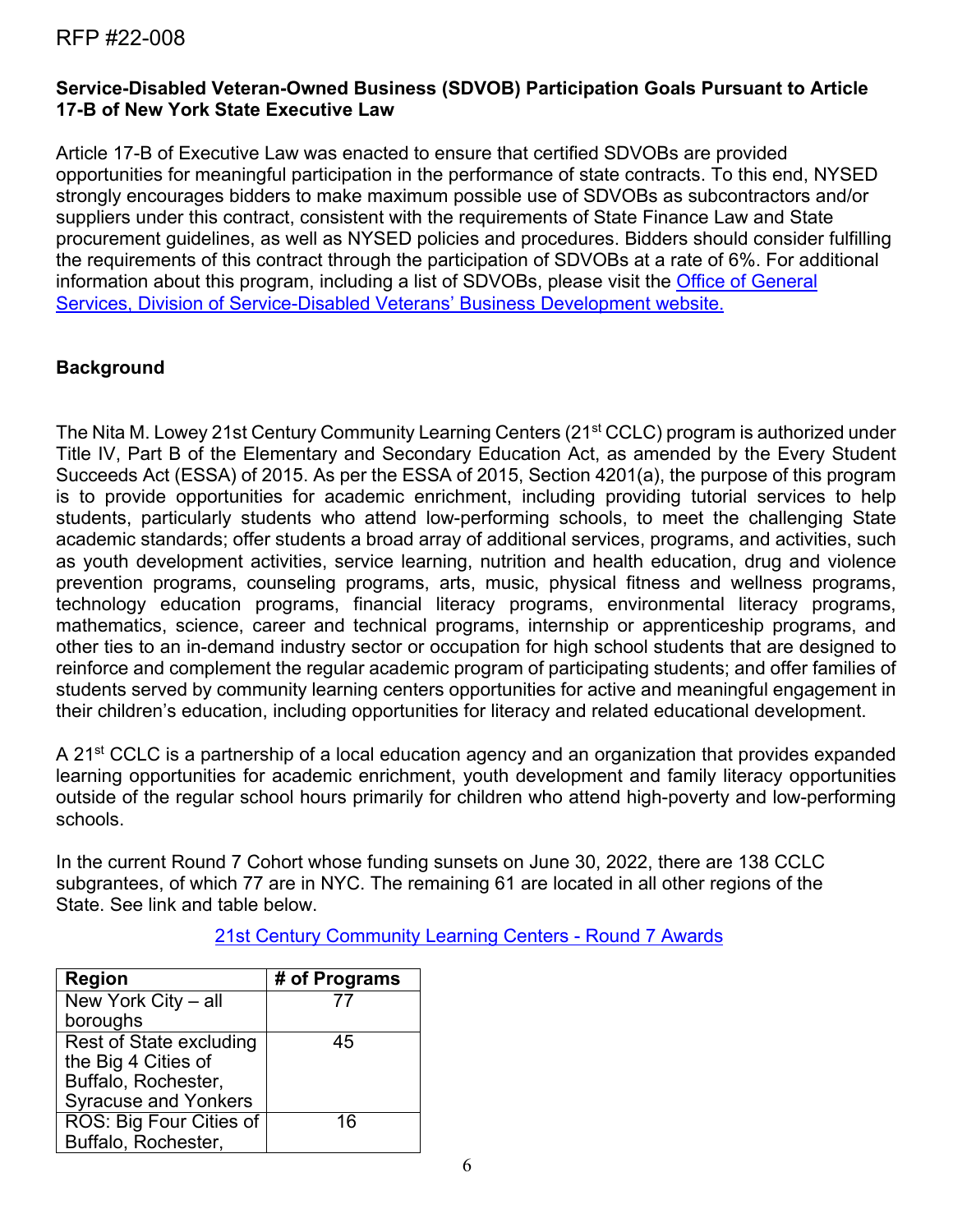RFP #22-008

**Service-Disabled Veteran-Owned Business (SDVOB) Participation Goals Pursuant to Article 17-B of New York State Executive Law**

Article 17-B of Executive Law was enacted to ensure that certified SDVOBs are provided opportunities for meaningful participation in the performance of state contracts. To this end, NYSED strongly encourages bidders to make maximum possible use of SDVOBs as subcontractors and/or suppliers under this contract, consistent with the requirements of State Finance Law and State procurement guidelines, as well as NYSED policies and procedures. Bidders should consider fulfilling the requirements of this contract through the participation of SDVOBs at a rate of 6%. For additional information about this program, including a list of SDVOBs, please visit the [Office of General Services, Division of Service-Disabled Veterans' Business Development website.]()

**Background**

The Nita M. Lowey 21st Century Community Learning Centers (21st CCLC) program is authorized under Title IV, Part B of the Elementary and Secondary Education Act, as amended by the Every Student Succeeds Act (ESSA) of 2015. As per the ESSA of 2015, Section 4201(a), the purpose of this program is to provide opportunities for academic enrichment, including providing tutorial services to help students, particularly students who attend low-performing schools, to meet the challenging State academic standards; offer students a broad array of additional services, programs, and activities, such as youth development activities, service learning, nutrition and health education, drug and violence prevention programs, counseling programs, arts, music, physical fitness and wellness programs, technology education programs, financial literacy programs, environmental literacy programs, mathematics, science, career and technical programs, internship or apprenticeship programs, and other ties to an in-demand industry sector or occupation for high school students that are designed to reinforce and complement the regular academic program of participating students; and offer families of students served by community learning centers opportunities for active and meaningful engagement in their children's education, including opportunities for literacy and related educational development.

A 21st CCLC is a partnership of a local education agency and an organization that provides expanded learning opportunities for academic enrichment, youth development and family literacy opportunities outside of the regular school hours primarily for children who attend high-poverty and low-performing schools.

In the current Round 7 Cohort whose funding sunsets on June 30, 2022, there are 138 CCLC subgrantees, of which 77 are in NYC. The remaining 61 are located in all other regions of the State. See link and table below.

[21st Century Community Learning Centers - Round 7 Awards]()

| Region | # of Programs |
|---|---|
| New York City – all boroughs | 77 |
| Rest of State excluding the Big 4 Cities of Buffalo, Rochester, Syracuse and Yonkers | 45 |
| ROS: Big Four Cities of Buffalo, Rochester, | 16 |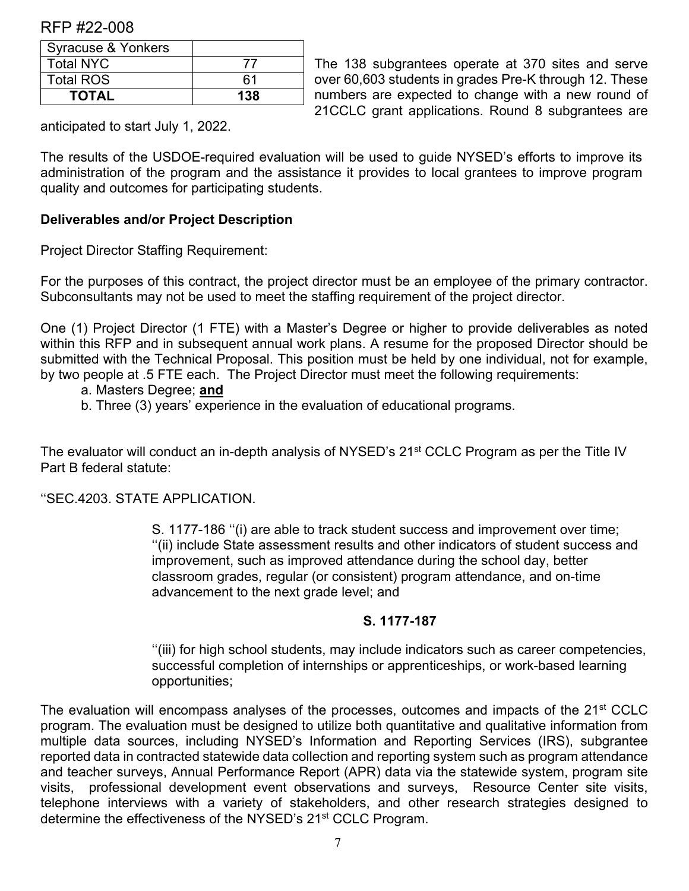| Syracuse & Yonkers | |
|---|---|
| Total NYC | 77 |
| Total ROS | 61 |
| **TOTAL** | **138** |

The 138 subgrantees operate at 370 sites and serve over 60,603 students in grades Pre-K through 12. These numbers are expected to change with a new round of 21CCLC grant applications. Round 8 subgrantees are anticipated to start July 1, 2022.

The results of the USDOE-required evaluation will be used to guide NYSED's efforts to improve its administration of the program and the assistance it provides to local grantees to improve program quality and outcomes for participating students.

**Deliverables and/or Project Description**

Project Director Staffing Requirement:

For the purposes of this contract, the project director must be an employee of the primary contractor. Subconsultants may not be used to meet the staffing requirement of the project director.

One (1) Project Director (1 FTE) with a Master's Degree or higher to provide deliverables as noted within this RFP and in subsequent annual work plans. A resume for the proposed Director should be submitted with the Technical Proposal. This position must be held by one individual, not for example, by two people at .5 FTE each. The Project Director must meet the following requirements:

a. Masters Degree; **and**
b. Three (3) years' experience in the evaluation of educational programs.

The evaluator will conduct an in-depth analysis of NYSED's 21st CCLC Program as per the Title IV Part B federal statute:

''SEC.4203. STATE APPLICATION.

> S. 1177-186 ''(i) are able to track student success and improvement over time;
> ''(ii) include State assessment results and other indicators of student success and improvement, such as improved attendance during the school day, better classroom grades, regular (or consistent) program attendance, and on-time advancement to the next grade level; and
>
> **S. 1177-187**
>
> ''(iii) for high school students, may include indicators such as career competencies, successful completion of internships or apprenticeships, or work-based learning opportunities;

The evaluation will encompass analyses of the processes, outcomes and impacts of the 21st CCLC program. The evaluation must be designed to utilize both quantitative and qualitative information from multiple data sources, including NYSED's Information and Reporting Services (IRS), subgrantee reported data in contracted statewide data collection and reporting system such as program attendance and teacher surveys, Annual Performance Report (APR) data via the statewide system, program site visits, professional development event observations and surveys, Resource Center site visits, telephone interviews with a variety of stakeholders, and other research strategies designed to determine the effectiveness of the NYSED's 21st CCLC Program.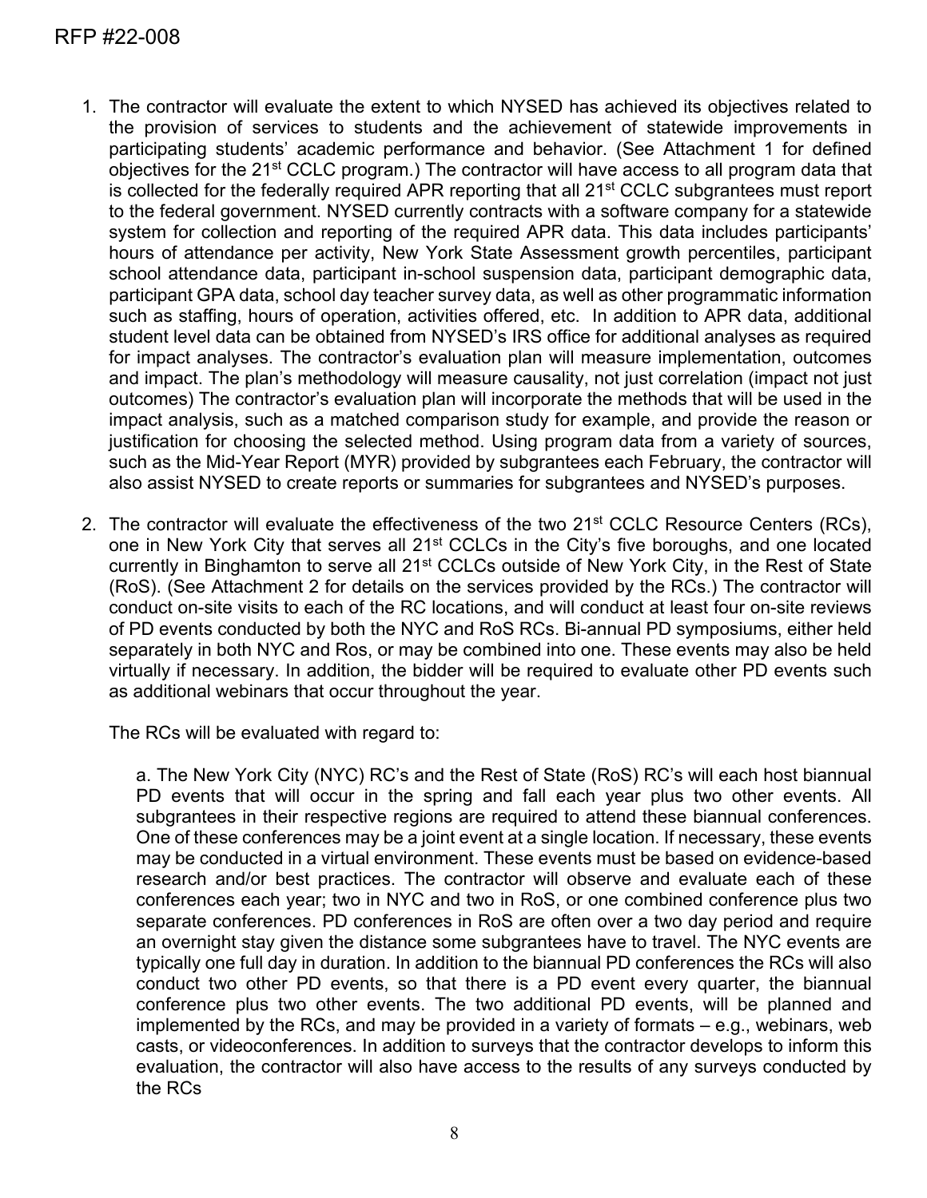1. The contractor will evaluate the extent to which NYSED has achieved its objectives related to the provision of services to students and the achievement of statewide improvements in participating students' academic performance and behavior. (See Attachment 1 for defined objectives for the 21st CCLC program.) The contractor will have access to all program data that is collected for the federally required APR reporting that all 21st CCLC subgrantees must report to the federal government. NYSED currently contracts with a software company for a statewide system for collection and reporting of the required APR data. This data includes participants' hours of attendance per activity, New York State Assessment growth percentiles, participant school attendance data, participant in-school suspension data, participant demographic data, participant GPA data, school day teacher survey data, as well as other programmatic information such as staffing, hours of operation, activities offered, etc. In addition to APR data, additional student level data can be obtained from NYSED's IRS office for additional analyses as required for impact analyses. The contractor's evaluation plan will measure implementation, outcomes and impact. The plan's methodology will measure causality, not just correlation (impact not just outcomes) The contractor's evaluation plan will incorporate the methods that will be used in the impact analysis, such as a matched comparison study for example, and provide the reason or justification for choosing the selected method. Using program data from a variety of sources, such as the Mid-Year Report (MYR) provided by subgrantees each February, the contractor will also assist NYSED to create reports or summaries for subgrantees and NYSED's purposes.

2. The contractor will evaluate the effectiveness of the two 21st CCLC Resource Centers (RCs), one in New York City that serves all 21st CCLCs in the City's five boroughs, and one located currently in Binghamton to serve all 21st CCLCs outside of New York City, in the Rest of State (RoS). (See Attachment 2 for details on the services provided by the RCs.) The contractor will conduct on-site visits to each of the RC locations, and will conduct at least four on-site reviews of PD events conducted by both the NYC and RoS RCs. Bi-annual PD symposiums, either held separately in both NYC and Ros, or may be combined into one. These events may also be held virtually if necessary. In addition, the bidder will be required to evaluate other PD events such as additional webinars that occur throughout the year.

   The RCs will be evaluated with regard to:

   a. The New York City (NYC) RC's and the Rest of State (RoS) RC's will each host biannual PD events that will occur in the spring and fall each year plus two other events. All subgrantees in their respective regions are required to attend these biannual conferences. One of these conferences may be a joint event at a single location. If necessary, these events may be conducted in a virtual environment. These events must be based on evidence-based research and/or best practices. The contractor will observe and evaluate each of these conferences each year; two in NYC and two in RoS, or one combined conference plus two separate conferences. PD conferences in RoS are often over a two day period and require an overnight stay given the distance some subgrantees have to travel. The NYC events are typically one full day in duration. In addition to the biannual PD conferences the RCs will also conduct two other PD events, so that there is a PD event every quarter, the biannual conference plus two other events. The two additional PD events, will be planned and implemented by the RCs, and may be provided in a variety of formats – e.g., webinars, web casts, or videoconferences. In addition to surveys that the contractor develops to inform this evaluation, the contractor will also have access to the results of any surveys conducted by the RCs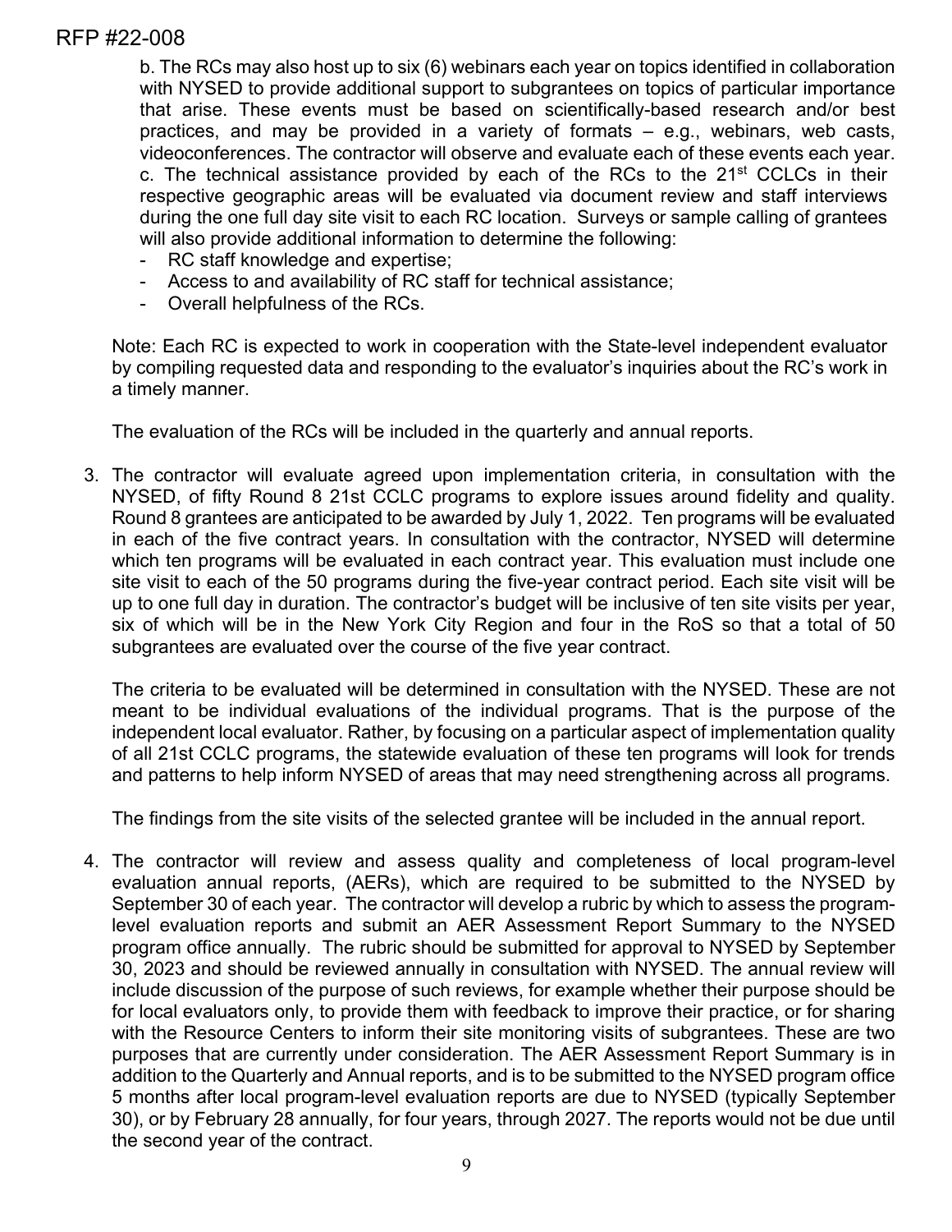b. The RCs may also host up to six (6) webinars each year on topics identified in collaboration with NYSED to provide additional support to subgrantees on topics of particular importance that arise. These events must be based on scientifically-based research and/or best practices, and may be provided in a variety of formats – e.g., webinars, web casts, videoconferences. The contractor will observe and evaluate each of these events each year.

c. The technical assistance provided by each of the RCs to the 21st CCLCs in their respective geographic areas will be evaluated via document review and staff interviews during the one full day site visit to each RC location. Surveys or sample calling of grantees will also provide additional information to determine the following:

- RC staff knowledge and expertise;
- Access to and availability of RC staff for technical assistance;
- Overall helpfulness of the RCs.

Note: Each RC is expected to work in cooperation with the State-level independent evaluator by compiling requested data and responding to the evaluator's inquiries about the RC's work in a timely manner.

The evaluation of the RCs will be included in the quarterly and annual reports.

3. The contractor will evaluate agreed upon implementation criteria, in consultation with the NYSED, of fifty Round 8 21st CCLC programs to explore issues around fidelity and quality. Round 8 grantees are anticipated to be awarded by July 1, 2022. Ten programs will be evaluated in each of the five contract years. In consultation with the contractor, NYSED will determine which ten programs will be evaluated in each contract year. This evaluation must include one site visit to each of the 50 programs during the five-year contract period. Each site visit will be up to one full day in duration. The contractor's budget will be inclusive of ten site visits per year, six of which will be in the New York City Region and four in the RoS so that a total of 50 subgrantees are evaluated over the course of the five year contract.

   The criteria to be evaluated will be determined in consultation with the NYSED. These are not meant to be individual evaluations of the individual programs. That is the purpose of the independent local evaluator. Rather, by focusing on a particular aspect of implementation quality of all 21st CCLC programs, the statewide evaluation of these ten programs will look for trends and patterns to help inform NYSED of areas that may need strengthening across all programs.

   The findings from the site visits of the selected grantee will be included in the annual report.

4. The contractor will review and assess quality and completeness of local program-level evaluation annual reports, (AERs), which are required to be submitted to the NYSED by September 30 of each year. The contractor will develop a rubric by which to assess the program-level evaluation reports and submit an AER Assessment Report Summary to the NYSED program office annually. The rubric should be submitted for approval to NYSED by September 30, 2023 and should be reviewed annually in consultation with NYSED. The annual review will include discussion of the purpose of such reviews, for example whether their purpose should be for local evaluators only, to provide them with feedback to improve their practice, or for sharing with the Resource Centers to inform their site monitoring visits of subgrantees. These are two purposes that are currently under consideration. The AER Assessment Report Summary is in addition to the Quarterly and Annual reports, and is to be submitted to the NYSED program office 5 months after local program-level evaluation reports are due to NYSED (typically September 30), or by February 28 annually, for four years, through 2027. The reports would not be due until the second year of the contract.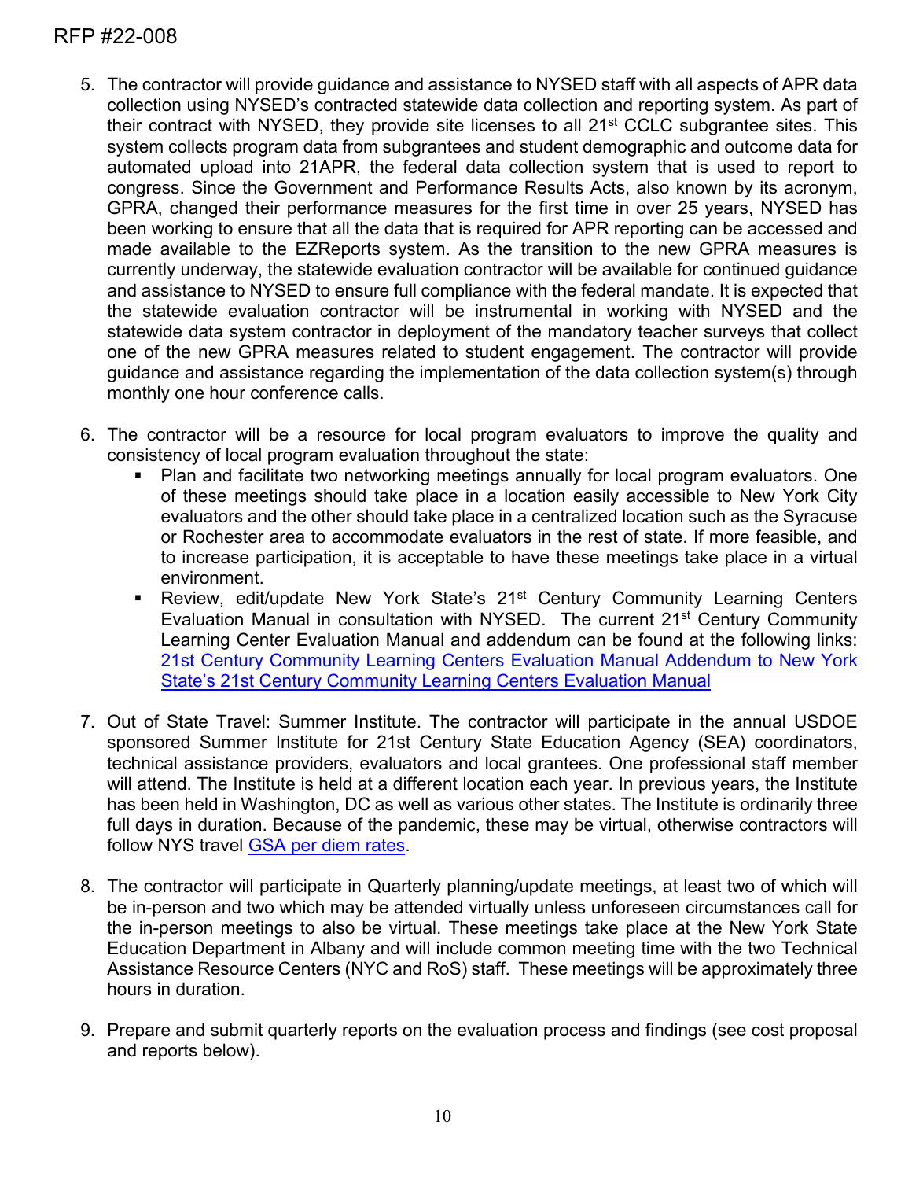5. The contractor will provide guidance and assistance to NYSED staff with all aspects of APR data collection using NYSED's contracted statewide data collection and reporting system. As part of their contract with NYSED, they provide site licenses to all 21st CCLC subgrantee sites. This system collects program data from subgrantees and student demographic and outcome data for automated upload into 21APR, the federal data collection system that is used to report to congress. Since the Government and Performance Results Acts, also known by its acronym, GPRA, changed their performance measures for the first time in over 25 years, NYSED has been working to ensure that all the data that is required for APR reporting can be accessed and made available to the EZReports system. As the transition to the new GPRA measures is currently underway, the statewide evaluation contractor will be available for continued guidance and assistance to NYSED to ensure full compliance with the federal mandate. It is expected that the statewide evaluation contractor will be instrumental in working with NYSED and the statewide data system contractor in deployment of the mandatory teacher surveys that collect one of the new GPRA measures related to student engagement. The contractor will provide guidance and assistance regarding the implementation of the data collection system(s) through monthly one hour conference calls.

6. The contractor will be a resource for local program evaluators to improve the quality and consistency of local program evaluation throughout the state:
   - Plan and facilitate two networking meetings annually for local program evaluators. One of these meetings should take place in a location easily accessible to New York City evaluators and the other should take place in a centralized location such as the Syracuse or Rochester area to accommodate evaluators in the rest of state. If more feasible, and to increase participation, it is acceptable to have these meetings take place in a virtual environment.
   - Review, edit/update New York State's 21st Century Community Learning Centers Evaluation Manual in consultation with NYSED. The current 21st Century Community Learning Center Evaluation Manual and addendum can be found at the following links: [21st Century Community Learning Centers Evaluation Manual] [Addendum to New York State's 21st Century Community Learning Centers Evaluation Manual]

7. Out of State Travel: Summer Institute. The contractor will participate in the annual USDOE sponsored Summer Institute for 21st Century State Education Agency (SEA) coordinators, technical assistance providers, evaluators and local grantees. One professional staff member will attend. The Institute is held at a different location each year. In previous years, the Institute has been held in Washington, DC as well as various other states. The Institute is ordinarily three full days in duration. Because of the pandemic, these may be virtual, otherwise contractors will follow NYS travel [GSA per diem rates].

8. The contractor will participate in Quarterly planning/update meetings, at least two of which will be in-person and two which may be attended virtually unless unforeseen circumstances call for the in-person meetings to also be virtual. These meetings take place at the New York State Education Department in Albany and will include common meeting time with the two Technical Assistance Resource Centers (NYC and RoS) staff. These meetings will be approximately three hours in duration.

9. Prepare and submit quarterly reports on the evaluation process and findings (see cost proposal and reports below).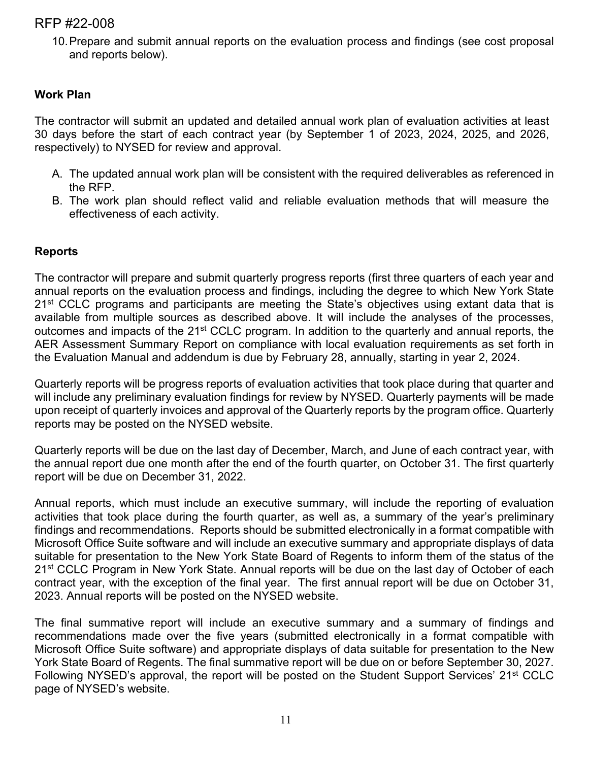10. Prepare and submit annual reports on the evaluation process and findings (see cost proposal and reports below).

**Work Plan**

The contractor will submit an updated and detailed annual work plan of evaluation activities at least 30 days before the start of each contract year (by September 1 of 2023, 2024, 2025, and 2026, respectively) to NYSED for review and approval.

A. The updated annual work plan will be consistent with the required deliverables as referenced in the RFP.
B. The work plan should reflect valid and reliable evaluation methods that will measure the effectiveness of each activity.

**Reports**

The contractor will prepare and submit quarterly progress reports (first three quarters of each year and annual reports on the evaluation process and findings, including the degree to which New York State 21st CCLC programs and participants are meeting the State's objectives using extant data that is available from multiple sources as described above. It will include the analyses of the processes, outcomes and impacts of the 21st CCLC program. In addition to the quarterly and annual reports, the AER Assessment Summary Report on compliance with local evaluation requirements as set forth in the Evaluation Manual and addendum is due by February 28, annually, starting in year 2, 2024.

Quarterly reports will be progress reports of evaluation activities that took place during that quarter and will include any preliminary evaluation findings for review by NYSED. Quarterly payments will be made upon receipt of quarterly invoices and approval of the Quarterly reports by the program office. Quarterly reports may be posted on the NYSED website.

Quarterly reports will be due on the last day of December, March, and June of each contract year, with the annual report due one month after the end of the fourth quarter, on October 31. The first quarterly report will be due on December 31, 2022.

Annual reports, which must include an executive summary, will include the reporting of evaluation activities that took place during the fourth quarter, as well as, a summary of the year's preliminary findings and recommendations. Reports should be submitted electronically in a format compatible with Microsoft Office Suite software and will include an executive summary and appropriate displays of data suitable for presentation to the New York State Board of Regents to inform them of the status of the 21st CCLC Program in New York State. Annual reports will be due on the last day of October of each contract year, with the exception of the final year. The first annual report will be due on October 31, 2023. Annual reports will be posted on the NYSED website.

The final summative report will include an executive summary and a summary of findings and recommendations made over the five years (submitted electronically in a format compatible with Microsoft Office Suite software) and appropriate displays of data suitable for presentation to the New York State Board of Regents. The final summative report will be due on or before September 30, 2027. Following NYSED's approval, the report will be posted on the Student Support Services' 21st CCLC page of NYSED's website.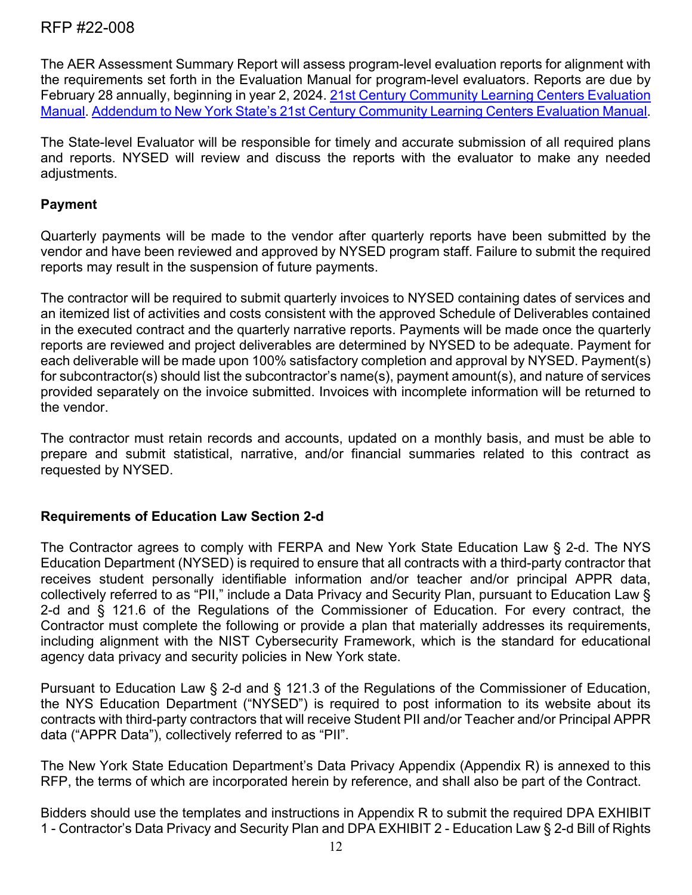The AER Assessment Summary Report will assess program-level evaluation reports for alignment with the requirements set forth in the Evaluation Manual for program-level evaluators. Reports are due by February 28 annually, beginning in year 2, 2024. [21st Century Community Learning Centers Evaluation Manual]. [Addendum to New York State's 21st Century Community Learning Centers Evaluation Manual].

The State-level Evaluator will be responsible for timely and accurate submission of all required plans and reports. NYSED will review and discuss the reports with the evaluator to make any needed adjustments.

### Payment

Quarterly payments will be made to the vendor after quarterly reports have been submitted by the vendor and have been reviewed and approved by NYSED program staff. Failure to submit the required reports may result in the suspension of future payments.

The contractor will be required to submit quarterly invoices to NYSED containing dates of services and an itemized list of activities and costs consistent with the approved Schedule of Deliverables contained in the executed contract and the quarterly narrative reports. Payments will be made once the quarterly reports are reviewed and project deliverables are determined by NYSED to be adequate. Payment for each deliverable will be made upon 100% satisfactory completion and approval by NYSED. Payment(s) for subcontractor(s) should list the subcontractor's name(s), payment amount(s), and nature of services provided separately on the invoice submitted. Invoices with incomplete information will be returned to the vendor.

The contractor must retain records and accounts, updated on a monthly basis, and must be able to prepare and submit statistical, narrative, and/or financial summaries related to this contract as requested by NYSED.

### Requirements of Education Law Section 2-d

The Contractor agrees to comply with FERPA and New York State Education Law § 2-d. The NYS Education Department (NYSED) is required to ensure that all contracts with a third-party contractor that receives student personally identifiable information and/or teacher and/or principal APPR data, collectively referred to as "PII," include a Data Privacy and Security Plan, pursuant to Education Law § 2-d and § 121.6 of the Regulations of the Commissioner of Education. For every contract, the Contractor must complete the following or provide a plan that materially addresses its requirements, including alignment with the NIST Cybersecurity Framework, which is the standard for educational agency data privacy and security policies in New York state.

Pursuant to Education Law § 2-d and § 121.3 of the Regulations of the Commissioner of Education, the NYS Education Department ("NYSED") is required to post information to its website about its contracts with third-party contractors that will receive Student PII and/or Teacher and/or Principal APPR data ("APPR Data"), collectively referred to as "PII".

The New York State Education Department's Data Privacy Appendix (Appendix R) is annexed to this RFP, the terms of which are incorporated herein by reference, and shall also be part of the Contract.

Bidders should use the templates and instructions in Appendix R to submit the required DPA EXHIBIT 1 - Contractor's Data Privacy and Security Plan and DPA EXHIBIT 2 - Education Law § 2-d Bill of Rights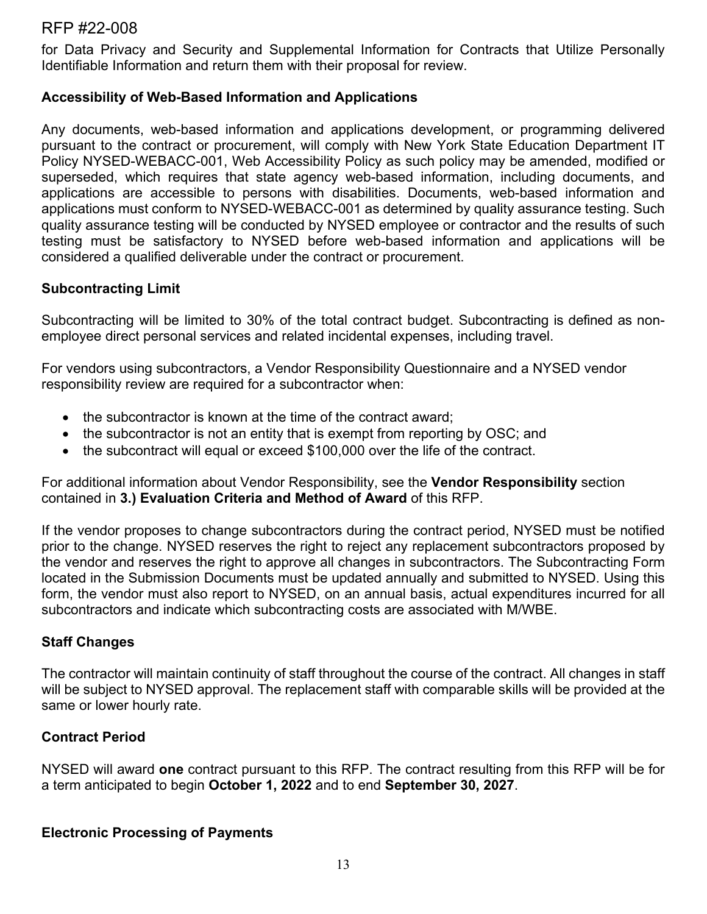for Data Privacy and Security and Supplemental Information for Contracts that Utilize Personally Identifiable Information and return them with their proposal for review.

**Accessibility of Web-Based Information and Applications**

Any documents, web-based information and applications development, or programming delivered pursuant to the contract or procurement, will comply with New York State Education Department IT Policy NYSED-WEBACC-001, Web Accessibility Policy as such policy may be amended, modified or superseded, which requires that state agency web-based information, including documents, and applications are accessible to persons with disabilities. Documents, web-based information and applications must conform to NYSED-WEBACC-001 as determined by quality assurance testing. Such quality assurance testing will be conducted by NYSED employee or contractor and the results of such testing must be satisfactory to NYSED before web-based information and applications will be considered a qualified deliverable under the contract or procurement.

**Subcontracting Limit**

Subcontracting will be limited to 30% of the total contract budget. Subcontracting is defined as non-employee direct personal services and related incidental expenses, including travel.

For vendors using subcontractors, a Vendor Responsibility Questionnaire and a NYSED vendor responsibility review are required for a subcontractor when:

- the subcontractor is known at the time of the contract award;
- the subcontractor is not an entity that is exempt from reporting by OSC; and
- the subcontract will equal or exceed $100,000 over the life of the contract.

For additional information about Vendor Responsibility, see the **Vendor Responsibility** section contained in **3.) Evaluation Criteria and Method of Award** of this RFP.

If the vendor proposes to change subcontractors during the contract period, NYSED must be notified prior to the change. NYSED reserves the right to reject any replacement subcontractors proposed by the vendor and reserves the right to approve all changes in subcontractors. The Subcontracting Form located in the Submission Documents must be updated annually and submitted to NYSED. Using this form, the vendor must also report to NYSED, on an annual basis, actual expenditures incurred for all subcontractors and indicate which subcontracting costs are associated with M/WBE.

**Staff Changes**

The contractor will maintain continuity of staff throughout the course of the contract. All changes in staff will be subject to NYSED approval. The replacement staff with comparable skills will be provided at the same or lower hourly rate.

**Contract Period**

NYSED will award **one** contract pursuant to this RFP. The contract resulting from this RFP will be for a term anticipated to begin **October 1, 2022** and to end **September 30, 2027**.

**Electronic Processing of Payments**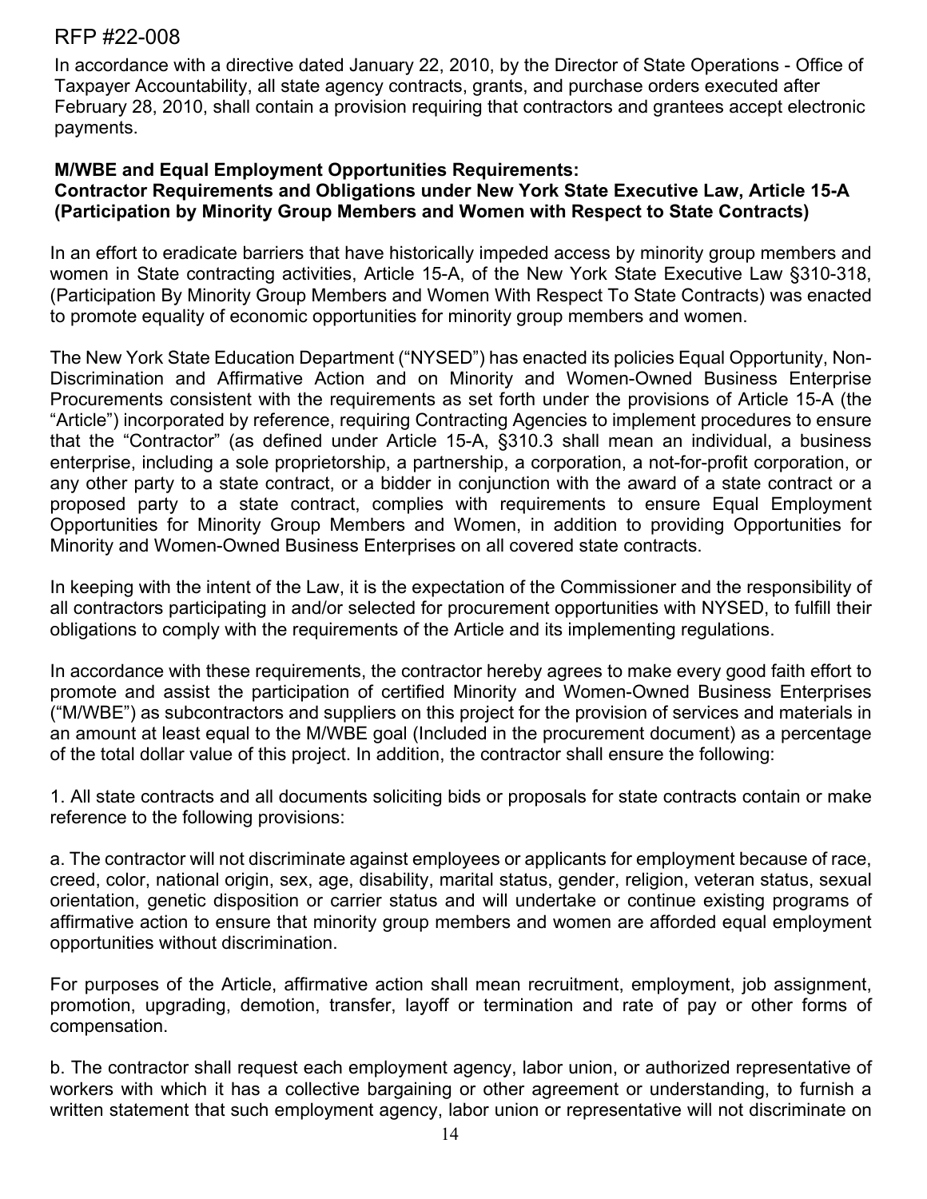In accordance with a directive dated January 22, 2010, by the Director of State Operations - Office of Taxpayer Accountability, all state agency contracts, grants, and purchase orders executed after February 28, 2010, shall contain a provision requiring that contractors and grantees accept electronic payments.

**M/WBE and Equal Employment Opportunities Requirements:**
**Contractor Requirements and Obligations under New York State Executive Law, Article 15-A (Participation by Minority Group Members and Women with Respect to State Contracts)**

In an effort to eradicate barriers that have historically impeded access by minority group members and women in State contracting activities, Article 15-A, of the New York State Executive Law §310-318, (Participation By Minority Group Members and Women With Respect To State Contracts) was enacted to promote equality of economic opportunities for minority group members and women.

The New York State Education Department ("NYSED") has enacted its policies Equal Opportunity, Non-Discrimination and Affirmative Action and on Minority and Women-Owned Business Enterprise Procurements consistent with the requirements as set forth under the provisions of Article 15-A (the "Article") incorporated by reference, requiring Contracting Agencies to implement procedures to ensure that the "Contractor" (as defined under Article 15-A, §310.3 shall mean an individual, a business enterprise, including a sole proprietorship, a partnership, a corporation, a not-for-profit corporation, or any other party to a state contract, or a bidder in conjunction with the award of a state contract or a proposed party to a state contract, complies with requirements to ensure Equal Employment Opportunities for Minority Group Members and Women, in addition to providing Opportunities for Minority and Women-Owned Business Enterprises on all covered state contracts.

In keeping with the intent of the Law, it is the expectation of the Commissioner and the responsibility of all contractors participating in and/or selected for procurement opportunities with NYSED, to fulfill their obligations to comply with the requirements of the Article and its implementing regulations.

In accordance with these requirements, the contractor hereby agrees to make every good faith effort to promote and assist the participation of certified Minority and Women-Owned Business Enterprises ("M/WBE") as subcontractors and suppliers on this project for the provision of services and materials in an amount at least equal to the M/WBE goal (Included in the procurement document) as a percentage of the total dollar value of this project. In addition, the contractor shall ensure the following:

1. All state contracts and all documents soliciting bids or proposals for state contracts contain or make reference to the following provisions:

a. The contractor will not discriminate against employees or applicants for employment because of race, creed, color, national origin, sex, age, disability, marital status, gender, religion, veteran status, sexual orientation, genetic disposition or carrier status and will undertake or continue existing programs of affirmative action to ensure that minority group members and women are afforded equal employment opportunities without discrimination.

For purposes of the Article, affirmative action shall mean recruitment, employment, job assignment, promotion, upgrading, demotion, transfer, layoff or termination and rate of pay or other forms of compensation.

b. The contractor shall request each employment agency, labor union, or authorized representative of workers with which it has a collective bargaining or other agreement or understanding, to furnish a written statement that such employment agency, labor union or representative will not discriminate on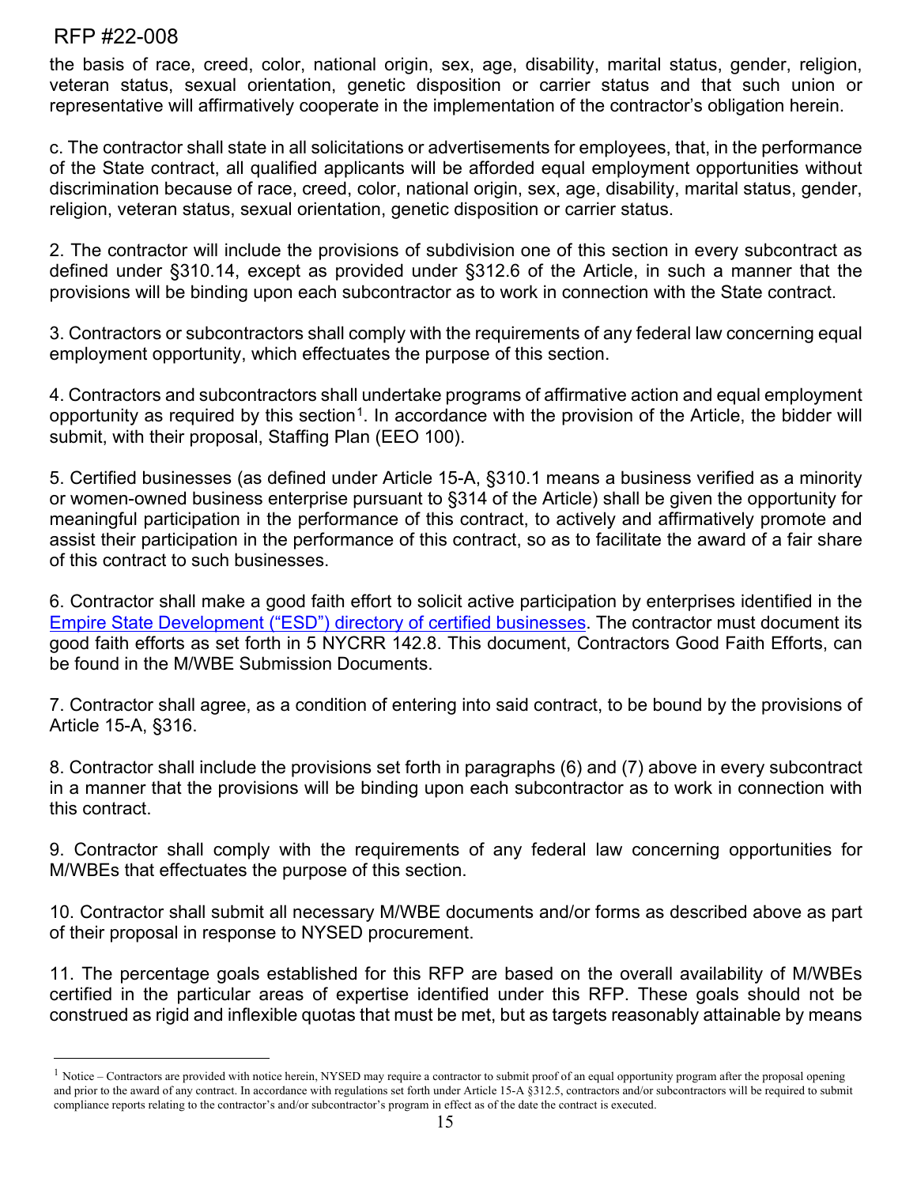the basis of race, creed, color, national origin, sex, age, disability, marital status, gender, religion, veteran status, sexual orientation, genetic disposition or carrier status and that such union or representative will affirmatively cooperate in the implementation of the contractor's obligation herein.

c. The contractor shall state in all solicitations or advertisements for employees, that, in the performance of the State contract, all qualified applicants will be afforded equal employment opportunities without discrimination because of race, creed, color, national origin, sex, age, disability, marital status, gender, religion, veteran status, sexual orientation, genetic disposition or carrier status.

2. The contractor will include the provisions of subdivision one of this section in every subcontract as defined under §310.14, except as provided under §312.6 of the Article, in such a manner that the provisions will be binding upon each subcontractor as to work in connection with the State contract.

3. Contractors or subcontractors shall comply with the requirements of any federal law concerning equal employment opportunity, which effectuates the purpose of this section.

4. Contractors and subcontractors shall undertake programs of affirmative action and equal employment opportunity as required by this section[1]. In accordance with the provision of the Article, the bidder will submit, with their proposal, Staffing Plan (EEO 100).

5. Certified businesses (as defined under Article 15-A, §310.1 means a business verified as a minority or women-owned business enterprise pursuant to §314 of the Article) shall be given the opportunity for meaningful participation in the performance of this contract, to actively and affirmatively promote and assist their participation in the performance of this contract, so as to facilitate the award of a fair share of this contract to such businesses.

6. Contractor shall make a good faith effort to solicit active participation by enterprises identified in the Empire State Development ("ESD") directory of certified businesses. The contractor must document its good faith efforts as set forth in 5 NYCRR 142.8. This document, Contractors Good Faith Efforts, can be found in the M/WBE Submission Documents.

7. Contractor shall agree, as a condition of entering into said contract, to be bound by the provisions of Article 15-A, §316.

8. Contractor shall include the provisions set forth in paragraphs (6) and (7) above in every subcontract in a manner that the provisions will be binding upon each subcontractor as to work in connection with this contract.

9. Contractor shall comply with the requirements of any federal law concerning opportunities for M/WBEs that effectuates the purpose of this section.

10. Contractor shall submit all necessary M/WBE documents and/or forms as described above as part of their proposal in response to NYSED procurement.

11. The percentage goals established for this RFP are based on the overall availability of M/WBEs certified in the particular areas of expertise identified under this RFP. These goals should not be construed as rigid and inflexible quotas that must be met, but as targets reasonably attainable by means

---

[1] Notice – Contractors are provided with notice herein, NYSED may require a contractor to submit proof of an equal opportunity program after the proposal opening and prior to the award of any contract. In accordance with regulations set forth under Article 15-A §312.5, contractors and/or subcontractors will be required to submit compliance reports relating to the contractor's and/or subcontractor's program in effect as of the date the contract is executed.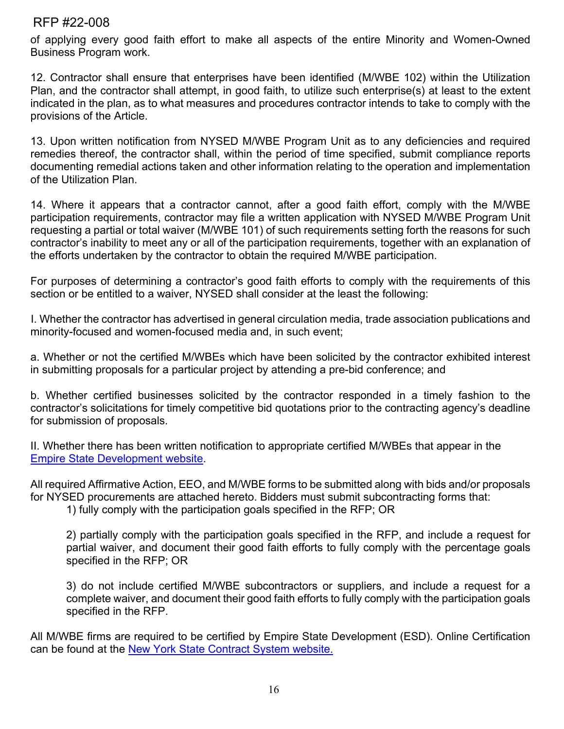of applying every good faith effort to make all aspects of the entire Minority and Women-Owned Business Program work.

12. Contractor shall ensure that enterprises have been identified (M/WBE 102) within the Utilization Plan, and the contractor shall attempt, in good faith, to utilize such enterprise(s) at least to the extent indicated in the plan, as to what measures and procedures contractor intends to take to comply with the provisions of the Article.

13. Upon written notification from NYSED M/WBE Program Unit as to any deficiencies and required remedies thereof, the contractor shall, within the period of time specified, submit compliance reports documenting remedial actions taken and other information relating to the operation and implementation of the Utilization Plan.

14. Where it appears that a contractor cannot, after a good faith effort, comply with the M/WBE participation requirements, contractor may file a written application with NYSED M/WBE Program Unit requesting a partial or total waiver (M/WBE 101) of such requirements setting forth the reasons for such contractor's inability to meet any or all of the participation requirements, together with an explanation of the efforts undertaken by the contractor to obtain the required M/WBE participation.

For purposes of determining a contractor's good faith efforts to comply with the requirements of this section or be entitled to a waiver, NYSED shall consider at the least the following:

I. Whether the contractor has advertised in general circulation media, trade association publications and minority-focused and women-focused media and, in such event;

a. Whether or not the certified M/WBEs which have been solicited by the contractor exhibited interest in submitting proposals for a particular project by attending a pre-bid conference; and

b. Whether certified businesses solicited by the contractor responded in a timely fashion to the contractor's solicitations for timely competitive bid quotations prior to the contracting agency's deadline for submission of proposals.

II. Whether there has been written notification to appropriate certified M/WBEs that appear in the Empire State Development website.

All required Affirmative Action, EEO, and M/WBE forms to be submitted along with bids and/or proposals for NYSED procurements are attached hereto. Bidders must submit subcontracting forms that:

1) fully comply with the participation goals specified in the RFP; OR

2) partially comply with the participation goals specified in the RFP, and include a request for partial waiver, and document their good faith efforts to fully comply with the percentage goals specified in the RFP; OR

3) do not include certified M/WBE subcontractors or suppliers, and include a request for a complete waiver, and document their good faith efforts to fully comply with the participation goals specified in the RFP.

All M/WBE firms are required to be certified by Empire State Development (ESD). Online Certification can be found at the New York State Contract System website.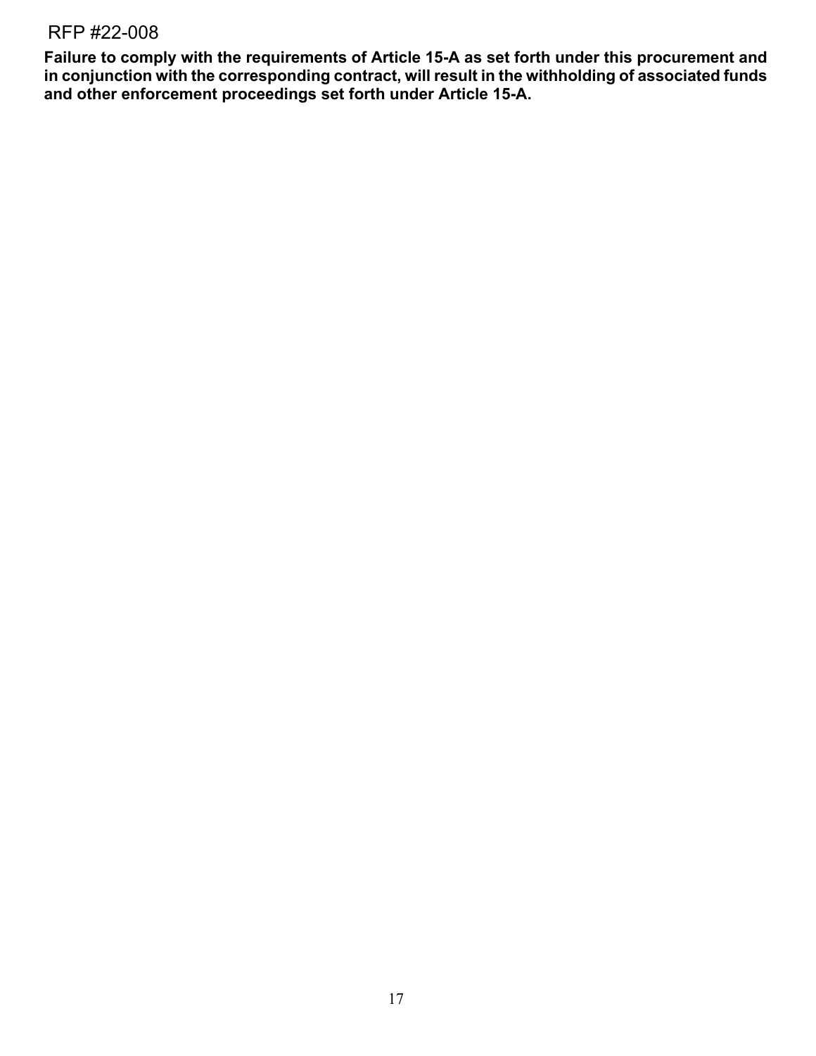**Failure to comply with the requirements of Article 15-A as set forth under this procurement and in conjunction with the corresponding contract, will result in the withholding of associated funds and other enforcement proceedings set forth under Article 15-A.**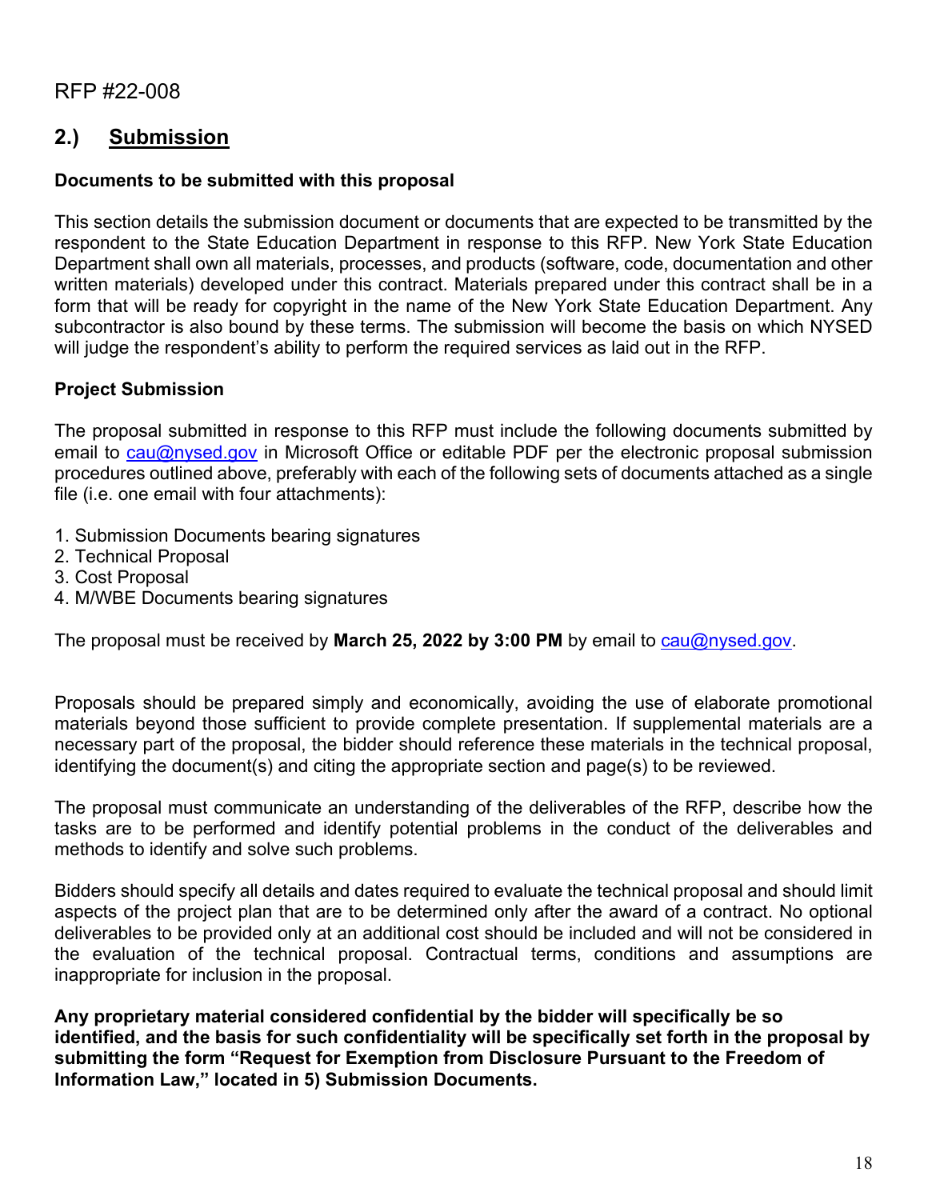RFP #22-008

## 2.) Submission

**Documents to be submitted with this proposal**

This section details the submission document or documents that are expected to be transmitted by the respondent to the State Education Department in response to this RFP. New York State Education Department shall own all materials, processes, and products (software, code, documentation and other written materials) developed under this contract. Materials prepared under this contract shall be in a form that will be ready for copyright in the name of the New York State Education Department. Any subcontractor is also bound by these terms. The submission will become the basis on which NYSED will judge the respondent's ability to perform the required services as laid out in the RFP.

**Project Submission**

The proposal submitted in response to this RFP must include the following documents submitted by email to cau@nysed.gov in Microsoft Office or editable PDF per the electronic proposal submission procedures outlined above, preferably with each of the following sets of documents attached as a single file (i.e. one email with four attachments):

1. Submission Documents bearing signatures
2. Technical Proposal
3. Cost Proposal
4. M/WBE Documents bearing signatures

The proposal must be received by **March 25, 2022 by 3:00 PM** by email to cau@nysed.gov.

Proposals should be prepared simply and economically, avoiding the use of elaborate promotional materials beyond those sufficient to provide complete presentation. If supplemental materials are a necessary part of the proposal, the bidder should reference these materials in the technical proposal, identifying the document(s) and citing the appropriate section and page(s) to be reviewed.

The proposal must communicate an understanding of the deliverables of the RFP, describe how the tasks are to be performed and identify potential problems in the conduct of the deliverables and methods to identify and solve such problems.

Bidders should specify all details and dates required to evaluate the technical proposal and should limit aspects of the project plan that are to be determined only after the award of a contract. No optional deliverables to be provided only at an additional cost should be included and will not be considered in the evaluation of the technical proposal. Contractual terms, conditions and assumptions are inappropriate for inclusion in the proposal.

**Any proprietary material considered confidential by the bidder will specifically be so identified, and the basis for such confidentiality will be specifically set forth in the proposal by submitting the form "Request for Exemption from Disclosure Pursuant to the Freedom of Information Law," located in 5) Submission Documents.**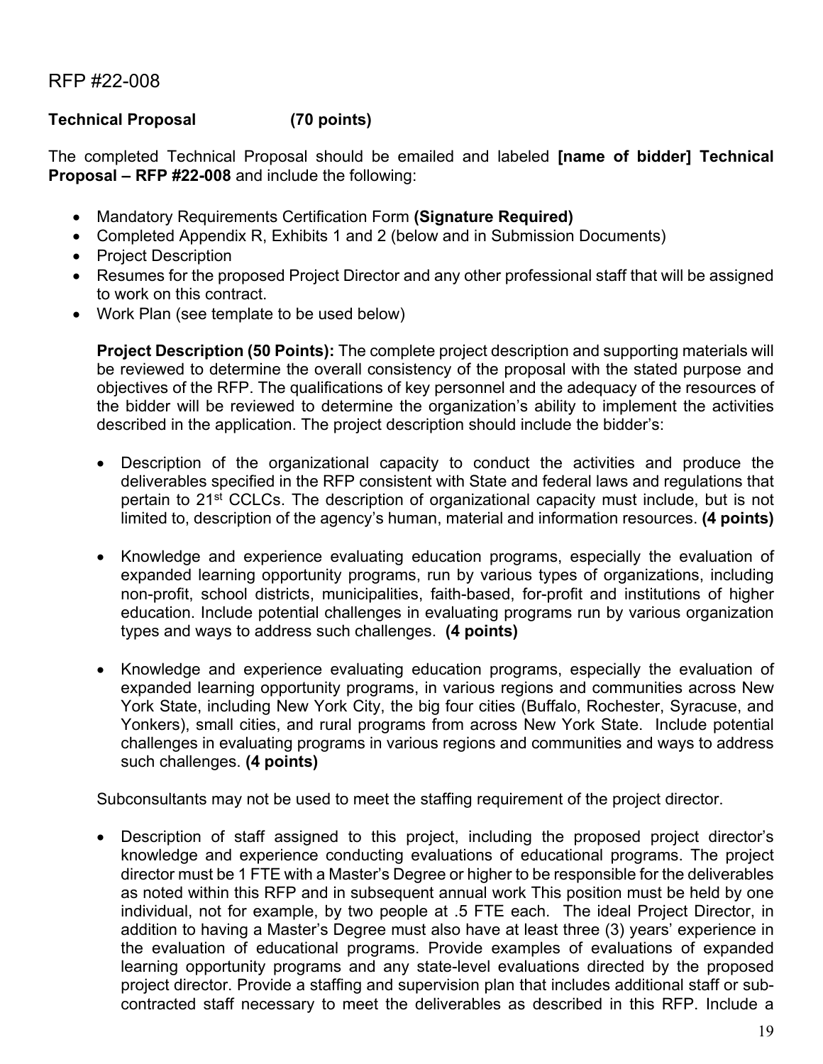RFP #22-008

**Technical Proposal (70 points)**

The completed Technical Proposal should be emailed and labeled **[name of bidder] Technical Proposal – RFP #22-008** and include the following:

- Mandatory Requirements Certification Form **(Signature Required)**
- Completed Appendix R, Exhibits 1 and 2 (below and in Submission Documents)
- Project Description
- Resumes for the proposed Project Director and any other professional staff that will be assigned to work on this contract.
- Work Plan (see template to be used below)

  **Project Description (50 Points):** The complete project description and supporting materials will be reviewed to determine the overall consistency of the proposal with the stated purpose and objectives of the RFP. The qualifications of key personnel and the adequacy of the resources of the bidder will be reviewed to determine the organization's ability to implement the activities described in the application. The project description should include the bidder's:

- Description of the organizational capacity to conduct the activities and produce the deliverables specified in the RFP consistent with State and federal laws and regulations that pertain to 21st CCLCs. The description of organizational capacity must include, but is not limited to, description of the agency's human, material and information resources. **(4 points)**

- Knowledge and experience evaluating education programs, especially the evaluation of expanded learning opportunity programs, run by various types of organizations, including non-profit, school districts, municipalities, faith-based, for-profit and institutions of higher education. Include potential challenges in evaluating programs run by various organization types and ways to address such challenges. **(4 points)**

- Knowledge and experience evaluating education programs, especially the evaluation of expanded learning opportunity programs, in various regions and communities across New York State, including New York City, the big four cities (Buffalo, Rochester, Syracuse, and Yonkers), small cities, and rural programs from across New York State. Include potential challenges in evaluating programs in various regions and communities and ways to address such challenges. **(4 points)**

Subconsultants may not be used to meet the staffing requirement of the project director.

- Description of staff assigned to this project, including the proposed project director's knowledge and experience conducting evaluations of educational programs. The project director must be 1 FTE with a Master's Degree or higher to be responsible for the deliverables as noted within this RFP and in subsequent annual work This position must be held by one individual, not for example, by two people at .5 FTE each. The ideal Project Director, in addition to having a Master's Degree must also have at least three (3) years' experience in the evaluation of educational programs. Provide examples of evaluations of expanded learning opportunity programs and any state-level evaluations directed by the proposed project director. Provide a staffing and supervision plan that includes additional staff or sub-contracted staff necessary to meet the deliverables as described in this RFP. Include a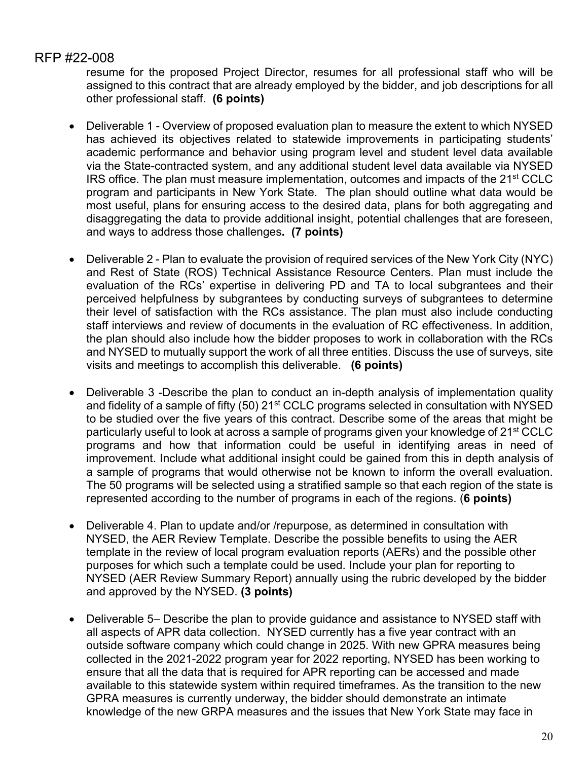resume for the proposed Project Director, resumes for all professional staff who will be assigned to this contract that are already employed by the bidder, and job descriptions for all other professional staff. **(6 points)**

- Deliverable 1 - Overview of proposed evaluation plan to measure the extent to which NYSED has achieved its objectives related to statewide improvements in participating students' academic performance and behavior using program level and student level data available via the State-contracted system, and any additional student level data available via NYSED IRS office. The plan must measure implementation, outcomes and impacts of the 21st CCLC program and participants in New York State. The plan should outline what data would be most useful, plans for ensuring access to the desired data, plans for both aggregating and disaggregating the data to provide additional insight, potential challenges that are foreseen, and ways to address those challenges**. (7 points)**

- Deliverable 2 - Plan to evaluate the provision of required services of the New York City (NYC) and Rest of State (ROS) Technical Assistance Resource Centers. Plan must include the evaluation of the RCs' expertise in delivering PD and TA to local subgrantees and their perceived helpfulness by subgrantees by conducting surveys of subgrantees to determine their level of satisfaction with the RCs assistance. The plan must also include conducting staff interviews and review of documents in the evaluation of RC effectiveness. In addition, the plan should also include how the bidder proposes to work in collaboration with the RCs and NYSED to mutually support the work of all three entities. Discuss the use of surveys, site visits and meetings to accomplish this deliverable. **(6 points)**

- Deliverable 3 -Describe the plan to conduct an in-depth analysis of implementation quality and fidelity of a sample of fifty (50) 21st CCLC programs selected in consultation with NYSED to be studied over the five years of this contract. Describe some of the areas that might be particularly useful to look at across a sample of programs given your knowledge of 21st CCLC programs and how that information could be useful in identifying areas in need of improvement. Include what additional insight could be gained from this in depth analysis of a sample of programs that would otherwise not be known to inform the overall evaluation. The 50 programs will be selected using a stratified sample so that each region of the state is represented according to the number of programs in each of the regions. (**6 points)**

- Deliverable 4. Plan to update and/or /repurpose, as determined in consultation with NYSED, the AER Review Template. Describe the possible benefits to using the AER template in the review of local program evaluation reports (AERs) and the possible other purposes for which such a template could be used. Include your plan for reporting to NYSED (AER Review Summary Report) annually using the rubric developed by the bidder and approved by the NYSED. **(3 points)**

- Deliverable 5– Describe the plan to provide guidance and assistance to NYSED staff with all aspects of APR data collection. NYSED currently has a five year contract with an outside software company which could change in 2025. With new GPRA measures being collected in the 2021-2022 program year for 2022 reporting, NYSED has been working to ensure that all the data that is required for APR reporting can be accessed and made available to this statewide system within required timeframes. As the transition to the new GPRA measures is currently underway, the bidder should demonstrate an intimate knowledge of the new GRPA measures and the issues that New York State may face in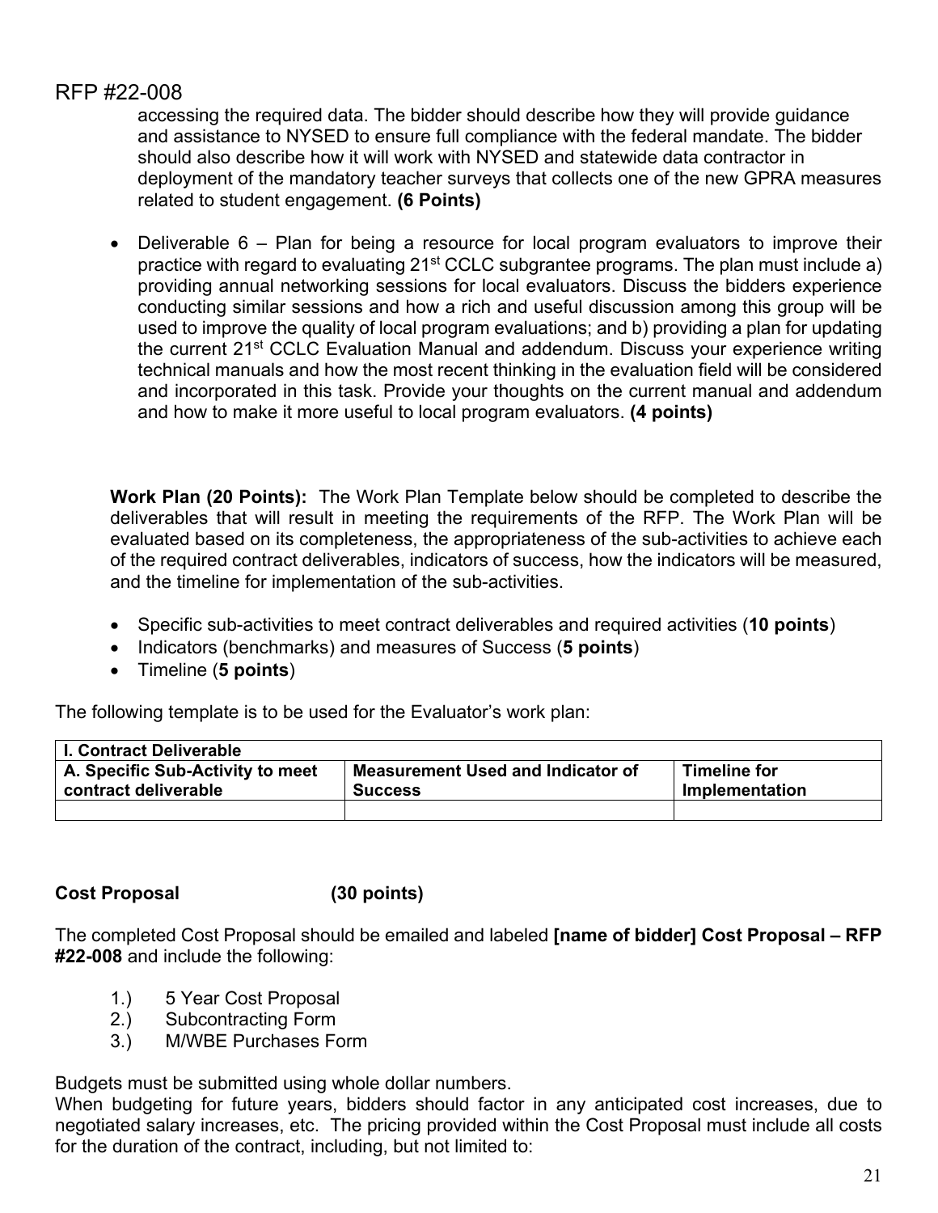accessing the required data. The bidder should describe how they will provide guidance and assistance to NYSED to ensure full compliance with the federal mandate. The bidder should also describe how it will work with NYSED and statewide data contractor in deployment of the mandatory teacher surveys that collects one of the new GPRA measures related to student engagement. **(6 Points)**

- Deliverable 6 – Plan for being a resource for local program evaluators to improve their practice with regard to evaluating 21st CCLC subgrantee programs. The plan must include a) providing annual networking sessions for local evaluators. Discuss the bidders experience conducting similar sessions and how a rich and useful discussion among this group will be used to improve the quality of local program evaluations; and b) providing a plan for updating the current 21st CCLC Evaluation Manual and addendum. Discuss your experience writing technical manuals and how the most recent thinking in the evaluation field will be considered and incorporated in this task. Provide your thoughts on the current manual and addendum and how to make it more useful to local program evaluators. **(4 points)**

**Work Plan (20 Points):** The Work Plan Template below should be completed to describe the deliverables that will result in meeting the requirements of the RFP. The Work Plan will be evaluated based on its completeness, the appropriateness of the sub-activities to achieve each of the required contract deliverables, indicators of success, how the indicators will be measured, and the timeline for implementation of the sub-activities.

- Specific sub-activities to meet contract deliverables and required activities (**10 points**)
- Indicators (benchmarks) and measures of Success (**5 points**)
- Timeline (**5 points**)

The following template is to be used for the Evaluator's work plan:

| **I. Contract Deliverable** | | |
|---|---|---|
| **A. Specific Sub-Activity to meet contract deliverable** | **Measurement Used and Indicator of Success** | **Timeline for Implementation** |
| | | |

**Cost Proposal (30 points)**

The completed Cost Proposal should be emailed and labeled **[name of bidder] Cost Proposal – RFP #22-008** and include the following:

1.) 5 Year Cost Proposal
2.) Subcontracting Form
3.) M/WBE Purchases Form

Budgets must be submitted using whole dollar numbers.
When budgeting for future years, bidders should factor in any anticipated cost increases, due to negotiated salary increases, etc. The pricing provided within the Cost Proposal must include all costs for the duration of the contract, including, but not limited to: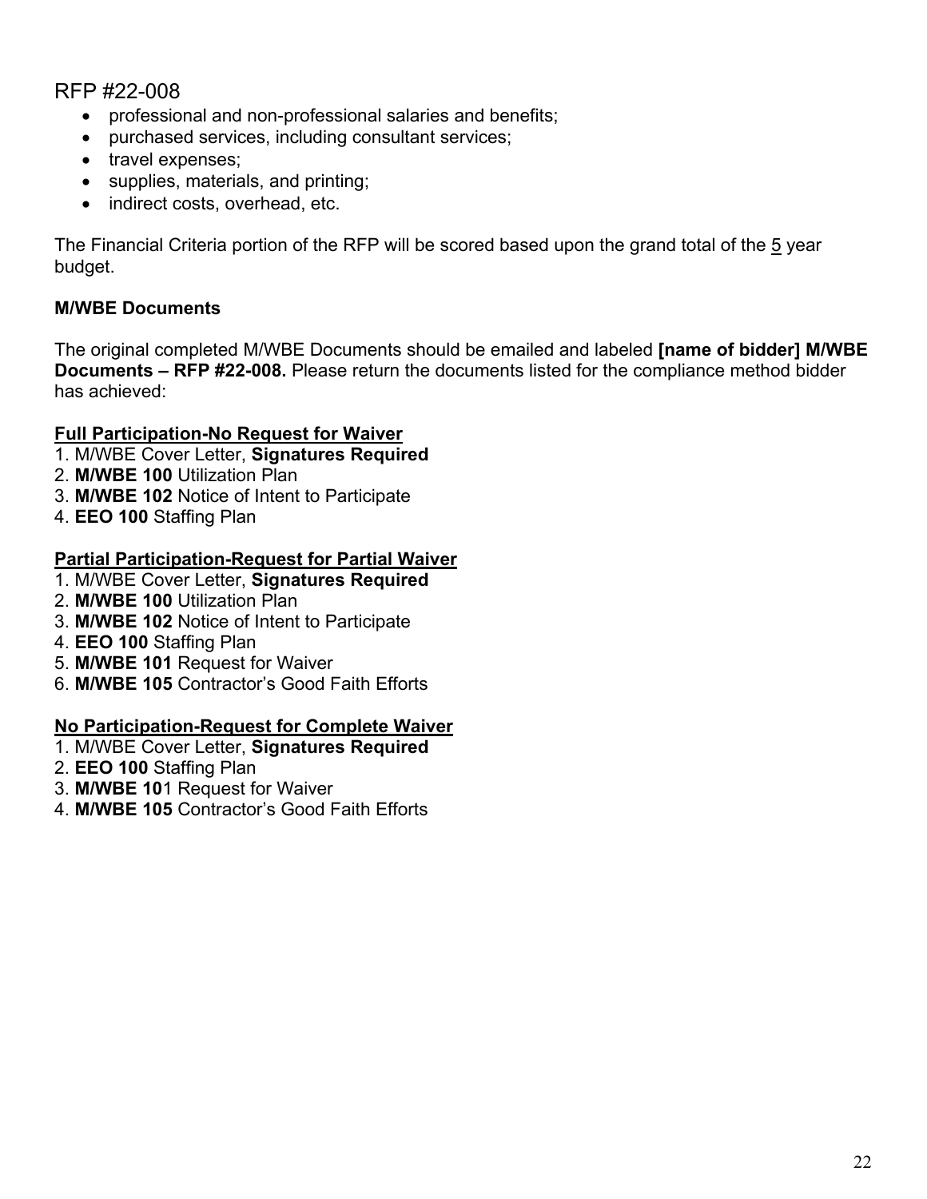RFP #22-008

- professional and non-professional salaries and benefits;
- purchased services, including consultant services;
- travel expenses;
- supplies, materials, and printing;
- indirect costs, overhead, etc.

The Financial Criteria portion of the RFP will be scored based upon the grand total of the 5 year budget.

**M/WBE Documents**

The original completed M/WBE Documents should be emailed and labeled **[name of bidder] M/WBE Documents – RFP #22-008.** Please return the documents listed for the compliance method bidder has achieved:

**Full Participation-No Request for Waiver**

1. M/WBE Cover Letter, **Signatures Required**
2. **M/WBE 100** Utilization Plan
3. **M/WBE 102** Notice of Intent to Participate
4. **EEO 100** Staffing Plan

**Partial Participation-Request for Partial Waiver**

1. M/WBE Cover Letter, **Signatures Required**
2. **M/WBE 100** Utilization Plan
3. **M/WBE 102** Notice of Intent to Participate
4. **EEO 100** Staffing Plan
5. **M/WBE 101** Request for Waiver
6. **M/WBE 105** Contractor's Good Faith Efforts

**No Participation-Request for Complete Waiver**

1. M/WBE Cover Letter, **Signatures Required**
2. **EEO 100** Staffing Plan
3. **M/WBE 10**1 Request for Waiver
4. **M/WBE 105** Contractor's Good Faith Efforts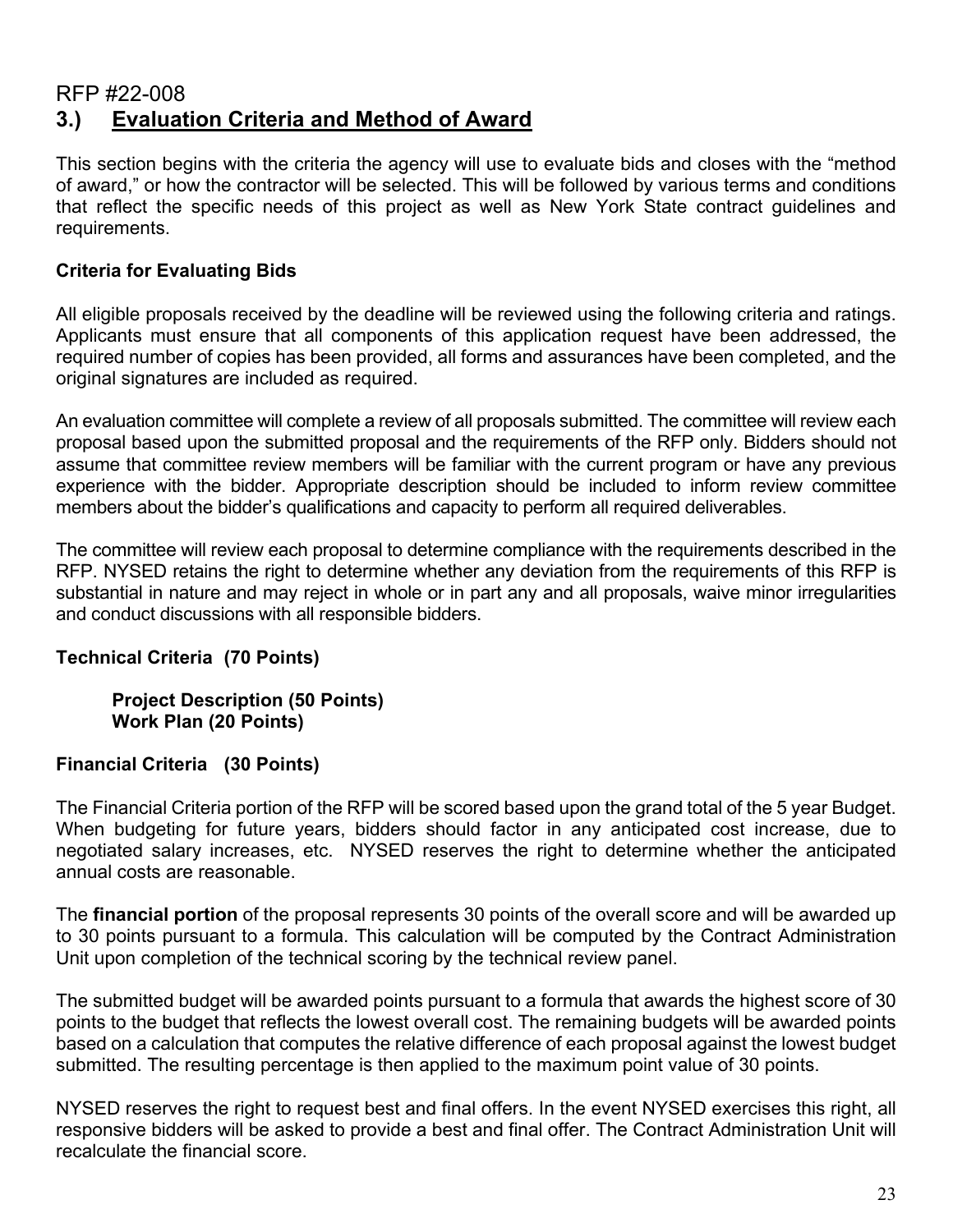RFP #22-008

## 3.) Evaluation Criteria and Method of Award

This section begins with the criteria the agency will use to evaluate bids and closes with the "method of award," or how the contractor will be selected. This will be followed by various terms and conditions that reflect the specific needs of this project as well as New York State contract guidelines and requirements.

**Criteria for Evaluating Bids**

All eligible proposals received by the deadline will be reviewed using the following criteria and ratings. Applicants must ensure that all components of this application request have been addressed, the required number of copies has been provided, all forms and assurances have been completed, and the original signatures are included as required.

An evaluation committee will complete a review of all proposals submitted. The committee will review each proposal based upon the submitted proposal and the requirements of the RFP only. Bidders should not assume that committee review members will be familiar with the current program or have any previous experience with the bidder. Appropriate description should be included to inform review committee members about the bidder's qualifications and capacity to perform all required deliverables.

The committee will review each proposal to determine compliance with the requirements described in the RFP. NYSED retains the right to determine whether any deviation from the requirements of this RFP is substantial in nature and may reject in whole or in part any and all proposals, waive minor irregularities and conduct discussions with all responsible bidders.

**Technical Criteria (70 Points)**

**Project Description (50 Points)**
**Work Plan (20 Points)**

**Financial Criteria (30 Points)**

The Financial Criteria portion of the RFP will be scored based upon the grand total of the 5 year Budget. When budgeting for future years, bidders should factor in any anticipated cost increase, due to negotiated salary increases, etc. NYSED reserves the right to determine whether the anticipated annual costs are reasonable.

The **financial portion** of the proposal represents 30 points of the overall score and will be awarded up to 30 points pursuant to a formula. This calculation will be computed by the Contract Administration Unit upon completion of the technical scoring by the technical review panel.

The submitted budget will be awarded points pursuant to a formula that awards the highest score of 30 points to the budget that reflects the lowest overall cost. The remaining budgets will be awarded points based on a calculation that computes the relative difference of each proposal against the lowest budget submitted. The resulting percentage is then applied to the maximum point value of 30 points.

NYSED reserves the right to request best and final offers. In the event NYSED exercises this right, all responsive bidders will be asked to provide a best and final offer. The Contract Administration Unit will recalculate the financial score.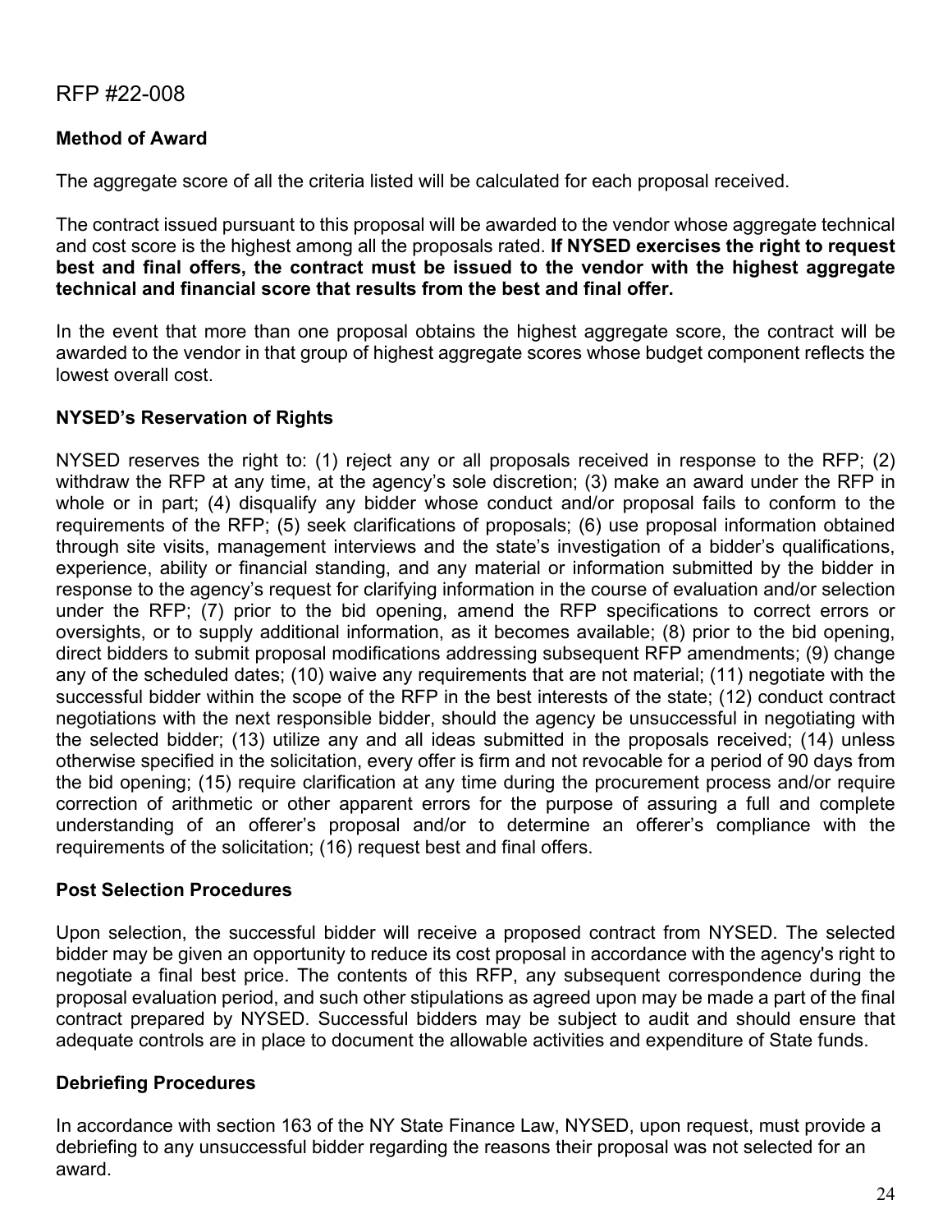RFP #22-008

### Method of Award

The aggregate score of all the criteria listed will be calculated for each proposal received.

The contract issued pursuant to this proposal will be awarded to the vendor whose aggregate technical and cost score is the highest among all the proposals rated. **If NYSED exercises the right to request best and final offers, the contract must be issued to the vendor with the highest aggregate technical and financial score that results from the best and final offer.**

In the event that more than one proposal obtains the highest aggregate score, the contract will be awarded to the vendor in that group of highest aggregate scores whose budget component reflects the lowest overall cost.

### NYSED's Reservation of Rights

NYSED reserves the right to: (1) reject any or all proposals received in response to the RFP; (2) withdraw the RFP at any time, at the agency's sole discretion; (3) make an award under the RFP in whole or in part; (4) disqualify any bidder whose conduct and/or proposal fails to conform to the requirements of the RFP; (5) seek clarifications of proposals; (6) use proposal information obtained through site visits, management interviews and the state's investigation of a bidder's qualifications, experience, ability or financial standing, and any material or information submitted by the bidder in response to the agency's request for clarifying information in the course of evaluation and/or selection under the RFP; (7) prior to the bid opening, amend the RFP specifications to correct errors or oversights, or to supply additional information, as it becomes available; (8) prior to the bid opening, direct bidders to submit proposal modifications addressing subsequent RFP amendments; (9) change any of the scheduled dates; (10) waive any requirements that are not material; (11) negotiate with the successful bidder within the scope of the RFP in the best interests of the state; (12) conduct contract negotiations with the next responsible bidder, should the agency be unsuccessful in negotiating with the selected bidder; (13) utilize any and all ideas submitted in the proposals received; (14) unless otherwise specified in the solicitation, every offer is firm and not revocable for a period of 90 days from the bid opening; (15) require clarification at any time during the procurement process and/or require correction of arithmetic or other apparent errors for the purpose of assuring a full and complete understanding of an offerer's proposal and/or to determine an offerer's compliance with the requirements of the solicitation; (16) request best and final offers.

### Post Selection Procedures

Upon selection, the successful bidder will receive a proposed contract from NYSED. The selected bidder may be given an opportunity to reduce its cost proposal in accordance with the agency's right to negotiate a final best price. The contents of this RFP, any subsequent correspondence during the proposal evaluation period, and such other stipulations as agreed upon may be made a part of the final contract prepared by NYSED. Successful bidders may be subject to audit and should ensure that adequate controls are in place to document the allowable activities and expenditure of State funds.

### Debriefing Procedures

In accordance with section 163 of the NY State Finance Law, NYSED, upon request, must provide a debriefing to any unsuccessful bidder regarding the reasons their proposal was not selected for an award.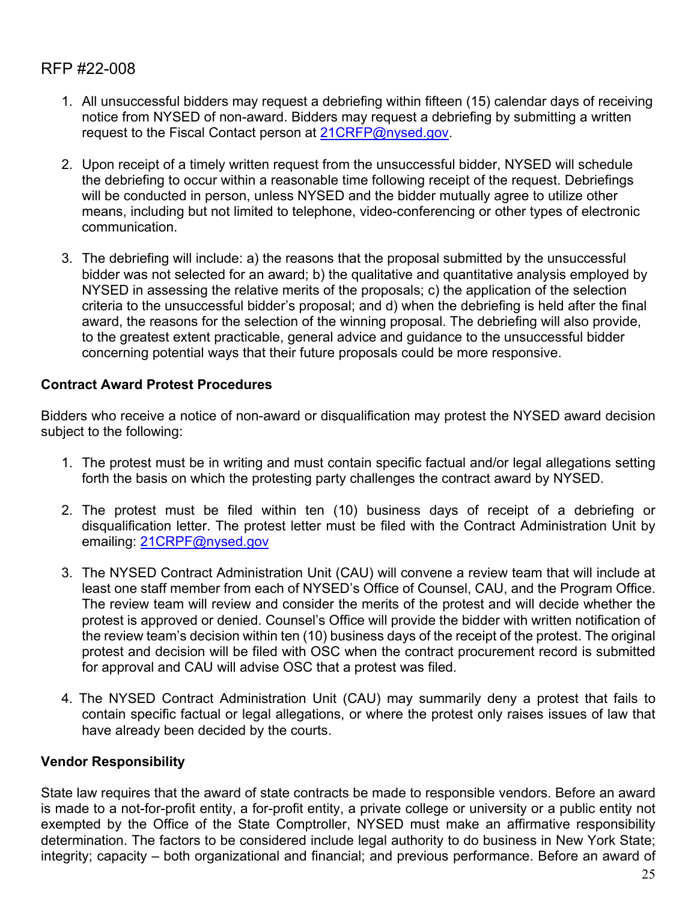1. All unsuccessful bidders may request a debriefing within fifteen (15) calendar days of receiving notice from NYSED of non-award. Bidders may request a debriefing by submitting a written request to the Fiscal Contact person at 21CRFP@nysed.gov.

2. Upon receipt of a timely written request from the unsuccessful bidder, NYSED will schedule the debriefing to occur within a reasonable time following receipt of the request. Debriefings will be conducted in person, unless NYSED and the bidder mutually agree to utilize other means, including but not limited to telephone, video-conferencing or other types of electronic communication.

3. The debriefing will include: a) the reasons that the proposal submitted by the unsuccessful bidder was not selected for an award; b) the qualitative and quantitative analysis employed by NYSED in assessing the relative merits of the proposals; c) the application of the selection criteria to the unsuccessful bidder's proposal; and d) when the debriefing is held after the final award, the reasons for the selection of the winning proposal. The debriefing will also provide, to the greatest extent practicable, general advice and guidance to the unsuccessful bidder concerning potential ways that their future proposals could be more responsive.

**Contract Award Protest Procedures**

Bidders who receive a notice of non-award or disqualification may protest the NYSED award decision subject to the following:

1. The protest must be in writing and must contain specific factual and/or legal allegations setting forth the basis on which the protesting party challenges the contract award by NYSED.

2. The protest must be filed within ten (10) business days of receipt of a debriefing or disqualification letter. The protest letter must be filed with the Contract Administration Unit by emailing: 21CRPF@nysed.gov

3. The NYSED Contract Administration Unit (CAU) will convene a review team that will include at least one staff member from each of NYSED's Office of Counsel, CAU, and the Program Office. The review team will review and consider the merits of the protest and will decide whether the protest is approved or denied. Counsel's Office will provide the bidder with written notification of the review team's decision within ten (10) business days of the receipt of the protest. The original protest and decision will be filed with OSC when the contract procurement record is submitted for approval and CAU will advise OSC that a protest was filed.

4. The NYSED Contract Administration Unit (CAU) may summarily deny a protest that fails to contain specific factual or legal allegations, or where the protest only raises issues of law that have already been decided by the courts.

**Vendor Responsibility**

State law requires that the award of state contracts be made to responsible vendors. Before an award is made to a not-for-profit entity, a for-profit entity, a private college or university or a public entity not exempted by the Office of the State Comptroller, NYSED must make an affirmative responsibility determination. The factors to be considered include legal authority to do business in New York State; integrity; capacity – both organizational and financial; and previous performance. Before an award of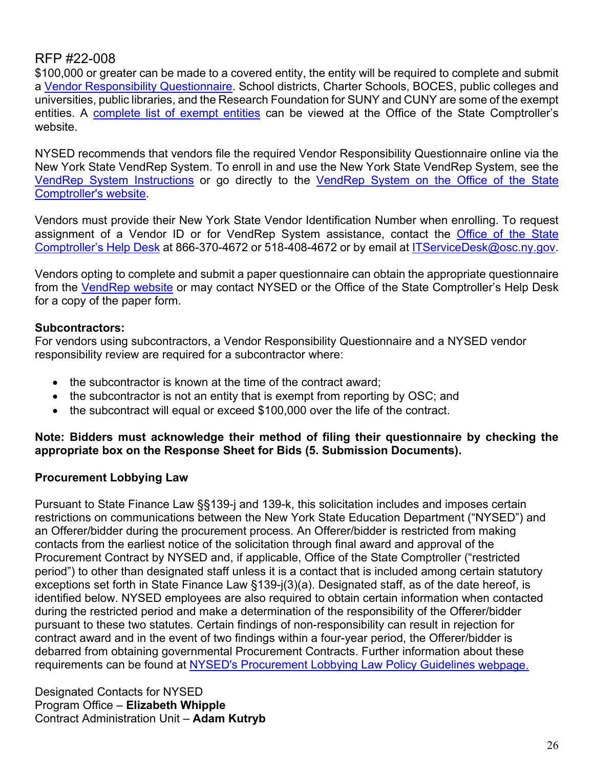$100,000 or greater can be made to a covered entity, the entity will be required to complete and submit a Vendor Responsibility Questionnaire. School districts, Charter Schools, BOCES, public colleges and universities, public libraries, and the Research Foundation for SUNY and CUNY are some of the exempt entities. A complete list of exempt entities can be viewed at the Office of the State Comptroller's website.

NYSED recommends that vendors file the required Vendor Responsibility Questionnaire online via the New York State VendRep System. To enroll in and use the New York State VendRep System, see the VendRep System Instructions or go directly to the VendRep System on the Office of the State Comptroller's website.

Vendors must provide their New York State Vendor Identification Number when enrolling. To request assignment of a Vendor ID or for VendRep System assistance, contact the Office of the State Comptroller's Help Desk at 866-370-4672 or 518-408-4672 or by email at ITServiceDesk@osc.ny.gov.

Vendors opting to complete and submit a paper questionnaire can obtain the appropriate questionnaire from the VendRep website or may contact NYSED or the Office of the State Comptroller's Help Desk for a copy of the paper form.

**Subcontractors:**
For vendors using subcontractors, a Vendor Responsibility Questionnaire and a NYSED vendor responsibility review are required for a subcontractor where:

- the subcontractor is known at the time of the contract award;
- the subcontractor is not an entity that is exempt from reporting by OSC; and
- the subcontract will equal or exceed $100,000 over the life of the contract.

**Note: Bidders must acknowledge their method of filing their questionnaire by checking the appropriate box on the Response Sheet for Bids (5. Submission Documents).**

**Procurement Lobbying Law**

Pursuant to State Finance Law §§139-j and 139-k, this solicitation includes and imposes certain restrictions on communications between the New York State Education Department ("NYSED") and an Offerer/bidder during the procurement process. An Offerer/bidder is restricted from making contacts from the earliest notice of the solicitation through final award and approval of the Procurement Contract by NYSED and, if applicable, Office of the State Comptroller ("restricted period") to other than designated staff unless it is a contact that is included among certain statutory exceptions set forth in State Finance Law §139-j(3)(a). Designated staff, as of the date hereof, is identified below. NYSED employees are also required to obtain certain information when contacted during the restricted period and make a determination of the responsibility of the Offerer/bidder pursuant to these two statutes. Certain findings of non-responsibility can result in rejection for contract award and in the event of two findings within a four-year period, the Offerer/bidder is debarred from obtaining governmental Procurement Contracts. Further information about these requirements can be found at NYSED's Procurement Lobbying Law Policy Guidelines webpage.

Designated Contacts for NYSED
Program Office – **Elizabeth Whipple**
Contract Administration Unit – **Adam Kutryb**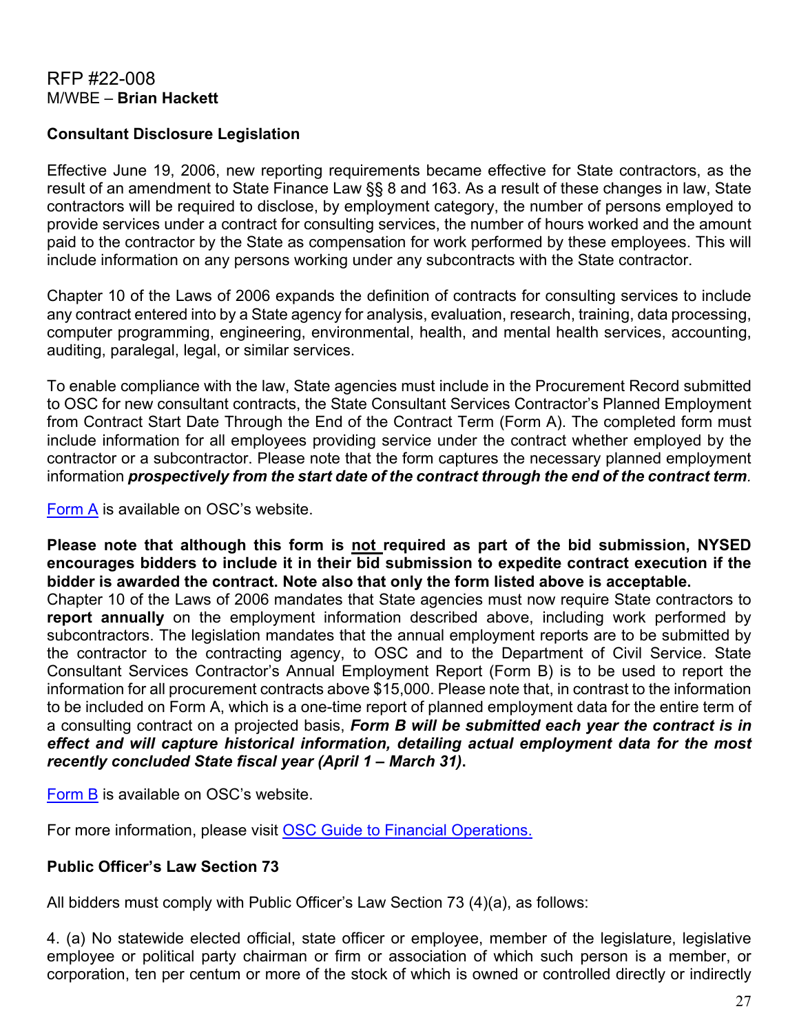RFP #22-008
M/WBE – **Brian Hackett**

**Consultant Disclosure Legislation**

Effective June 19, 2006, new reporting requirements became effective for State contractors, as the result of an amendment to State Finance Law §§ 8 and 163. As a result of these changes in law, State contractors will be required to disclose, by employment category, the number of persons employed to provide services under a contract for consulting services, the number of hours worked and the amount paid to the contractor by the State as compensation for work performed by these employees. This will include information on any persons working under any subcontracts with the State contractor.

Chapter 10 of the Laws of 2006 expands the definition of contracts for consulting services to include any contract entered into by a State agency for analysis, evaluation, research, training, data processing, computer programming, engineering, environmental, health, and mental health services, accounting, auditing, paralegal, legal, or similar services.

To enable compliance with the law, State agencies must include in the Procurement Record submitted to OSC for new consultant contracts, the State Consultant Services Contractor's Planned Employment from Contract Start Date Through the End of the Contract Term (Form A). The completed form must include information for all employees providing service under the contract whether employed by the contractor or a subcontractor. Please note that the form captures the necessary planned employment information ***prospectively from the start date of the contract through the end of the contract term***.

Form A is available on OSC's website.

**Please note that although this form is not required as part of the bid submission, NYSED encourages bidders to include it in their bid submission to expedite contract execution if the bidder is awarded the contract. Note also that only the form listed above is acceptable.**
Chapter 10 of the Laws of 2006 mandates that State agencies must now require State contractors to **report annually** on the employment information described above, including work performed by subcontractors. The legislation mandates that the annual employment reports are to be submitted by the contractor to the contracting agency, to OSC and to the Department of Civil Service. State Consultant Services Contractor's Annual Employment Report (Form B) is to be used to report the information for all procurement contracts above $15,000. Please note that, in contrast to the information to be included on Form A, which is a one-time report of planned employment data for the entire term of a consulting contract on a projected basis, ***Form B will be submitted each year the contract is in effect and will capture historical information, detailing actual employment data for the most recently concluded State fiscal year (April 1 – March 31)***.

Form B is available on OSC's website.

For more information, please visit OSC Guide to Financial Operations.

**Public Officer's Law Section 73**

All bidders must comply with Public Officer's Law Section 73 (4)(a), as follows:

4. (a) No statewide elected official, state officer or employee, member of the legislature, legislative employee or political party chairman or firm or association of which such person is a member, or corporation, ten per centum or more of the stock of which is owned or controlled directly or indirectly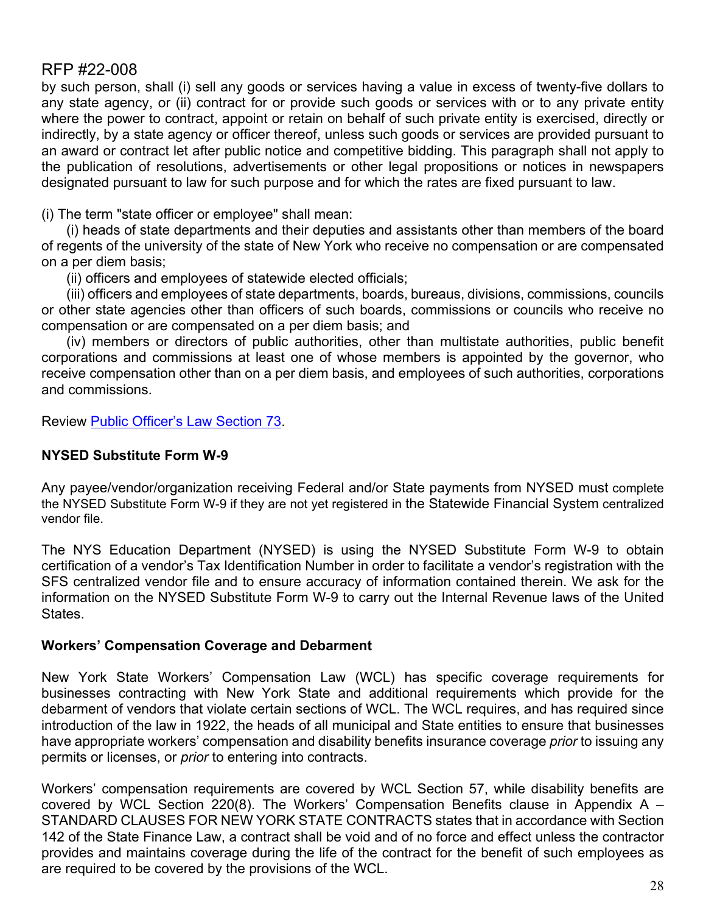by such person, shall (i) sell any goods or services having a value in excess of twenty-five dollars to any state agency, or (ii) contract for or provide such goods or services with or to any private entity where the power to contract, appoint or retain on behalf of such private entity is exercised, directly or indirectly, by a state agency or officer thereof, unless such goods or services are provided pursuant to an award or contract let after public notice and competitive bidding. This paragraph shall not apply to the publication of resolutions, advertisements or other legal propositions or notices in newspapers designated pursuant to law for such purpose and for which the rates are fixed pursuant to law.

(i) The term "state officer or employee" shall mean:

(i) heads of state departments and their deputies and assistants other than members of the board of regents of the university of the state of New York who receive no compensation or are compensated on a per diem basis;

(ii) officers and employees of statewide elected officials;

(iii) officers and employees of state departments, boards, bureaus, divisions, commissions, councils or other state agencies other than officers of such boards, commissions or councils who receive no compensation or are compensated on a per diem basis; and

(iv) members or directors of public authorities, other than multistate authorities, public benefit corporations and commissions at least one of whose members is appointed by the governor, who receive compensation other than on a per diem basis, and employees of such authorities, corporations and commissions.

Review [Public Officer's Law Section 73](#).

**NYSED Substitute Form W-9**

Any payee/vendor/organization receiving Federal and/or State payments from NYSED must complete the NYSED Substitute Form W-9 if they are not yet registered in the Statewide Financial System centralized vendor file.

The NYS Education Department (NYSED) is using the NYSED Substitute Form W-9 to obtain certification of a vendor's Tax Identification Number in order to facilitate a vendor's registration with the SFS centralized vendor file and to ensure accuracy of information contained therein. We ask for the information on the NYSED Substitute Form W-9 to carry out the Internal Revenue laws of the United States.

**Workers' Compensation Coverage and Debarment**

New York State Workers' Compensation Law (WCL) has specific coverage requirements for businesses contracting with New York State and additional requirements which provide for the debarment of vendors that violate certain sections of WCL. The WCL requires, and has required since introduction of the law in 1922, the heads of all municipal and State entities to ensure that businesses have appropriate workers' compensation and disability benefits insurance coverage *prior* to issuing any permits or licenses, or *prior* to entering into contracts.

Workers' compensation requirements are covered by WCL Section 57, while disability benefits are covered by WCL Section 220(8). The Workers' Compensation Benefits clause in Appendix A – STANDARD CLAUSES FOR NEW YORK STATE CONTRACTS states that in accordance with Section 142 of the State Finance Law, a contract shall be void and of no force and effect unless the contractor provides and maintains coverage during the life of the contract for the benefit of such employees as are required to be covered by the provisions of the WCL.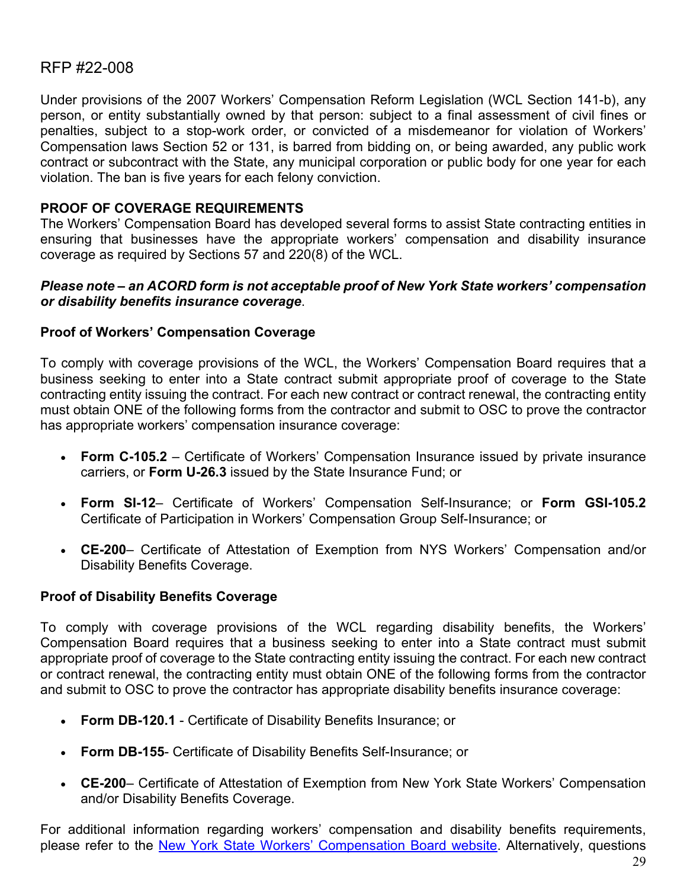Under provisions of the 2007 Workers' Compensation Reform Legislation (WCL Section 141-b), any person, or entity substantially owned by that person: subject to a final assessment of civil fines or penalties, subject to a stop-work order, or convicted of a misdemeanor for violation of Workers' Compensation laws Section 52 or 131, is barred from bidding on, or being awarded, any public work contract or subcontract with the State, any municipal corporation or public body for one year for each violation. The ban is five years for each felony conviction.

**PROOF OF COVERAGE REQUIREMENTS**

The Workers' Compensation Board has developed several forms to assist State contracting entities in ensuring that businesses have the appropriate workers' compensation and disability insurance coverage as required by Sections 57 and 220(8) of the WCL.

***Please note – an ACORD form is not acceptable proof of New York State workers' compensation or disability benefits insurance coverage***.

**Proof of Workers' Compensation Coverage**

To comply with coverage provisions of the WCL, the Workers' Compensation Board requires that a business seeking to enter into a State contract submit appropriate proof of coverage to the State contracting entity issuing the contract. For each new contract or contract renewal, the contracting entity must obtain ONE of the following forms from the contractor and submit to OSC to prove the contractor has appropriate workers' compensation insurance coverage:

- **Form C-105.2** – Certificate of Workers' Compensation Insurance issued by private insurance carriers, or **Form U-26.3** issued by the State Insurance Fund; or
- **Form SI-12**– Certificate of Workers' Compensation Self-Insurance; or **Form GSI-105.2** Certificate of Participation in Workers' Compensation Group Self-Insurance; or
- **CE-200**– Certificate of Attestation of Exemption from NYS Workers' Compensation and/or Disability Benefits Coverage.

**Proof of Disability Benefits Coverage**

To comply with coverage provisions of the WCL regarding disability benefits, the Workers' Compensation Board requires that a business seeking to enter into a State contract must submit appropriate proof of coverage to the State contracting entity issuing the contract. For each new contract or contract renewal, the contracting entity must obtain ONE of the following forms from the contractor and submit to OSC to prove the contractor has appropriate disability benefits insurance coverage:

- **Form DB-120.1** - Certificate of Disability Benefits Insurance; or
- **Form DB-155**- Certificate of Disability Benefits Self-Insurance; or
- **CE-200**– Certificate of Attestation of Exemption from New York State Workers' Compensation and/or Disability Benefits Coverage.

For additional information regarding workers' compensation and disability benefits requirements, please refer to the New York State Workers' Compensation Board website. Alternatively, questions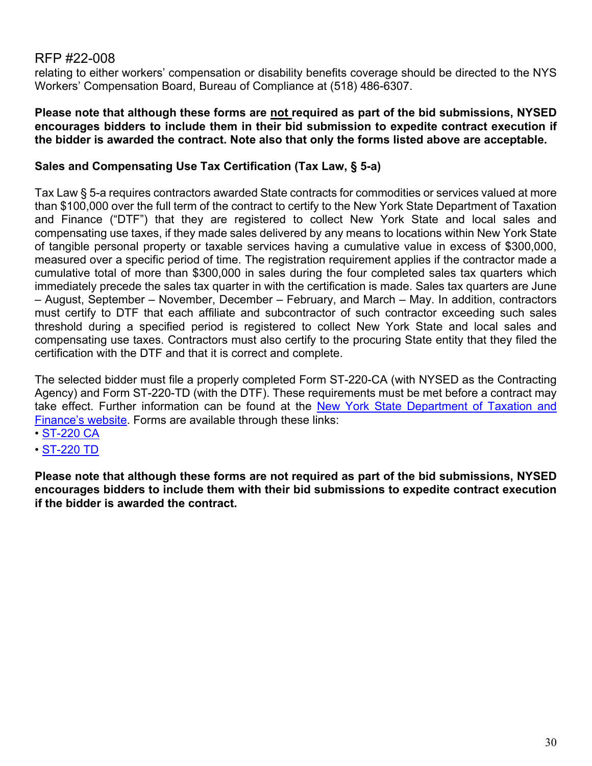relating to either workers' compensation or disability benefits coverage should be directed to the NYS Workers' Compensation Board, Bureau of Compliance at (518) 486-6307.

**Please note that although these forms are <u>not</u> required as part of the bid submissions, NYSED encourages bidders to include them in their bid submission to expedite contract execution if the bidder is awarded the contract. Note also that only the forms listed above are acceptable.**

**Sales and Compensating Use Tax Certification (Tax Law, § 5-a)**

Tax Law § 5-a requires contractors awarded State contracts for commodities or services valued at more than $100,000 over the full term of the contract to certify to the New York State Department of Taxation and Finance ("DTF") that they are registered to collect New York State and local sales and compensating use taxes, if they made sales delivered by any means to locations within New York State of tangible personal property or taxable services having a cumulative value in excess of $300,000, measured over a specific period of time. The registration requirement applies if the contractor made a cumulative total of more than $300,000 in sales during the four completed sales tax quarters which immediately precede the sales tax quarter in with the certification is made. Sales tax quarters are June – August, September – November, December – February, and March – May. In addition, contractors must certify to DTF that each affiliate and subcontractor of such contractor exceeding such sales threshold during a specified period is registered to collect New York State and local sales and compensating use taxes. Contractors must also certify to the procuring State entity that they filed the certification with the DTF and that it is correct and complete.

The selected bidder must file a properly completed Form ST-220-CA (with NYSED as the Contracting Agency) and Form ST-220-TD (with the DTF). These requirements must be met before a contract may take effect. Further information can be found at the New York State Department of Taxation and Finance's website. Forms are available through these links:

- ST-220 CA
- ST-220 TD

**Please note that although these forms are not required as part of the bid submissions, NYSED encourages bidders to include them with their bid submissions to expedite contract execution if the bidder is awarded the contract.**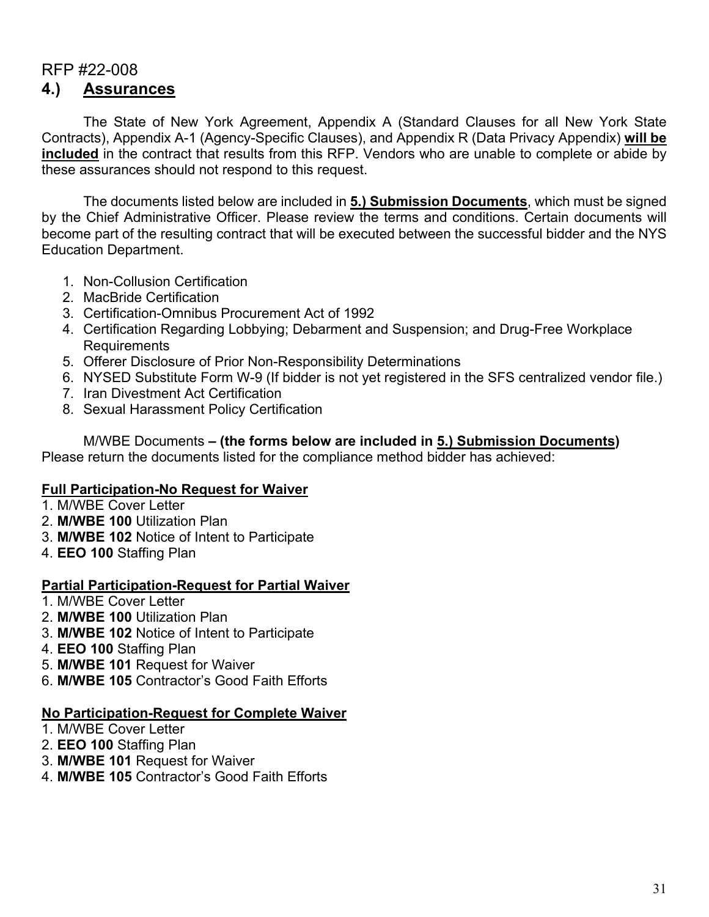RFP #22-008

## 4.) <u>Assurances</u>

The State of New York Agreement, Appendix A (Standard Clauses for all New York State Contracts), Appendix A-1 (Agency-Specific Clauses), and Appendix R (Data Privacy Appendix) **<u>will be included</u>** in the contract that results from this RFP. Vendors who are unable to complete or abide by these assurances should not respond to this request.

The documents listed below are included in **<u>5.) Submission Documents</u>**, which must be signed by the Chief Administrative Officer. Please review the terms and conditions. Certain documents will become part of the resulting contract that will be executed between the successful bidder and the NYS Education Department.

1. Non-Collusion Certification
2. MacBride Certification
3. Certification-Omnibus Procurement Act of 1992
4. Certification Regarding Lobbying; Debarment and Suspension; and Drug-Free Workplace Requirements
5. Offerer Disclosure of Prior Non-Responsibility Determinations
6. NYSED Substitute Form W-9 (If bidder is not yet registered in the SFS centralized vendor file.)
7. Iran Divestment Act Certification
8. Sexual Harassment Policy Certification

M/WBE Documents **– (the forms below are included in <u>5.) Submission Documents</u>)**
Please return the documents listed for the compliance method bidder has achieved:

**<u>Full Participation-No Request for Waiver</u>**

1. M/WBE Cover Letter
2. **M/WBE 100** Utilization Plan
3. **M/WBE 102** Notice of Intent to Participate
4. **EEO 100** Staffing Plan

**<u>Partial Participation-Request for Partial Waiver</u>**

1. M/WBE Cover Letter
2. **M/WBE 100** Utilization Plan
3. **M/WBE 102** Notice of Intent to Participate
4. **EEO 100** Staffing Plan
5. **M/WBE 101** Request for Waiver
6. **M/WBE 105** Contractor's Good Faith Efforts

**<u>No Participation-Request for Complete Waiver</u>**

1. M/WBE Cover Letter
2. **EEO 100** Staffing Plan
3. **M/WBE 101** Request for Waiver
4. **M/WBE 105** Contractor's Good Faith Efforts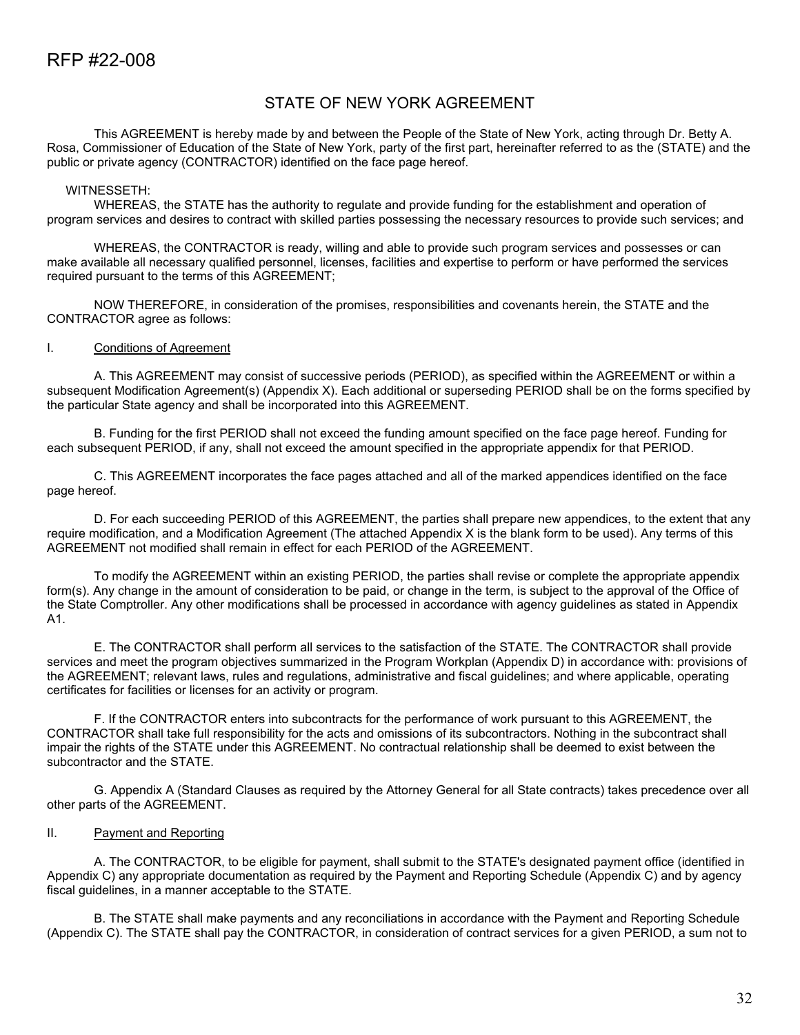# STATE OF NEW YORK AGREEMENT

This AGREEMENT is hereby made by and between the People of the State of New York, acting through Dr. Betty A. Rosa, Commissioner of Education of the State of New York, party of the first part, hereinafter referred to as the (STATE) and the public or private agency (CONTRACTOR) identified on the face page hereof.

WITNESSETH:

WHEREAS, the STATE has the authority to regulate and provide funding for the establishment and operation of program services and desires to contract with skilled parties possessing the necessary resources to provide such services; and

WHEREAS, the CONTRACTOR is ready, willing and able to provide such program services and possesses or can make available all necessary qualified personnel, licenses, facilities and expertise to perform or have performed the services required pursuant to the terms of this AGREEMENT;

NOW THEREFORE, in consideration of the promises, responsibilities and covenants herein, the STATE and the CONTRACTOR agree as follows:

## I. Conditions of Agreement

A. This AGREEMENT may consist of successive periods (PERIOD), as specified within the AGREEMENT or within a subsequent Modification Agreement(s) (Appendix X). Each additional or superseding PERIOD shall be on the forms specified by the particular State agency and shall be incorporated into this AGREEMENT.

B. Funding for the first PERIOD shall not exceed the funding amount specified on the face page hereof. Funding for each subsequent PERIOD, if any, shall not exceed the amount specified in the appropriate appendix for that PERIOD.

C. This AGREEMENT incorporates the face pages attached and all of the marked appendices identified on the face page hereof.

D. For each succeeding PERIOD of this AGREEMENT, the parties shall prepare new appendices, to the extent that any require modification, and a Modification Agreement (The attached Appendix X is the blank form to be used). Any terms of this AGREEMENT not modified shall remain in effect for each PERIOD of the AGREEMENT.

To modify the AGREEMENT within an existing PERIOD, the parties shall revise or complete the appropriate appendix form(s). Any change in the amount of consideration to be paid, or change in the term, is subject to the approval of the Office of the State Comptroller. Any other modifications shall be processed in accordance with agency guidelines as stated in Appendix A1.

E. The CONTRACTOR shall perform all services to the satisfaction of the STATE. The CONTRACTOR shall provide services and meet the program objectives summarized in the Program Workplan (Appendix D) in accordance with: provisions of the AGREEMENT; relevant laws, rules and regulations, administrative and fiscal guidelines; and where applicable, operating certificates for facilities or licenses for an activity or program.

F. If the CONTRACTOR enters into subcontracts for the performance of work pursuant to this AGREEMENT, the CONTRACTOR shall take full responsibility for the acts and omissions of its subcontractors. Nothing in the subcontract shall impair the rights of the STATE under this AGREEMENT. No contractual relationship shall be deemed to exist between the subcontractor and the STATE.

G. Appendix A (Standard Clauses as required by the Attorney General for all State contracts) takes precedence over all other parts of the AGREEMENT.

## II. Payment and Reporting

A. The CONTRACTOR, to be eligible for payment, shall submit to the STATE's designated payment office (identified in Appendix C) any appropriate documentation as required by the Payment and Reporting Schedule (Appendix C) and by agency fiscal guidelines, in a manner acceptable to the STATE.

B. The STATE shall make payments and any reconciliations in accordance with the Payment and Reporting Schedule (Appendix C). The STATE shall pay the CONTRACTOR, in consideration of contract services for a given PERIOD, a sum not to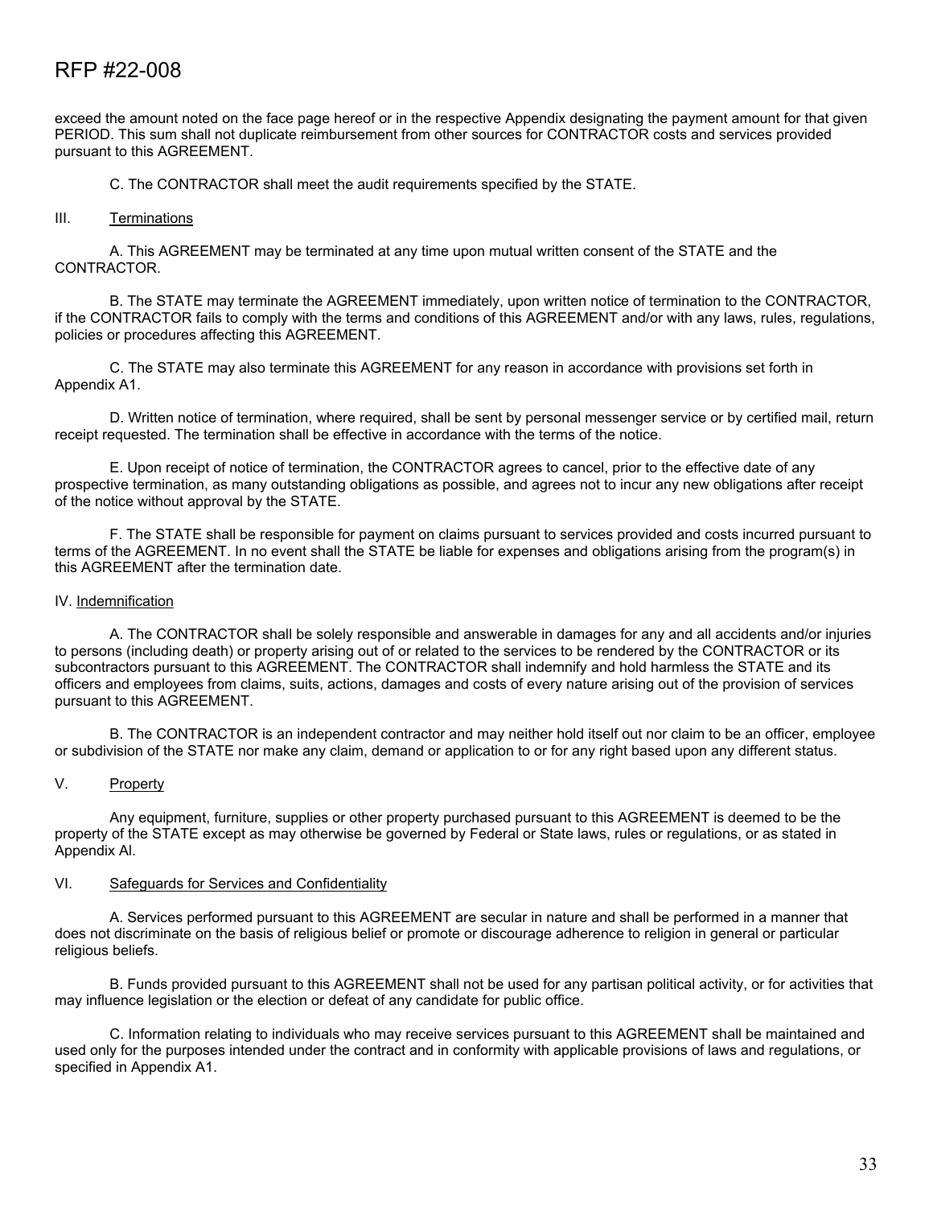exceed the amount noted on the face page hereof or in the respective Appendix designating the payment amount for that given PERIOD. This sum shall not duplicate reimbursement from other sources for CONTRACTOR costs and services provided pursuant to this AGREEMENT.

C. The CONTRACTOR shall meet the audit requirements specified by the STATE.

III. Terminations

A. This AGREEMENT may be terminated at any time upon mutual written consent of the STATE and the CONTRACTOR.

B. The STATE may terminate the AGREEMENT immediately, upon written notice of termination to the CONTRACTOR, if the CONTRACTOR fails to comply with the terms and conditions of this AGREEMENT and/or with any laws, rules, regulations, policies or procedures affecting this AGREEMENT.

C. The STATE may also terminate this AGREEMENT for any reason in accordance with provisions set forth in Appendix A1.

D. Written notice of termination, where required, shall be sent by personal messenger service or by certified mail, return receipt requested. The termination shall be effective in accordance with the terms of the notice.

E. Upon receipt of notice of termination, the CONTRACTOR agrees to cancel, prior to the effective date of any prospective termination, as many outstanding obligations as possible, and agrees not to incur any new obligations after receipt of the notice without approval by the STATE.

F. The STATE shall be responsible for payment on claims pursuant to services provided and costs incurred pursuant to terms of the AGREEMENT. In no event shall the STATE be liable for expenses and obligations arising from the program(s) in this AGREEMENT after the termination date.

IV. Indemnification

A. The CONTRACTOR shall be solely responsible and answerable in damages for any and all accidents and/or injuries to persons (including death) or property arising out of or related to the services to be rendered by the CONTRACTOR or its subcontractors pursuant to this AGREEMENT. The CONTRACTOR shall indemnify and hold harmless the STATE and its officers and employees from claims, suits, actions, damages and costs of every nature arising out of the provision of services pursuant to this AGREEMENT.

B. The CONTRACTOR is an independent contractor and may neither hold itself out nor claim to be an officer, employee or subdivision of the STATE nor make any claim, demand or application to or for any right based upon any different status.

V. Property

Any equipment, furniture, supplies or other property purchased pursuant to this AGREEMENT is deemed to be the property of the STATE except as may otherwise be governed by Federal or State laws, rules or regulations, or as stated in Appendix Al.

VI. Safeguards for Services and Confidentiality

A. Services performed pursuant to this AGREEMENT are secular in nature and shall be performed in a manner that does not discriminate on the basis of religious belief or promote or discourage adherence to religion in general or particular religious beliefs.

B. Funds provided pursuant to this AGREEMENT shall not be used for any partisan political activity, or for activities that may influence legislation or the election or defeat of any candidate for public office.

C. Information relating to individuals who may receive services pursuant to this AGREEMENT shall be maintained and used only for the purposes intended under the contract and in conformity with applicable provisions of laws and regulations, or specified in Appendix A1.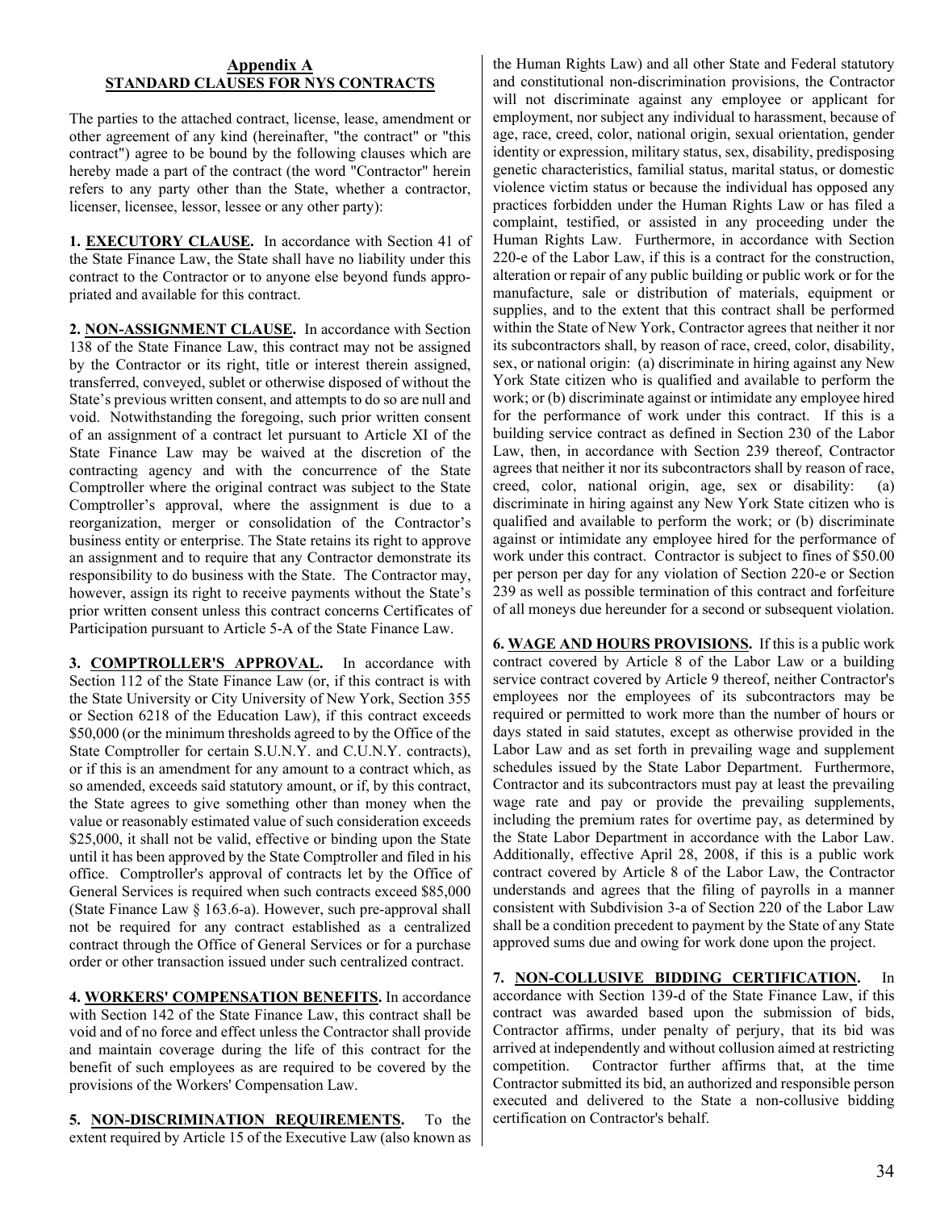## Appendix A
## STANDARD CLAUSES FOR NYS CONTRACTS

The parties to the attached contract, license, lease, amendment or other agreement of any kind (hereinafter, "the contract" or "this contract") agree to be bound by the following clauses which are hereby made a part of the contract (the word "Contractor" herein refers to any party other than the State, whether a contractor, licenser, licensee, lessor, lessee or any other party):

**1. EXECUTORY CLAUSE.** In accordance with Section 41 of the State Finance Law, the State shall have no liability under this contract to the Contractor or to anyone else beyond funds appropriated and available for this contract.

**2. NON-ASSIGNMENT CLAUSE.** In accordance with Section 138 of the State Finance Law, this contract may not be assigned by the Contractor or its right, title or interest therein assigned, transferred, conveyed, sublet or otherwise disposed of without the State's previous written consent, and attempts to do so are null and void. Notwithstanding the foregoing, such prior written consent of an assignment of a contract let pursuant to Article XI of the State Finance Law may be waived at the discretion of the contracting agency and with the concurrence of the State Comptroller where the original contract was subject to the State Comptroller's approval, where the assignment is due to a reorganization, merger or consolidation of the Contractor's business entity or enterprise. The State retains its right to approve an assignment and to require that any Contractor demonstrate its responsibility to do business with the State. The Contractor may, however, assign its right to receive payments without the State's prior written consent unless this contract concerns Certificates of Participation pursuant to Article 5-A of the State Finance Law.

**3. COMPTROLLER'S APPROVAL.** In accordance with Section 112 of the State Finance Law (or, if this contract is with the State University or City University of New York, Section 355 or Section 6218 of the Education Law), if this contract exceeds $50,000 (or the minimum thresholds agreed to by the Office of the State Comptroller for certain S.U.N.Y. and C.U.N.Y. contracts), or if this is an amendment for any amount to a contract which, as so amended, exceeds said statutory amount, or if, by this contract, the State agrees to give something other than money when the value or reasonably estimated value of such consideration exceeds $25,000, it shall not be valid, effective or binding upon the State until it has been approved by the State Comptroller and filed in his office. Comptroller's approval of contracts let by the Office of General Services is required when such contracts exceed $85,000 (State Finance Law § 163.6-a). However, such pre-approval shall not be required for any contract established as a centralized contract through the Office of General Services or for a purchase order or other transaction issued under such centralized contract.

**4. WORKERS' COMPENSATION BENEFITS.** In accordance with Section 142 of the State Finance Law, this contract shall be void and of no force and effect unless the Contractor shall provide and maintain coverage during the life of this contract for the benefit of such employees as are required to be covered by the provisions of the Workers' Compensation Law.

**5. NON-DISCRIMINATION REQUIREMENTS.** To the extent required by Article 15 of the Executive Law (also known as the Human Rights Law) and all other State and Federal statutory and constitutional non-discrimination provisions, the Contractor will not discriminate against any employee or applicant for employment, nor subject any individual to harassment, because of age, race, creed, color, national origin, sexual orientation, gender identity or expression, military status, sex, disability, predisposing genetic characteristics, familial status, marital status, or domestic violence victim status or because the individual has opposed any practices forbidden under the Human Rights Law or has filed a complaint, testified, or assisted in any proceeding under the Human Rights Law. Furthermore, in accordance with Section 220-e of the Labor Law, if this is a contract for the construction, alteration or repair of any public building or public work or for the manufacture, sale or distribution of materials, equipment or supplies, and to the extent that this contract shall be performed within the State of New York, Contractor agrees that neither it nor its subcontractors shall, by reason of race, creed, color, disability, sex, or national origin: (a) discriminate in hiring against any New York State citizen who is qualified and available to perform the work; or (b) discriminate against or intimidate any employee hired for the performance of work under this contract. If this is a building service contract as defined in Section 230 of the Labor Law, then, in accordance with Section 239 thereof, Contractor agrees that neither it nor its subcontractors shall by reason of race, creed, color, national origin, age, sex or disability: (a) discriminate in hiring against any New York State citizen who is qualified and available to perform the work; or (b) discriminate against or intimidate any employee hired for the performance of work under this contract. Contractor is subject to fines of $50.00 per person per day for any violation of Section 220-e or Section 239 as well as possible termination of this contract and forfeiture of all moneys due hereunder for a second or subsequent violation.

**6. WAGE AND HOURS PROVISIONS.** If this is a public work contract covered by Article 8 of the Labor Law or a building service contract covered by Article 9 thereof, neither Contractor's employees nor the employees of its subcontractors may be required or permitted to work more than the number of hours or days stated in said statutes, except as otherwise provided in the Labor Law and as set forth in prevailing wage and supplement schedules issued by the State Labor Department. Furthermore, Contractor and its subcontractors must pay at least the prevailing wage rate and pay or provide the prevailing supplements, including the premium rates for overtime pay, as determined by the State Labor Department in accordance with the Labor Law. Additionally, effective April 28, 2008, if this is a public work contract covered by Article 8 of the Labor Law, the Contractor understands and agrees that the filing of payrolls in a manner consistent with Subdivision 3-a of Section 220 of the Labor Law shall be a condition precedent to payment by the State of any State approved sums due and owing for work done upon the project.

**7. NON-COLLUSIVE BIDDING CERTIFICATION.** In accordance with Section 139-d of the State Finance Law, if this contract was awarded based upon the submission of bids, Contractor affirms, under penalty of perjury, that its bid was arrived at independently and without collusion aimed at restricting competition. Contractor further affirms that, at the time Contractor submitted its bid, an authorized and responsible person executed and delivered to the State a non-collusive bidding certification on Contractor's behalf.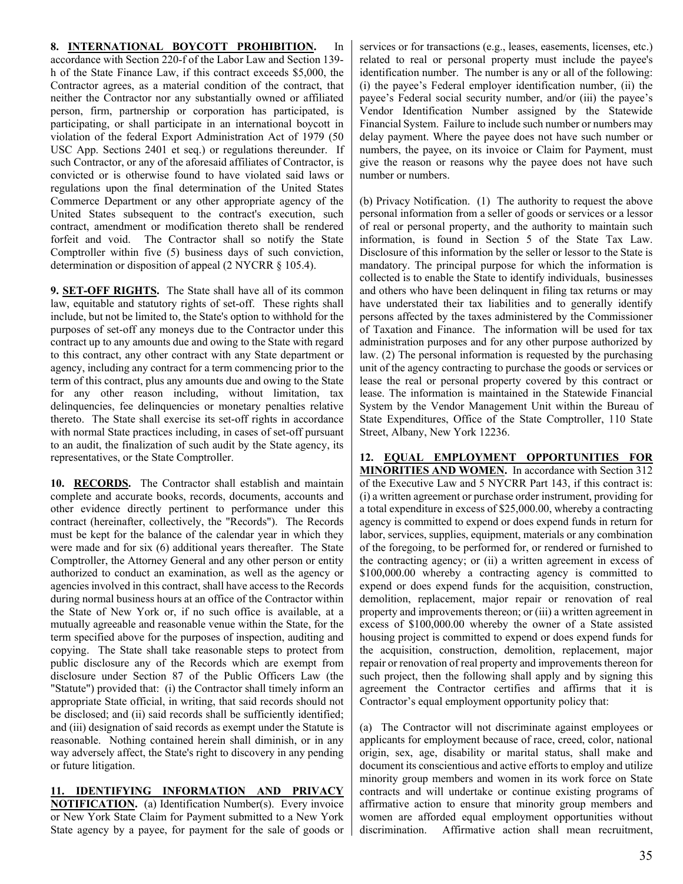**8. INTERNATIONAL BOYCOTT PROHIBITION.** In accordance with Section 220-f of the Labor Law and Section 139-h of the State Finance Law, if this contract exceeds $5,000, the Contractor agrees, as a material condition of the contract, that neither the Contractor nor any substantially owned or affiliated person, firm, partnership or corporation has participated, is participating, or shall participate in an international boycott in violation of the federal Export Administration Act of 1979 (50 USC App. Sections 2401 et seq.) or regulations thereunder. If such Contractor, or any of the aforesaid affiliates of Contractor, is convicted or is otherwise found to have violated said laws or regulations upon the final determination of the United States Commerce Department or any other appropriate agency of the United States subsequent to the contract's execution, such contract, amendment or modification thereto shall be rendered forfeit and void. The Contractor shall so notify the State Comptroller within five (5) business days of such conviction, determination or disposition of appeal (2 NYCRR § 105.4).

**9. SET-OFF RIGHTS.** The State shall have all of its common law, equitable and statutory rights of set-off. These rights shall include, but not be limited to, the State's option to withhold for the purposes of set-off any moneys due to the Contractor under this contract up to any amounts due and owing to the State with regard to this contract, any other contract with any State department or agency, including any contract for a term commencing prior to the term of this contract, plus any amounts due and owing to the State for any other reason including, without limitation, tax delinquencies, fee delinquencies or monetary penalties relative thereto. The State shall exercise its set-off rights in accordance with normal State practices including, in cases of set-off pursuant to an audit, the finalization of such audit by the State agency, its representatives, or the State Comptroller.

**10. RECORDS.** The Contractor shall establish and maintain complete and accurate books, records, documents, accounts and other evidence directly pertinent to performance under this contract (hereinafter, collectively, the "Records"). The Records must be kept for the balance of the calendar year in which they were made and for six (6) additional years thereafter. The State Comptroller, the Attorney General and any other person or entity authorized to conduct an examination, as well as the agency or agencies involved in this contract, shall have access to the Records during normal business hours at an office of the Contractor within the State of New York or, if no such office is available, at a mutually agreeable and reasonable venue within the State, for the term specified above for the purposes of inspection, auditing and copying. The State shall take reasonable steps to protect from public disclosure any of the Records which are exempt from disclosure under Section 87 of the Public Officers Law (the "Statute") provided that: (i) the Contractor shall timely inform an appropriate State official, in writing, that said records should not be disclosed; and (ii) said records shall be sufficiently identified; and (iii) designation of said records as exempt under the Statute is reasonable. Nothing contained herein shall diminish, or in any way adversely affect, the State's right to discovery in any pending or future litigation.

**11. IDENTIFYING INFORMATION AND PRIVACY NOTIFICATION.** (a) Identification Number(s). Every invoice or New York State Claim for Payment submitted to a New York State agency by a payee, for payment for the sale of goods or services or for transactions (e.g., leases, easements, licenses, etc.) related to real or personal property must include the payee's identification number. The number is any or all of the following: (i) the payee's Federal employer identification number, (ii) the payee's Federal social security number, and/or (iii) the payee's Vendor Identification Number assigned by the Statewide Financial System. Failure to include such number or numbers may delay payment. Where the payee does not have such number or numbers, the payee, on its invoice or Claim for Payment, must give the reason or reasons why the payee does not have such number or numbers.

(b) Privacy Notification. (1) The authority to request the above personal information from a seller of goods or services or a lessor of real or personal property, and the authority to maintain such information, is found in Section 5 of the State Tax Law. Disclosure of this information by the seller or lessor to the State is mandatory. The principal purpose for which the information is collected is to enable the State to identify individuals, businesses and others who have been delinquent in filing tax returns or may have understated their tax liabilities and to generally identify persons affected by the taxes administered by the Commissioner of Taxation and Finance. The information will be used for tax administration purposes and for any other purpose authorized by law. (2) The personal information is requested by the purchasing unit of the agency contracting to purchase the goods or services or lease the real or personal property covered by this contract or lease. The information is maintained in the Statewide Financial System by the Vendor Management Unit within the Bureau of State Expenditures, Office of the State Comptroller, 110 State Street, Albany, New York 12236.

**12. EQUAL EMPLOYMENT OPPORTUNITIES FOR MINORITIES AND WOMEN.** In accordance with Section 312 of the Executive Law and 5 NYCRR Part 143, if this contract is: (i) a written agreement or purchase order instrument, providing for a total expenditure in excess of $25,000.00, whereby a contracting agency is committed to expend or does expend funds in return for labor, services, supplies, equipment, materials or any combination of the foregoing, to be performed for, or rendered or furnished to the contracting agency; or (ii) a written agreement in excess of $100,000.00 whereby a contracting agency is committed to expend or does expend funds for the acquisition, construction, demolition, replacement, major repair or renovation of real property and improvements thereon; or (iii) a written agreement in excess of $100,000.00 whereby the owner of a State assisted housing project is committed to expend or does expend funds for the acquisition, construction, demolition, replacement, major repair or renovation of real property and improvements thereon for such project, then the following shall apply and by signing this agreement the Contractor certifies and affirms that it is Contractor's equal employment opportunity policy that:

(a) The Contractor will not discriminate against employees or applicants for employment because of race, creed, color, national origin, sex, age, disability or marital status, shall make and document its conscientious and active efforts to employ and utilize minority group members and women in its work force on State contracts and will undertake or continue existing programs of affirmative action to ensure that minority group members and women are afforded equal employment opportunities without discrimination. Affirmative action shall mean recruitment,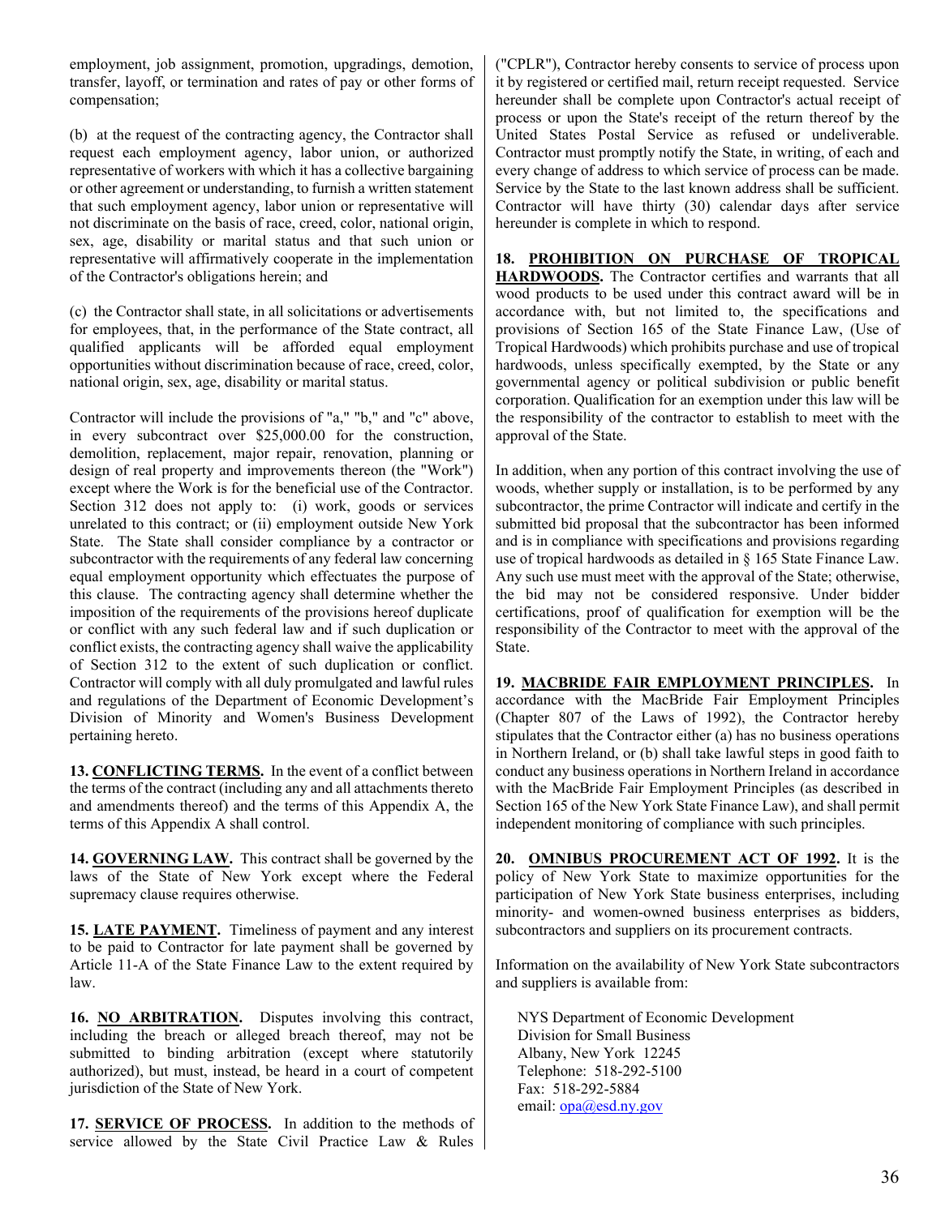employment, job assignment, promotion, upgradings, demotion, transfer, layoff, or termination and rates of pay or other forms of compensation;

(b) at the request of the contracting agency, the Contractor shall request each employment agency, labor union, or authorized representative of workers with which it has a collective bargaining or other agreement or understanding, to furnish a written statement that such employment agency, labor union or representative will not discriminate on the basis of race, creed, color, national origin, sex, age, disability or marital status and that such union or representative will affirmatively cooperate in the implementation of the Contractor's obligations herein; and

(c) the Contractor shall state, in all solicitations or advertisements for employees, that, in the performance of the State contract, all qualified applicants will be afforded equal employment opportunities without discrimination because of race, creed, color, national origin, sex, age, disability or marital status.

Contractor will include the provisions of "a," "b," and "c" above, in every subcontract over $25,000.00 for the construction, demolition, replacement, major repair, renovation, planning or design of real property and improvements thereon (the "Work") except where the Work is for the beneficial use of the Contractor. Section 312 does not apply to: (i) work, goods or services unrelated to this contract; or (ii) employment outside New York State. The State shall consider compliance by a contractor or subcontractor with the requirements of any federal law concerning equal employment opportunity which effectuates the purpose of this clause. The contracting agency shall determine whether the imposition of the requirements of the provisions hereof duplicate or conflict with any such federal law and if such duplication or conflict exists, the contracting agency shall waive the applicability of Section 312 to the extent of such duplication or conflict. Contractor will comply with all duly promulgated and lawful rules and regulations of the Department of Economic Development's Division of Minority and Women's Business Development pertaining hereto.

**13. CONFLICTING TERMS.** In the event of a conflict between the terms of the contract (including any and all attachments thereto and amendments thereof) and the terms of this Appendix A, the terms of this Appendix A shall control.

**14. GOVERNING LAW.** This contract shall be governed by the laws of the State of New York except where the Federal supremacy clause requires otherwise.

**15. LATE PAYMENT.** Timeliness of payment and any interest to be paid to Contractor for late payment shall be governed by Article 11-A of the State Finance Law to the extent required by law.

**16. NO ARBITRATION.** Disputes involving this contract, including the breach or alleged breach thereof, may not be submitted to binding arbitration (except where statutorily authorized), but must, instead, be heard in a court of competent jurisdiction of the State of New York.

**17. SERVICE OF PROCESS.** In addition to the methods of service allowed by the State Civil Practice Law & Rules ("CPLR"), Contractor hereby consents to service of process upon it by registered or certified mail, return receipt requested. Service hereunder shall be complete upon Contractor's actual receipt of process or upon the State's receipt of the return thereof by the United States Postal Service as refused or undeliverable. Contractor must promptly notify the State, in writing, of each and every change of address to which service of process can be made. Service by the State to the last known address shall be sufficient. Contractor will have thirty (30) calendar days after service hereunder is complete in which to respond.

**18. PROHIBITION ON PURCHASE OF TROPICAL HARDWOODS.** The Contractor certifies and warrants that all wood products to be used under this contract award will be in accordance with, but not limited to, the specifications and provisions of Section 165 of the State Finance Law, (Use of Tropical Hardwoods) which prohibits purchase and use of tropical hardwoods, unless specifically exempted, by the State or any governmental agency or political subdivision or public benefit corporation. Qualification for an exemption under this law will be the responsibility of the contractor to establish to meet with the approval of the State.

In addition, when any portion of this contract involving the use of woods, whether supply or installation, is to be performed by any subcontractor, the prime Contractor will indicate and certify in the submitted bid proposal that the subcontractor has been informed and is in compliance with specifications and provisions regarding use of tropical hardwoods as detailed in § 165 State Finance Law. Any such use must meet with the approval of the State; otherwise, the bid may not be considered responsive. Under bidder certifications, proof of qualification for exemption will be the responsibility of the Contractor to meet with the approval of the State.

**19. MACBRIDE FAIR EMPLOYMENT PRINCIPLES.** In accordance with the MacBride Fair Employment Principles (Chapter 807 of the Laws of 1992), the Contractor hereby stipulates that the Contractor either (a) has no business operations in Northern Ireland, or (b) shall take lawful steps in good faith to conduct any business operations in Northern Ireland in accordance with the MacBride Fair Employment Principles (as described in Section 165 of the New York State Finance Law), and shall permit independent monitoring of compliance with such principles.

**20. OMNIBUS PROCUREMENT ACT OF 1992.** It is the policy of New York State to maximize opportunities for the participation of New York State business enterprises, including minority- and women-owned business enterprises as bidders, subcontractors and suppliers on its procurement contracts.

Information on the availability of New York State subcontractors and suppliers is available from:

NYS Department of Economic Development
Division for Small Business
Albany, New York 12245
Telephone: 518-292-5100
Fax: 518-292-5884
email: opa@esd.ny.gov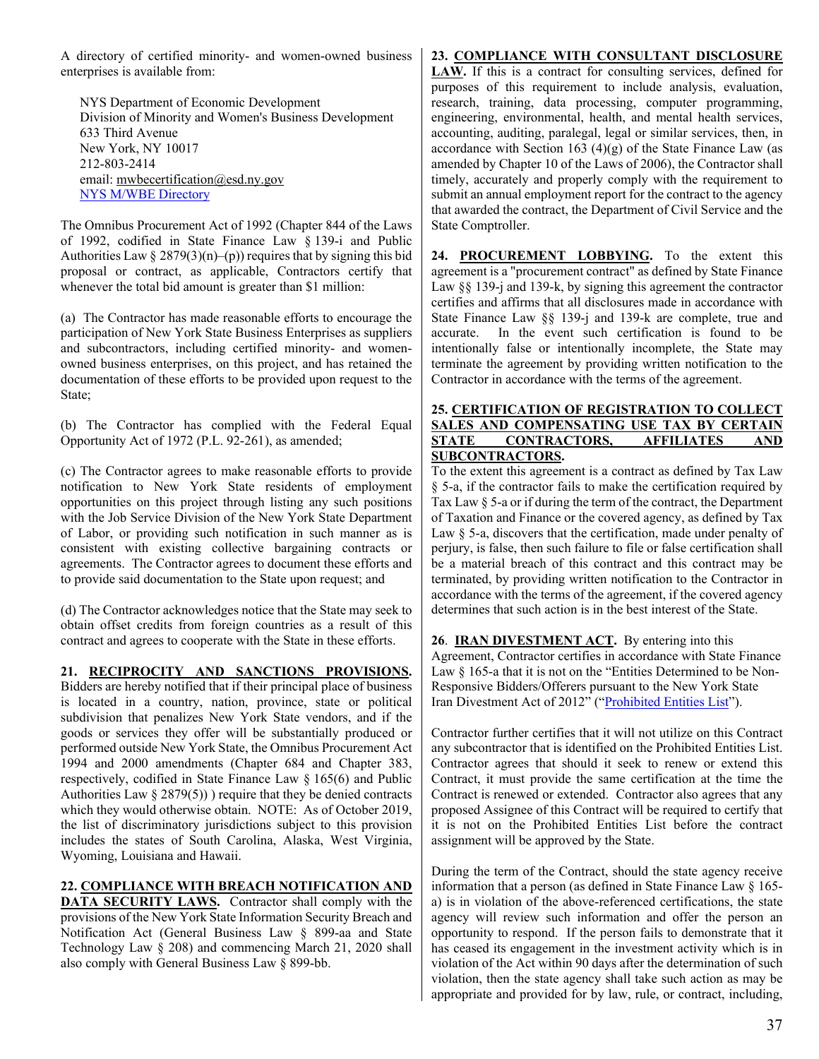A directory of certified minority- and women-owned business enterprises is available from:

NYS Department of Economic Development
Division of Minority and Women's Business Development
633 Third Avenue
New York, NY 10017
212-803-2414
email: mwbecertification@esd.ny.gov
NYS M/WBE Directory

The Omnibus Procurement Act of 1992 (Chapter 844 of the Laws of 1992, codified in State Finance Law § 139-i and Public Authorities Law § 2879(3)(n)–(p)) requires that by signing this bid proposal or contract, as applicable, Contractors certify that whenever the total bid amount is greater than $1 million:

(a) The Contractor has made reasonable efforts to encourage the participation of New York State Business Enterprises as suppliers and subcontractors, including certified minority- and women-owned business enterprises, on this project, and has retained the documentation of these efforts to be provided upon request to the State;

(b) The Contractor has complied with the Federal Equal Opportunity Act of 1972 (P.L. 92-261), as amended;

(c) The Contractor agrees to make reasonable efforts to provide notification to New York State residents of employment opportunities on this project through listing any such positions with the Job Service Division of the New York State Department of Labor, or providing such notification in such manner as is consistent with existing collective bargaining contracts or agreements. The Contractor agrees to document these efforts and to provide said documentation to the State upon request; and

(d) The Contractor acknowledges notice that the State may seek to obtain offset credits from foreign countries as a result of this contract and agrees to cooperate with the State in these efforts.

**21. RECIPROCITY AND SANCTIONS PROVISIONS.** Bidders are hereby notified that if their principal place of business is located in a country, nation, province, state or political subdivision that penalizes New York State vendors, and if the goods or services they offer will be substantially produced or performed outside New York State, the Omnibus Procurement Act 1994 and 2000 amendments (Chapter 684 and Chapter 383, respectively, codified in State Finance Law § 165(6) and Public Authorities Law § 2879(5)) ) require that they be denied contracts which they would otherwise obtain. NOTE: As of October 2019, the list of discriminatory jurisdictions subject to this provision includes the states of South Carolina, Alaska, West Virginia, Wyoming, Louisiana and Hawaii.

**22. COMPLIANCE WITH BREACH NOTIFICATION AND DATA SECURITY LAWS.** Contractor shall comply with the provisions of the New York State Information Security Breach and Notification Act (General Business Law § 899-aa and State Technology Law § 208) and commencing March 21, 2020 shall also comply with General Business Law § 899-bb.

**23. COMPLIANCE WITH CONSULTANT DISCLOSURE LAW.** If this is a contract for consulting services, defined for purposes of this requirement to include analysis, evaluation, research, training, data processing, computer programming, engineering, environmental, health, and mental health services, accounting, auditing, paralegal, legal or similar services, then, in accordance with Section 163 (4)(g) of the State Finance Law (as amended by Chapter 10 of the Laws of 2006), the Contractor shall timely, accurately and properly comply with the requirement to submit an annual employment report for the contract to the agency that awarded the contract, the Department of Civil Service and the State Comptroller.

**24. PROCUREMENT LOBBYING.** To the extent this agreement is a "procurement contract" as defined by State Finance Law §§ 139-j and 139-k, by signing this agreement the contractor certifies and affirms that all disclosures made in accordance with State Finance Law §§ 139-j and 139-k are complete, true and accurate. In the event such certification is found to be intentionally false or intentionally incomplete, the State may terminate the agreement by providing written notification to the Contractor in accordance with the terms of the agreement.

**25. CERTIFICATION OF REGISTRATION TO COLLECT SALES AND COMPENSATING USE TAX BY CERTAIN STATE CONTRACTORS, AFFILIATES AND SUBCONTRACTORS.**
To the extent this agreement is a contract as defined by Tax Law § 5-a, if the contractor fails to make the certification required by Tax Law § 5-a or if during the term of the contract, the Department of Taxation and Finance or the covered agency, as defined by Tax Law § 5-a, discovers that the certification, made under penalty of perjury, is false, then such failure to file or false certification shall be a material breach of this contract and this contract may be terminated, by providing written notification to the Contractor in accordance with the terms of the agreement, if the covered agency determines that such action is in the best interest of the State.

**26. IRAN DIVESTMENT ACT.** By entering into this Agreement, Contractor certifies in accordance with State Finance Law § 165-a that it is not on the "Entities Determined to be Non-Responsive Bidders/Offerers pursuant to the New York State Iran Divestment Act of 2012" ("Prohibited Entities List").

Contractor further certifies that it will not utilize on this Contract any subcontractor that is identified on the Prohibited Entities List. Contractor agrees that should it seek to renew or extend this Contract, it must provide the same certification at the time the Contract is renewed or extended. Contractor also agrees that any proposed Assignee of this Contract will be required to certify that it is not on the Prohibited Entities List before the contract assignment will be approved by the State.

During the term of the Contract, should the state agency receive information that a person (as defined in State Finance Law § 165-a) is in violation of the above-referenced certifications, the state agency will review such information and offer the person an opportunity to respond. If the person fails to demonstrate that it has ceased its engagement in the investment activity which is in violation of the Act within 90 days after the determination of such violation, then the state agency shall take such action as may be appropriate and provided for by law, rule, or contract, including,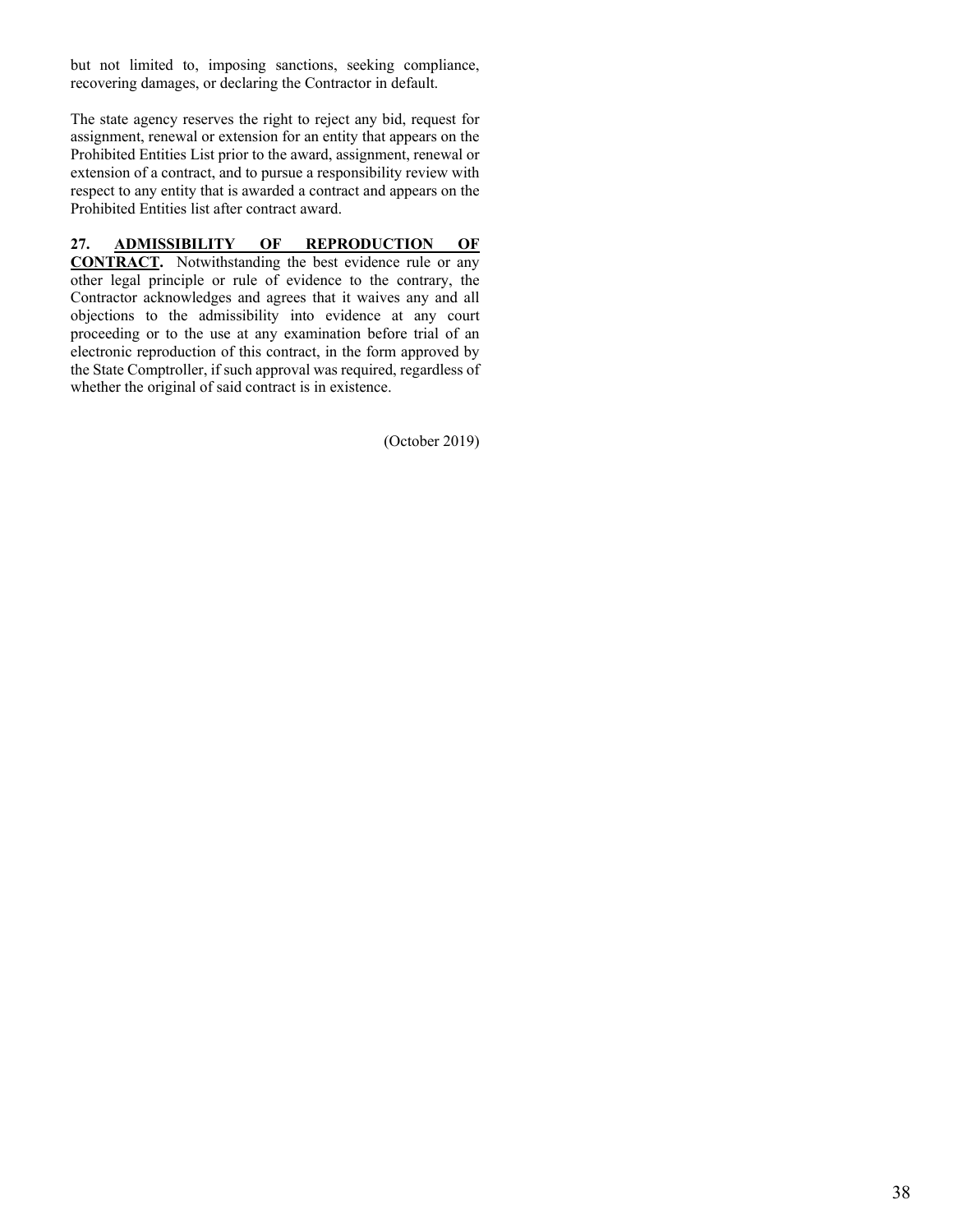but not limited to, imposing sanctions, seeking compliance, recovering damages, or declaring the Contractor in default.

The state agency reserves the right to reject any bid, request for assignment, renewal or extension for an entity that appears on the Prohibited Entities List prior to the award, assignment, renewal or extension of a contract, and to pursue a responsibility review with respect to any entity that is awarded a contract and appears on the Prohibited Entities list after contract award.

**27. ADMISSIBILITY OF REPRODUCTION OF CONTRACT.** Notwithstanding the best evidence rule or any other legal principle or rule of evidence to the contrary, the Contractor acknowledges and agrees that it waives any and all objections to the admissibility into evidence at any court proceeding or to the use at any examination before trial of an electronic reproduction of this contract, in the form approved by the State Comptroller, if such approval was required, regardless of whether the original of said contract is in existence.

(October 2019)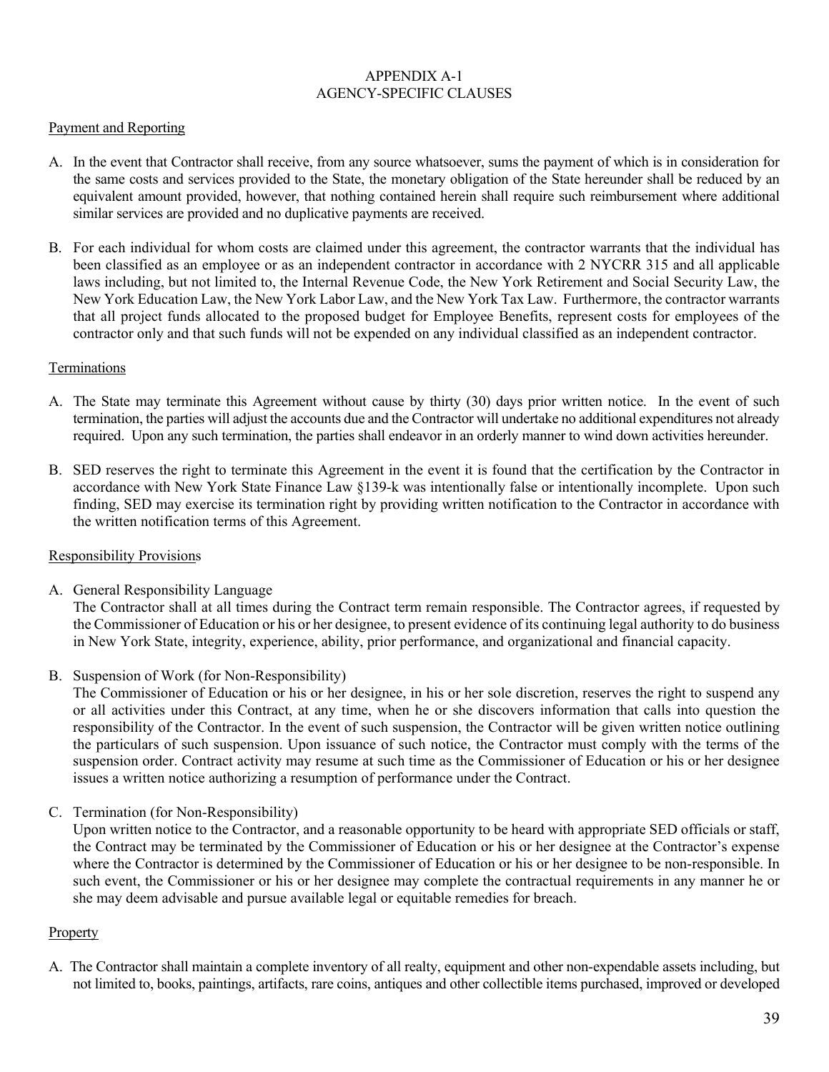# APPENDIX A-1
# AGENCY-SPECIFIC CLAUSES

## Payment and Reporting

A. In the event that Contractor shall receive, from any source whatsoever, sums the payment of which is in consideration for the same costs and services provided to the State, the monetary obligation of the State hereunder shall be reduced by an equivalent amount provided, however, that nothing contained herein shall require such reimbursement where additional similar services are provided and no duplicative payments are received.

B. For each individual for whom costs are claimed under this agreement, the contractor warrants that the individual has been classified as an employee or as an independent contractor in accordance with 2 NYCRR 315 and all applicable laws including, but not limited to, the Internal Revenue Code, the New York Retirement and Social Security Law, the New York Education Law, the New York Labor Law, and the New York Tax Law. Furthermore, the contractor warrants that all project funds allocated to the proposed budget for Employee Benefits, represent costs for employees of the contractor only and that such funds will not be expended on any individual classified as an independent contractor.

## Terminations

A. The State may terminate this Agreement without cause by thirty (30) days prior written notice. In the event of such termination, the parties will adjust the accounts due and the Contractor will undertake no additional expenditures not already required. Upon any such termination, the parties shall endeavor in an orderly manner to wind down activities hereunder.

B. SED reserves the right to terminate this Agreement in the event it is found that the certification by the Contractor in accordance with New York State Finance Law §139-k was intentionally false or intentionally incomplete. Upon such finding, SED may exercise its termination right by providing written notification to the Contractor in accordance with the written notification terms of this Agreement.

## Responsibility Provisions

A. General Responsibility Language
The Contractor shall at all times during the Contract term remain responsible. The Contractor agrees, if requested by the Commissioner of Education or his or her designee, to present evidence of its continuing legal authority to do business in New York State, integrity, experience, ability, prior performance, and organizational and financial capacity.

B. Suspension of Work (for Non-Responsibility)
The Commissioner of Education or his or her designee, in his or her sole discretion, reserves the right to suspend any or all activities under this Contract, at any time, when he or she discovers information that calls into question the responsibility of the Contractor. In the event of such suspension, the Contractor will be given written notice outlining the particulars of such suspension. Upon issuance of such notice, the Contractor must comply with the terms of the suspension order. Contract activity may resume at such time as the Commissioner of Education or his or her designee issues a written notice authorizing a resumption of performance under the Contract.

C. Termination (for Non-Responsibility)
Upon written notice to the Contractor, and a reasonable opportunity to be heard with appropriate SED officials or staff, the Contract may be terminated by the Commissioner of Education or his or her designee at the Contractor's expense where the Contractor is determined by the Commissioner of Education or his or her designee to be non-responsible. In such event, the Commissioner or his or her designee may complete the contractual requirements in any manner he or she may deem advisable and pursue available legal or equitable remedies for breach.

## Property

A. The Contractor shall maintain a complete inventory of all realty, equipment and other non-expendable assets including, but not limited to, books, paintings, artifacts, rare coins, antiques and other collectible items purchased, improved or developed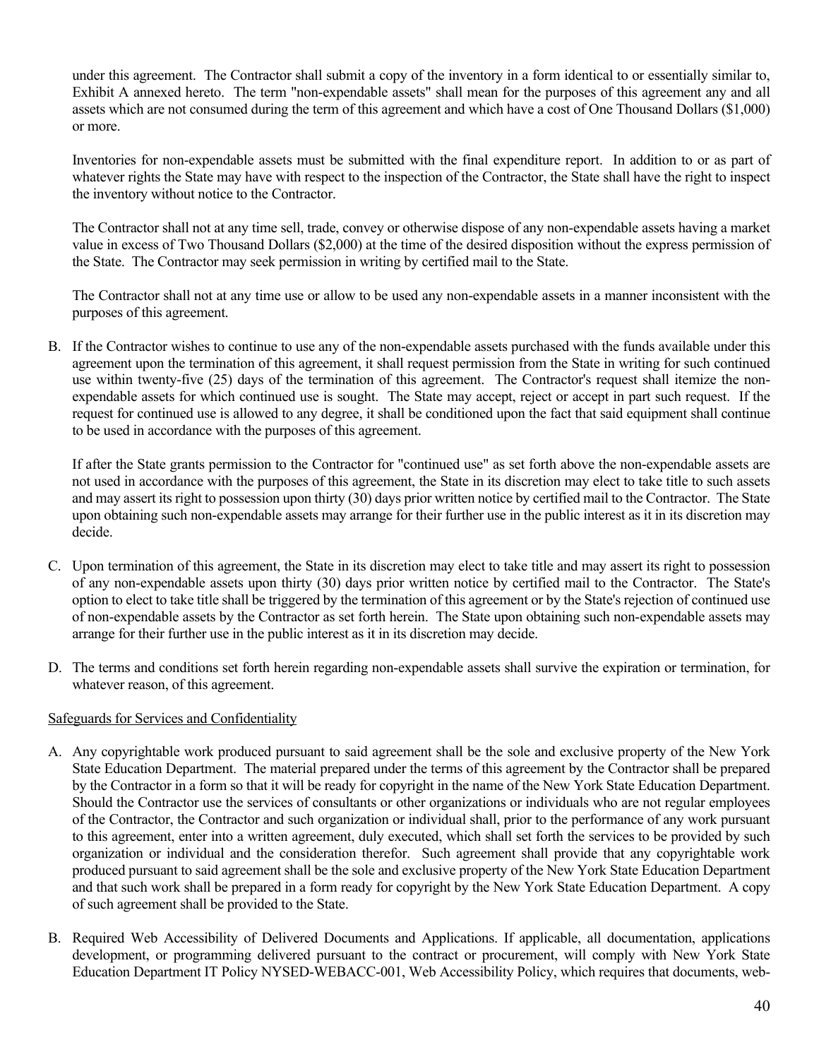under this agreement. The Contractor shall submit a copy of the inventory in a form identical to or essentially similar to, Exhibit A annexed hereto. The term "non-expendable assets" shall mean for the purposes of this agreement any and all assets which are not consumed during the term of this agreement and which have a cost of One Thousand Dollars ($1,000) or more.

Inventories for non-expendable assets must be submitted with the final expenditure report. In addition to or as part of whatever rights the State may have with respect to the inspection of the Contractor, the State shall have the right to inspect the inventory without notice to the Contractor.

The Contractor shall not at any time sell, trade, convey or otherwise dispose of any non-expendable assets having a market value in excess of Two Thousand Dollars ($2,000) at the time of the desired disposition without the express permission of the State. The Contractor may seek permission in writing by certified mail to the State.

The Contractor shall not at any time use or allow to be used any non-expendable assets in a manner inconsistent with the purposes of this agreement.

B. If the Contractor wishes to continue to use any of the non-expendable assets purchased with the funds available under this agreement upon the termination of this agreement, it shall request permission from the State in writing for such continued use within twenty-five (25) days of the termination of this agreement. The Contractor's request shall itemize the non-expendable assets for which continued use is sought. The State may accept, reject or accept in part such request. If the request for continued use is allowed to any degree, it shall be conditioned upon the fact that said equipment shall continue to be used in accordance with the purposes of this agreement.

   If after the State grants permission to the Contractor for "continued use" as set forth above the non-expendable assets are not used in accordance with the purposes of this agreement, the State in its discretion may elect to take title to such assets and may assert its right to possession upon thirty (30) days prior written notice by certified mail to the Contractor. The State upon obtaining such non-expendable assets may arrange for their further use in the public interest as it in its discretion may decide.

C. Upon termination of this agreement, the State in its discretion may elect to take title and may assert its right to possession of any non-expendable assets upon thirty (30) days prior written notice by certified mail to the Contractor. The State's option to elect to take title shall be triggered by the termination of this agreement or by the State's rejection of continued use of non-expendable assets by the Contractor as set forth herein. The State upon obtaining such non-expendable assets may arrange for their further use in the public interest as it in its discretion may decide.

D. The terms and conditions set forth herein regarding non-expendable assets shall survive the expiration or termination, for whatever reason, of this agreement.

<u>Safeguards for Services and Confidentiality</u>

A. Any copyrightable work produced pursuant to said agreement shall be the sole and exclusive property of the New York State Education Department. The material prepared under the terms of this agreement by the Contractor shall be prepared by the Contractor in a form so that it will be ready for copyright in the name of the New York State Education Department. Should the Contractor use the services of consultants or other organizations or individuals who are not regular employees of the Contractor, the Contractor and such organization or individual shall, prior to the performance of any work pursuant to this agreement, enter into a written agreement, duly executed, which shall set forth the services to be provided by such organization or individual and the consideration therefor. Such agreement shall provide that any copyrightable work produced pursuant to said agreement shall be the sole and exclusive property of the New York State Education Department and that such work shall be prepared in a form ready for copyright by the New York State Education Department. A copy of such agreement shall be provided to the State.

B. Required Web Accessibility of Delivered Documents and Applications. If applicable, all documentation, applications development, or programming delivered pursuant to the contract or procurement, will comply with New York State Education Department IT Policy NYSED-WEBACC-001, Web Accessibility Policy, which requires that documents, web-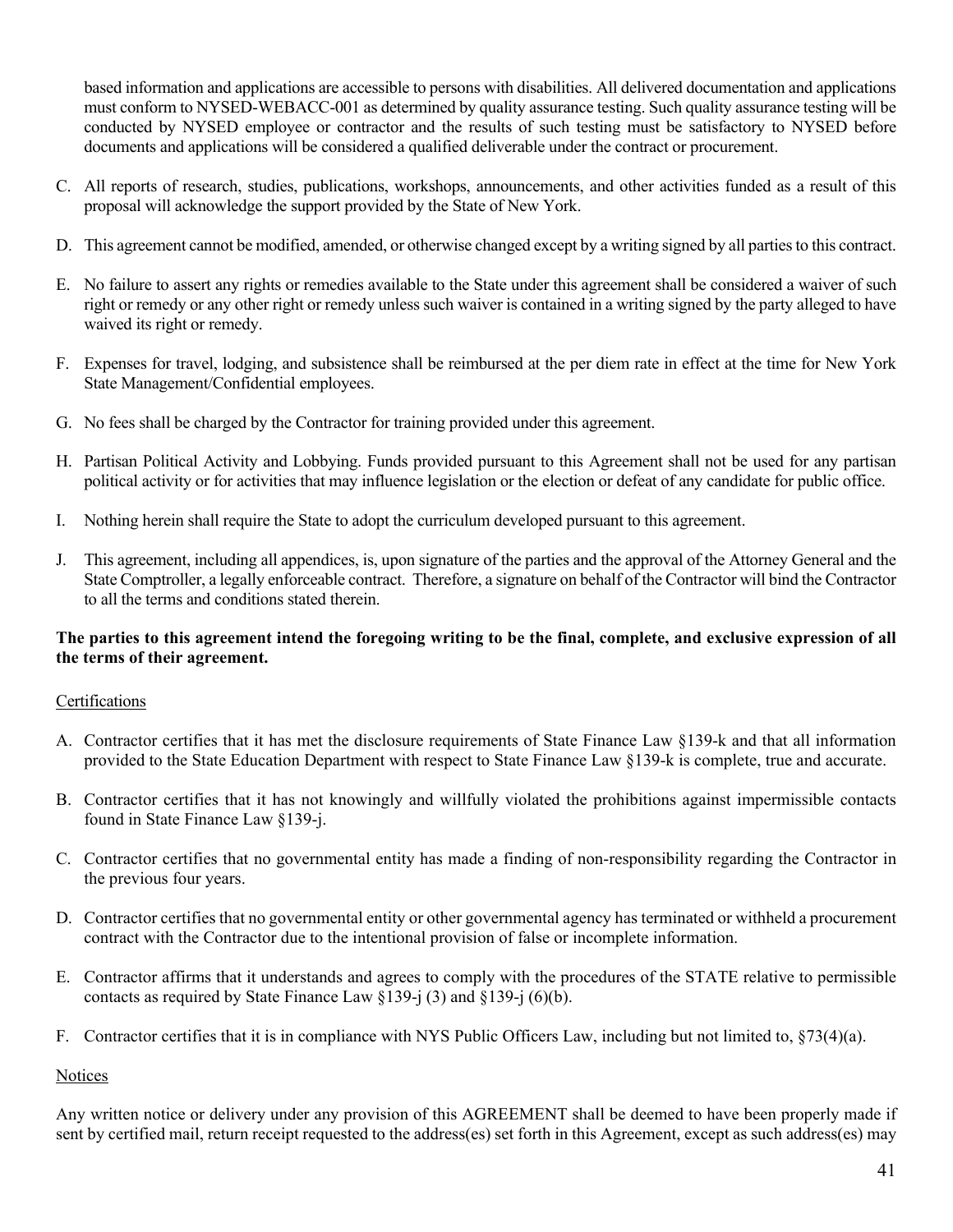based information and applications are accessible to persons with disabilities. All delivered documentation and applications must conform to NYSED-WEBACC-001 as determined by quality assurance testing. Such quality assurance testing will be conducted by NYSED employee or contractor and the results of such testing must be satisfactory to NYSED before documents and applications will be considered a qualified deliverable under the contract or procurement.

C. All reports of research, studies, publications, workshops, announcements, and other activities funded as a result of this proposal will acknowledge the support provided by the State of New York.

D. This agreement cannot be modified, amended, or otherwise changed except by a writing signed by all parties to this contract.

E. No failure to assert any rights or remedies available to the State under this agreement shall be considered a waiver of such right or remedy or any other right or remedy unless such waiver is contained in a writing signed by the party alleged to have waived its right or remedy.

F. Expenses for travel, lodging, and subsistence shall be reimbursed at the per diem rate in effect at the time for New York State Management/Confidential employees.

G. No fees shall be charged by the Contractor for training provided under this agreement.

H. Partisan Political Activity and Lobbying. Funds provided pursuant to this Agreement shall not be used for any partisan political activity or for activities that may influence legislation or the election or defeat of any candidate for public office.

I. Nothing herein shall require the State to adopt the curriculum developed pursuant to this agreement.

J. This agreement, including all appendices, is, upon signature of the parties and the approval of the Attorney General and the State Comptroller, a legally enforceable contract. Therefore, a signature on behalf of the Contractor will bind the Contractor to all the terms and conditions stated therein.

**The parties to this agreement intend the foregoing writing to be the final, complete, and exclusive expression of all the terms of their agreement.**

Certifications

A. Contractor certifies that it has met the disclosure requirements of State Finance Law §139-k and that all information provided to the State Education Department with respect to State Finance Law §139-k is complete, true and accurate.

B. Contractor certifies that it has not knowingly and willfully violated the prohibitions against impermissible contacts found in State Finance Law §139-j.

C. Contractor certifies that no governmental entity has made a finding of non-responsibility regarding the Contractor in the previous four years.

D. Contractor certifies that no governmental entity or other governmental agency has terminated or withheld a procurement contract with the Contractor due to the intentional provision of false or incomplete information.

E. Contractor affirms that it understands and agrees to comply with the procedures of the STATE relative to permissible contacts as required by State Finance Law §139-j (3) and §139-j (6)(b).

F. Contractor certifies that it is in compliance with NYS Public Officers Law, including but not limited to, §73(4)(a).

Notices

Any written notice or delivery under any provision of this AGREEMENT shall be deemed to have been properly made if sent by certified mail, return receipt requested to the address(es) set forth in this Agreement, except as such address(es) may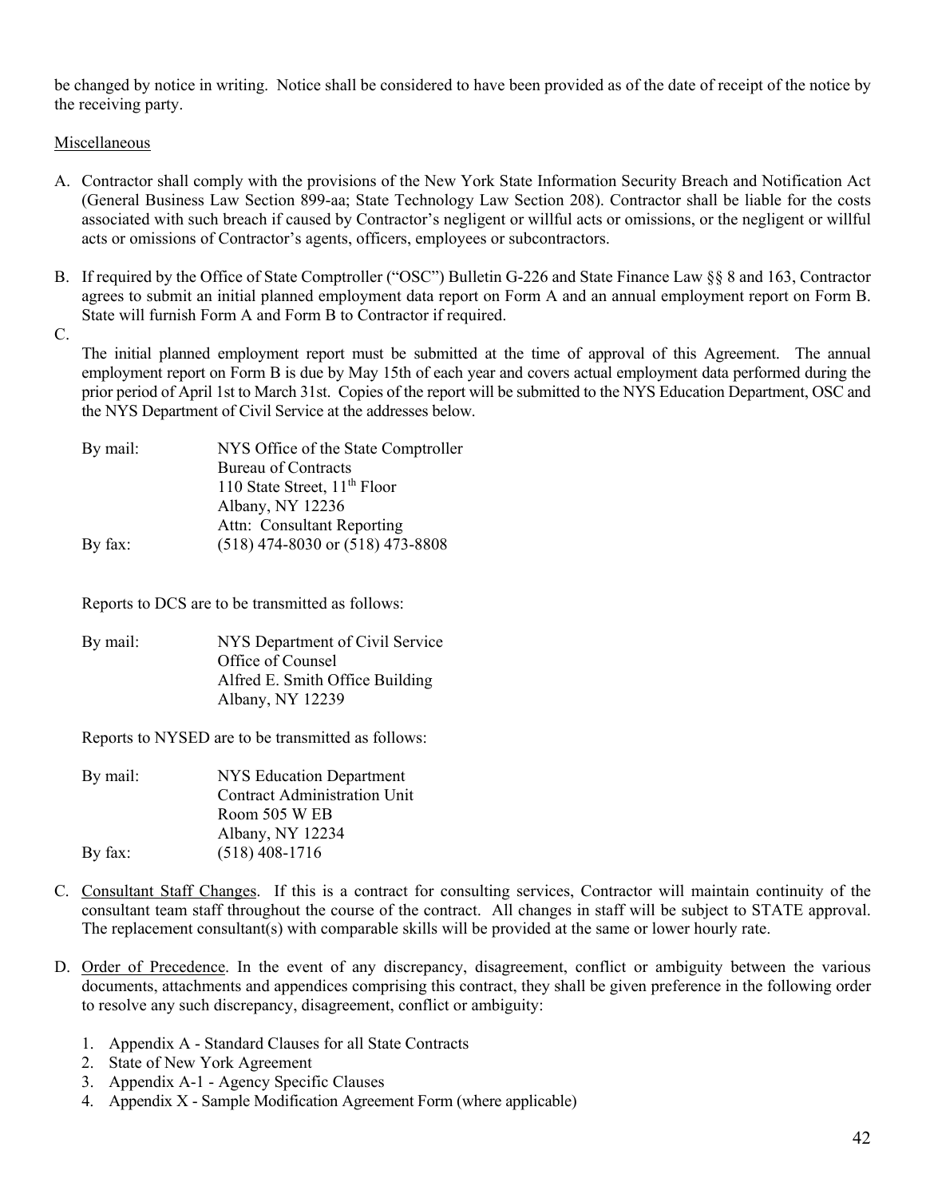be changed by notice in writing. Notice shall be considered to have been provided as of the date of receipt of the notice by the receiving party.

Miscellaneous

A. Contractor shall comply with the provisions of the New York State Information Security Breach and Notification Act (General Business Law Section 899-aa; State Technology Law Section 208). Contractor shall be liable for the costs associated with such breach if caused by Contractor's negligent or willful acts or omissions, or the negligent or willful acts or omissions of Contractor's agents, officers, employees or subcontractors.

B. If required by the Office of State Comptroller ("OSC") Bulletin G-226 and State Finance Law §§ 8 and 163, Contractor agrees to submit an initial planned employment data report on Form A and an annual employment report on Form B. State will furnish Form A and Form B to Contractor if required.

C.

The initial planned employment report must be submitted at the time of approval of this Agreement. The annual employment report on Form B is due by May 15th of each year and covers actual employment data performed during the prior period of April 1st to March 31st. Copies of the report will be submitted to the NYS Education Department, OSC and the NYS Department of Civil Service at the addresses below.

By mail: NYS Office of the State Comptroller
Bureau of Contracts
110 State Street, 11th Floor
Albany, NY 12236
Attn: Consultant Reporting

By fax: (518) 474-8030 or (518) 473-8808

Reports to DCS are to be transmitted as follows:

By mail: NYS Department of Civil Service
Office of Counsel
Alfred E. Smith Office Building
Albany, NY 12239

Reports to NYSED are to be transmitted as follows:

By mail: NYS Education Department
Contract Administration Unit
Room 505 W EB
Albany, NY 12234

By fax: (518) 408-1716

C. Consultant Staff Changes. If this is a contract for consulting services, Contractor will maintain continuity of the consultant team staff throughout the course of the contract. All changes in staff will be subject to STATE approval. The replacement consultant(s) with comparable skills will be provided at the same or lower hourly rate.

D. Order of Precedence. In the event of any discrepancy, disagreement, conflict or ambiguity between the various documents, attachments and appendices comprising this contract, they shall be given preference in the following order to resolve any such discrepancy, disagreement, conflict or ambiguity:

1. Appendix A - Standard Clauses for all State Contracts
2. State of New York Agreement
3. Appendix A-1 - Agency Specific Clauses
4. Appendix X - Sample Modification Agreement Form (where applicable)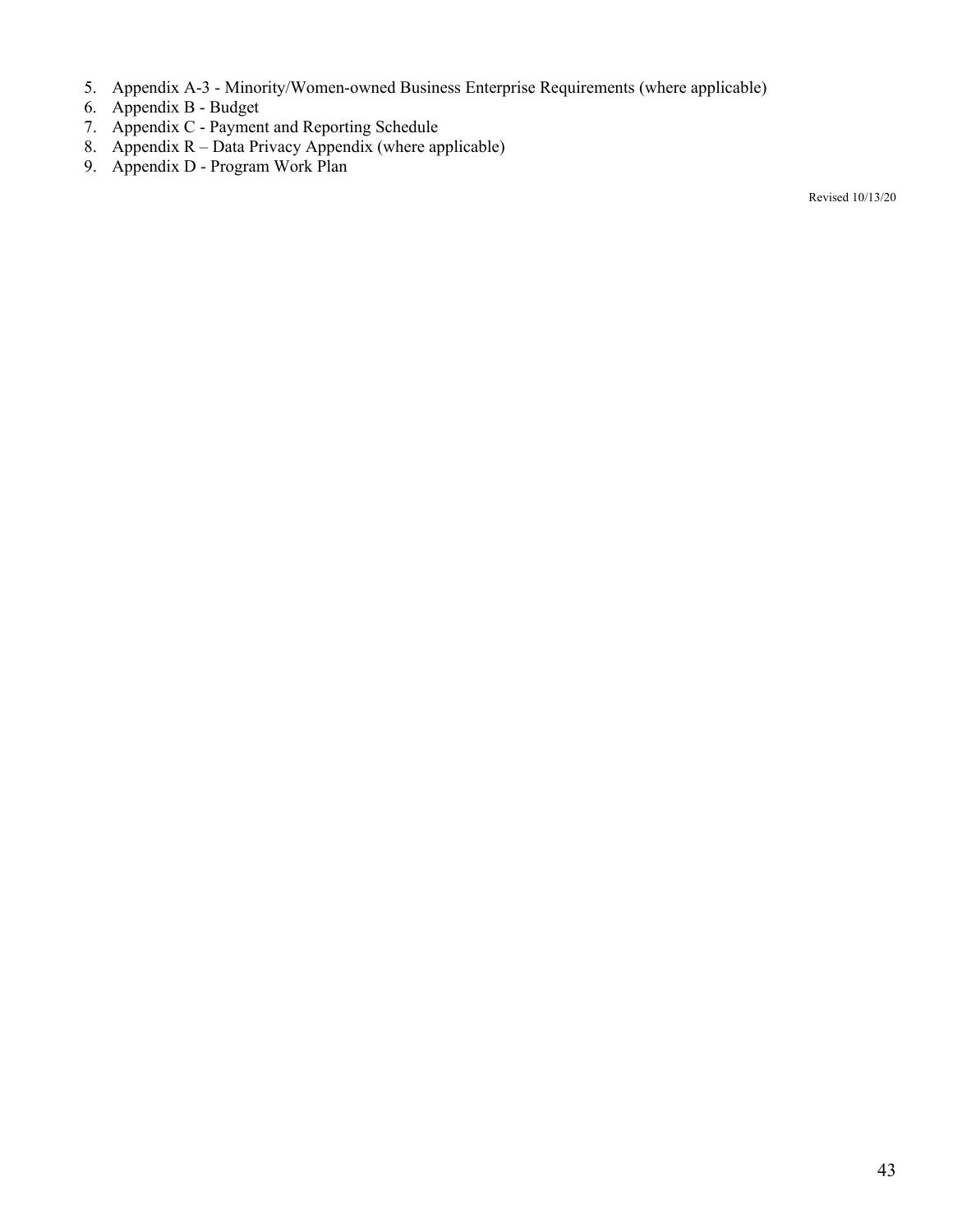5. Appendix A-3 - Minority/Women-owned Business Enterprise Requirements (where applicable)
6. Appendix B - Budget
7. Appendix C - Payment and Reporting Schedule
8. Appendix R – Data Privacy Appendix (where applicable)
9. Appendix D - Program Work Plan

Revised 10/13/20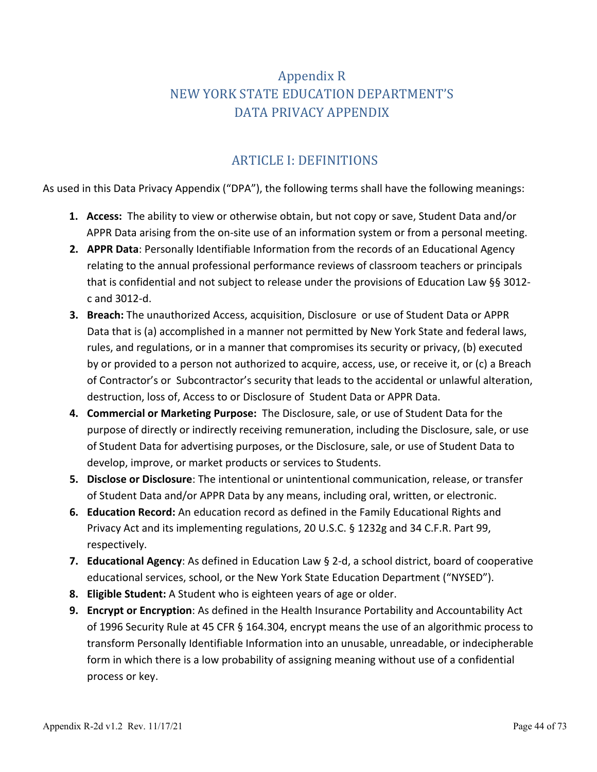# Appendix R
# NEW YORK STATE EDUCATION DEPARTMENT'S DATA PRIVACY APPENDIX

## ARTICLE I: DEFINITIONS

As used in this Data Privacy Appendix ("DPA"), the following terms shall have the following meanings:

1. **Access:** The ability to view or otherwise obtain, but not copy or save, Student Data and/or APPR Data arising from the on-site use of an information system or from a personal meeting.
2. **APPR Data**: Personally Identifiable Information from the records of an Educational Agency relating to the annual professional performance reviews of classroom teachers or principals that is confidential and not subject to release under the provisions of Education Law §§ 3012-c and 3012-d.
3. **Breach:** The unauthorized Access, acquisition, Disclosure or use of Student Data or APPR Data that is (a) accomplished in a manner not permitted by New York State and federal laws, rules, and regulations, or in a manner that compromises its security or privacy, (b) executed by or provided to a person not authorized to acquire, access, use, or receive it, or (c) a Breach of Contractor's or Subcontractor's security that leads to the accidental or unlawful alteration, destruction, loss of, Access to or Disclosure of Student Data or APPR Data.
4. **Commercial or Marketing Purpose:** The Disclosure, sale, or use of Student Data for the purpose of directly or indirectly receiving remuneration, including the Disclosure, sale, or use of Student Data for advertising purposes, or the Disclosure, sale, or use of Student Data to develop, improve, or market products or services to Students.
5. **Disclose or Disclosure**: The intentional or unintentional communication, release, or transfer of Student Data and/or APPR Data by any means, including oral, written, or electronic.
6. **Education Record:** An education record as defined in the Family Educational Rights and Privacy Act and its implementing regulations, 20 U.S.C. § 1232g and 34 C.F.R. Part 99, respectively.
7. **Educational Agency**: As defined in Education Law § 2-d, a school district, board of cooperative educational services, school, or the New York State Education Department ("NYSED").
8. **Eligible Student:** A Student who is eighteen years of age or older.
9. **Encrypt or Encryption**: As defined in the Health Insurance Portability and Accountability Act of 1996 Security Rule at 45 CFR § 164.304, encrypt means the use of an algorithmic process to transform Personally Identifiable Information into an unusable, unreadable, or indecipherable form in which there is a low probability of assigning meaning without use of a confidential process or key.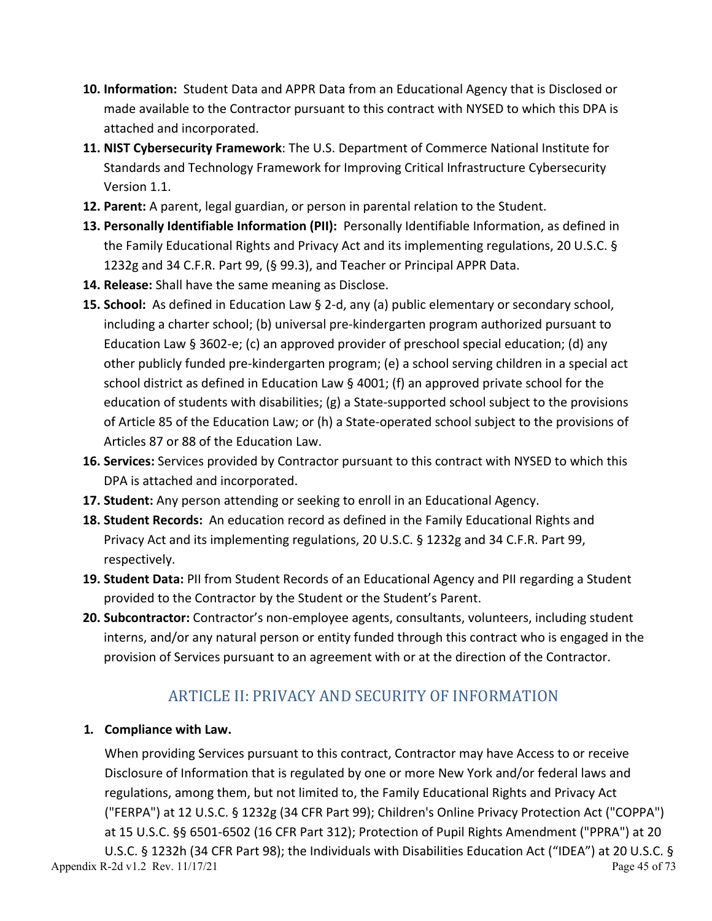10. **Information:** Student Data and APPR Data from an Educational Agency that is Disclosed or made available to the Contractor pursuant to this contract with NYSED to which this DPA is attached and incorporated.
11. **NIST Cybersecurity Framework**: The U.S. Department of Commerce National Institute for Standards and Technology Framework for Improving Critical Infrastructure Cybersecurity Version 1.1.
12. **Parent:** A parent, legal guardian, or person in parental relation to the Student.
13. **Personally Identifiable Information (PII):** Personally Identifiable Information, as defined in the Family Educational Rights and Privacy Act and its implementing regulations, 20 U.S.C. § 1232g and 34 C.F.R. Part 99, (§ 99.3), and Teacher or Principal APPR Data.
14. **Release:** Shall have the same meaning as Disclose.
15. **School:** As defined in Education Law § 2-d, any (a) public elementary or secondary school, including a charter school; (b) universal pre-kindergarten program authorized pursuant to Education Law § 3602-e; (c) an approved provider of preschool special education; (d) any other publicly funded pre-kindergarten program; (e) a school serving children in a special act school district as defined in Education Law § 4001; (f) an approved private school for the education of students with disabilities; (g) a State-supported school subject to the provisions of Article 85 of the Education Law; or (h) a State-operated school subject to the provisions of Articles 87 or 88 of the Education Law.
16. **Services:** Services provided by Contractor pursuant to this contract with NYSED to which this DPA is attached and incorporated.
17. **Student:** Any person attending or seeking to enroll in an Educational Agency.
18. **Student Records:** An education record as defined in the Family Educational Rights and Privacy Act and its implementing regulations, 20 U.S.C. § 1232g and 34 C.F.R. Part 99, respectively.
19. **Student Data:** PII from Student Records of an Educational Agency and PII regarding a Student provided to the Contractor by the Student or the Student's Parent.
20. **Subcontractor:** Contractor's non-employee agents, consultants, volunteers, including student interns, and/or any natural person or entity funded through this contract who is engaged in the provision of Services pursuant to an agreement with or at the direction of the Contractor.

## ARTICLE II: PRIVACY AND SECURITY OF INFORMATION

**1. Compliance with Law.**

When providing Services pursuant to this contract, Contractor may have Access to or receive Disclosure of Information that is regulated by one or more New York and/or federal laws and regulations, among them, but not limited to, the Family Educational Rights and Privacy Act ("FERPA") at 12 U.S.C. § 1232g (34 CFR Part 99); Children's Online Privacy Protection Act ("COPPA") at 15 U.S.C. §§ 6501-6502 (16 CFR Part 312); Protection of Pupil Rights Amendment ("PPRA") at 20 U.S.C. § 1232h (34 CFR Part 98); the Individuals with Disabilities Education Act ("IDEA") at 20 U.S.C. §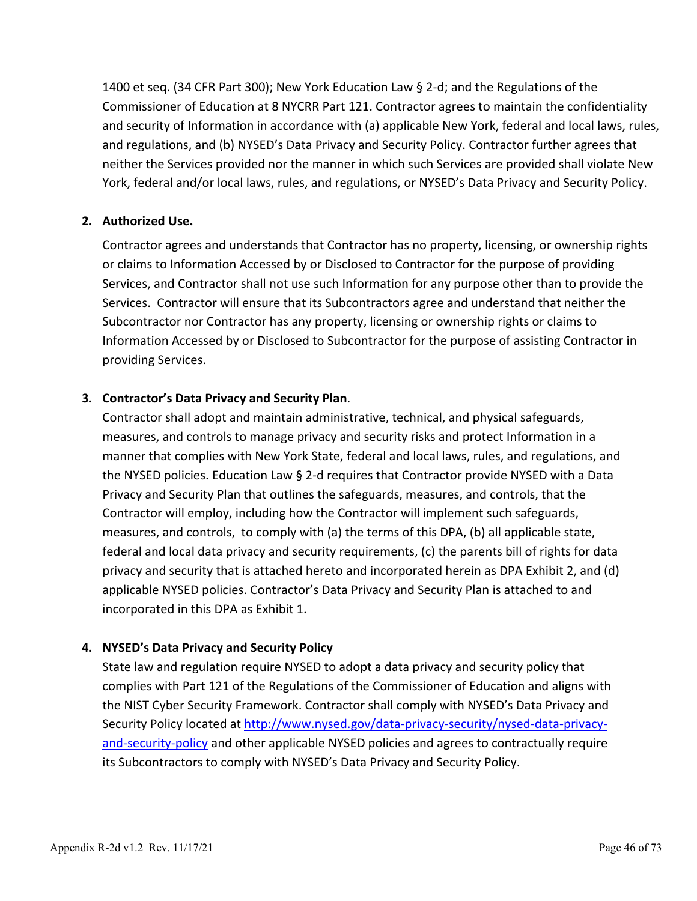1400 et seq. (34 CFR Part 300); New York Education Law § 2-d; and the Regulations of the Commissioner of Education at 8 NYCRR Part 121. Contractor agrees to maintain the confidentiality and security of Information in accordance with (a) applicable New York, federal and local laws, rules, and regulations, and (b) NYSED's Data Privacy and Security Policy. Contractor further agrees that neither the Services provided nor the manner in which such Services are provided shall violate New York, federal and/or local laws, rules, and regulations, or NYSED's Data Privacy and Security Policy.

2. **Authorized Use.**

   Contractor agrees and understands that Contractor has no property, licensing, or ownership rights or claims to Information Accessed by or Disclosed to Contractor for the purpose of providing Services, and Contractor shall not use such Information for any purpose other than to provide the Services. Contractor will ensure that its Subcontractors agree and understand that neither the Subcontractor nor Contractor has any property, licensing or ownership rights or claims to Information Accessed by or Disclosed to Subcontractor for the purpose of assisting Contractor in providing Services.

3. **Contractor's Data Privacy and Security Plan**.

   Contractor shall adopt and maintain administrative, technical, and physical safeguards, measures, and controls to manage privacy and security risks and protect Information in a manner that complies with New York State, federal and local laws, rules, and regulations, and the NYSED policies. Education Law § 2-d requires that Contractor provide NYSED with a Data Privacy and Security Plan that outlines the safeguards, measures, and controls, that the Contractor will employ, including how the Contractor will implement such safeguards, measures, and controls, to comply with (a) the terms of this DPA, (b) all applicable state, federal and local data privacy and security requirements, (c) the parents bill of rights for data privacy and security that is attached hereto and incorporated herein as DPA Exhibit 2, and (d) applicable NYSED policies. Contractor's Data Privacy and Security Plan is attached to and incorporated in this DPA as Exhibit 1.

4. **NYSED's Data Privacy and Security Policy**

   State law and regulation require NYSED to adopt a data privacy and security policy that complies with Part 121 of the Regulations of the Commissioner of Education and aligns with the NIST Cyber Security Framework. Contractor shall comply with NYSED's Data Privacy and Security Policy located at [http://www.nysed.gov/data-privacy-security/nysed-data-privacy-and-security-policy](http://www.nysed.gov/data-privacy-security/nysed-data-privacy-and-security-policy) and other applicable NYSED policies and agrees to contractually require its Subcontractors to comply with NYSED's Data Privacy and Security Policy.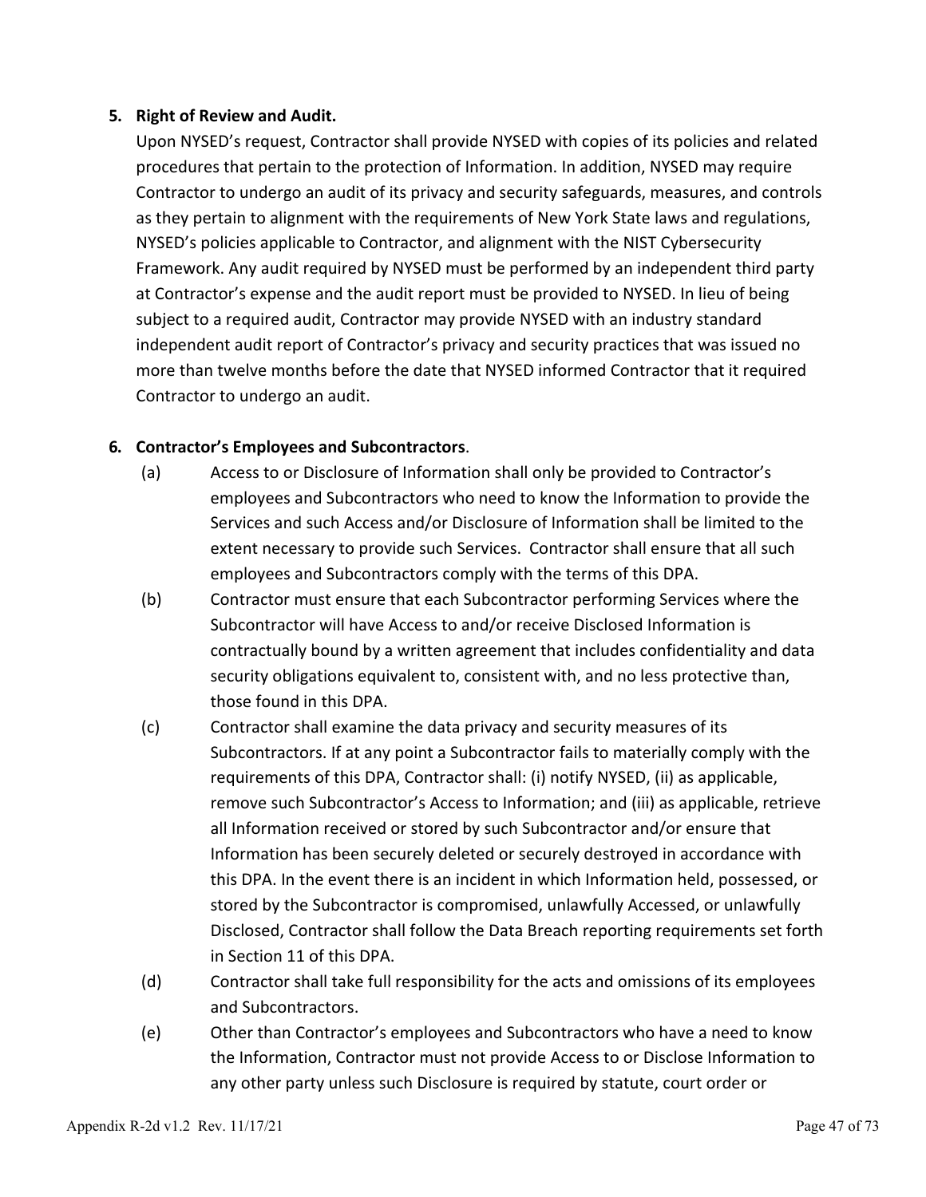**5. Right of Review and Audit.**

Upon NYSED's request, Contractor shall provide NYSED with copies of its policies and related procedures that pertain to the protection of Information. In addition, NYSED may require Contractor to undergo an audit of its privacy and security safeguards, measures, and controls as they pertain to alignment with the requirements of New York State laws and regulations, NYSED's policies applicable to Contractor, and alignment with the NIST Cybersecurity Framework. Any audit required by NYSED must be performed by an independent third party at Contractor's expense and the audit report must be provided to NYSED. In lieu of being subject to a required audit, Contractor may provide NYSED with an industry standard independent audit report of Contractor's privacy and security practices that was issued no more than twelve months before the date that NYSED informed Contractor that it required Contractor to undergo an audit.

**6. Contractor's Employees and Subcontractors**.

(a) Access to or Disclosure of Information shall only be provided to Contractor's employees and Subcontractors who need to know the Information to provide the Services and such Access and/or Disclosure of Information shall be limited to the extent necessary to provide such Services. Contractor shall ensure that all such employees and Subcontractors comply with the terms of this DPA.

(b) Contractor must ensure that each Subcontractor performing Services where the Subcontractor will have Access to and/or receive Disclosed Information is contractually bound by a written agreement that includes confidentiality and data security obligations equivalent to, consistent with, and no less protective than, those found in this DPA.

(c) Contractor shall examine the data privacy and security measures of its Subcontractors. If at any point a Subcontractor fails to materially comply with the requirements of this DPA, Contractor shall: (i) notify NYSED, (ii) as applicable, remove such Subcontractor's Access to Information; and (iii) as applicable, retrieve all Information received or stored by such Subcontractor and/or ensure that Information has been securely deleted or securely destroyed in accordance with this DPA. In the event there is an incident in which Information held, possessed, or stored by the Subcontractor is compromised, unlawfully Accessed, or unlawfully Disclosed, Contractor shall follow the Data Breach reporting requirements set forth in Section 11 of this DPA.

(d) Contractor shall take full responsibility for the acts and omissions of its employees and Subcontractors.

(e) Other than Contractor's employees and Subcontractors who have a need to know the Information, Contractor must not provide Access to or Disclose Information to any other party unless such Disclosure is required by statute, court order or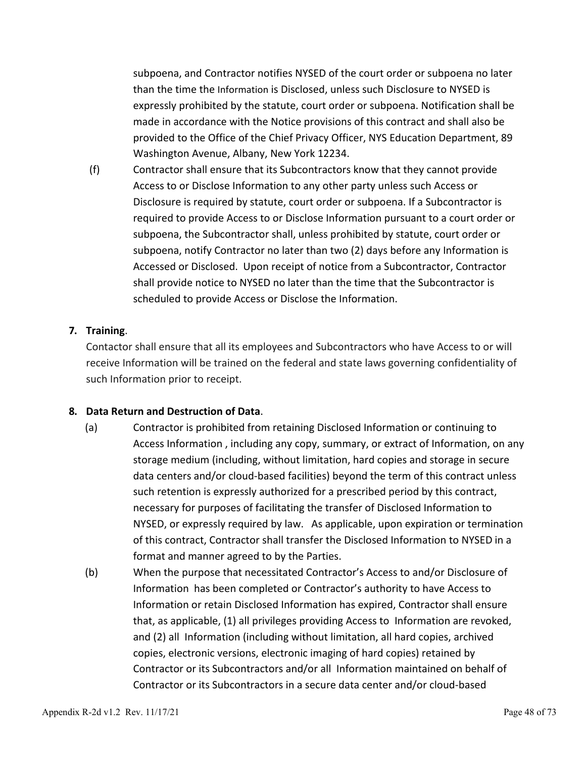subpoena, and Contractor notifies NYSED of the court order or subpoena no later than the time the Information is Disclosed, unless such Disclosure to NYSED is expressly prohibited by the statute, court order or subpoena. Notification shall be made in accordance with the Notice provisions of this contract and shall also be provided to the Office of the Chief Privacy Officer, NYS Education Department, 89 Washington Avenue, Albany, New York 12234.

(f) Contractor shall ensure that its Subcontractors know that they cannot provide Access to or Disclose Information to any other party unless such Access or Disclosure is required by statute, court order or subpoena. If a Subcontractor is required to provide Access to or Disclose Information pursuant to a court order or subpoena, the Subcontractor shall, unless prohibited by statute, court order or subpoena, notify Contractor no later than two (2) days before any Information is Accessed or Disclosed. Upon receipt of notice from a Subcontractor, Contractor shall provide notice to NYSED no later than the time that the Subcontractor is scheduled to provide Access or Disclose the Information.

**7. Training**.

Contactor shall ensure that all its employees and Subcontractors who have Access to or will receive Information will be trained on the federal and state laws governing confidentiality of such Information prior to receipt.

**8. Data Return and Destruction of Data**.

(a) Contractor is prohibited from retaining Disclosed Information or continuing to Access Information , including any copy, summary, or extract of Information, on any storage medium (including, without limitation, hard copies and storage in secure data centers and/or cloud-based facilities) beyond the term of this contract unless such retention is expressly authorized for a prescribed period by this contract, necessary for purposes of facilitating the transfer of Disclosed Information to NYSED, or expressly required by law. As applicable, upon expiration or termination of this contract, Contractor shall transfer the Disclosed Information to NYSED in a format and manner agreed to by the Parties.

(b) When the purpose that necessitated Contractor's Access to and/or Disclosure of Information has been completed or Contractor's authority to have Access to Information or retain Disclosed Information has expired, Contractor shall ensure that, as applicable, (1) all privileges providing Access to Information are revoked, and (2) all Information (including without limitation, all hard copies, archived copies, electronic versions, electronic imaging of hard copies) retained by Contractor or its Subcontractors and/or all Information maintained on behalf of Contractor or its Subcontractors in a secure data center and/or cloud-based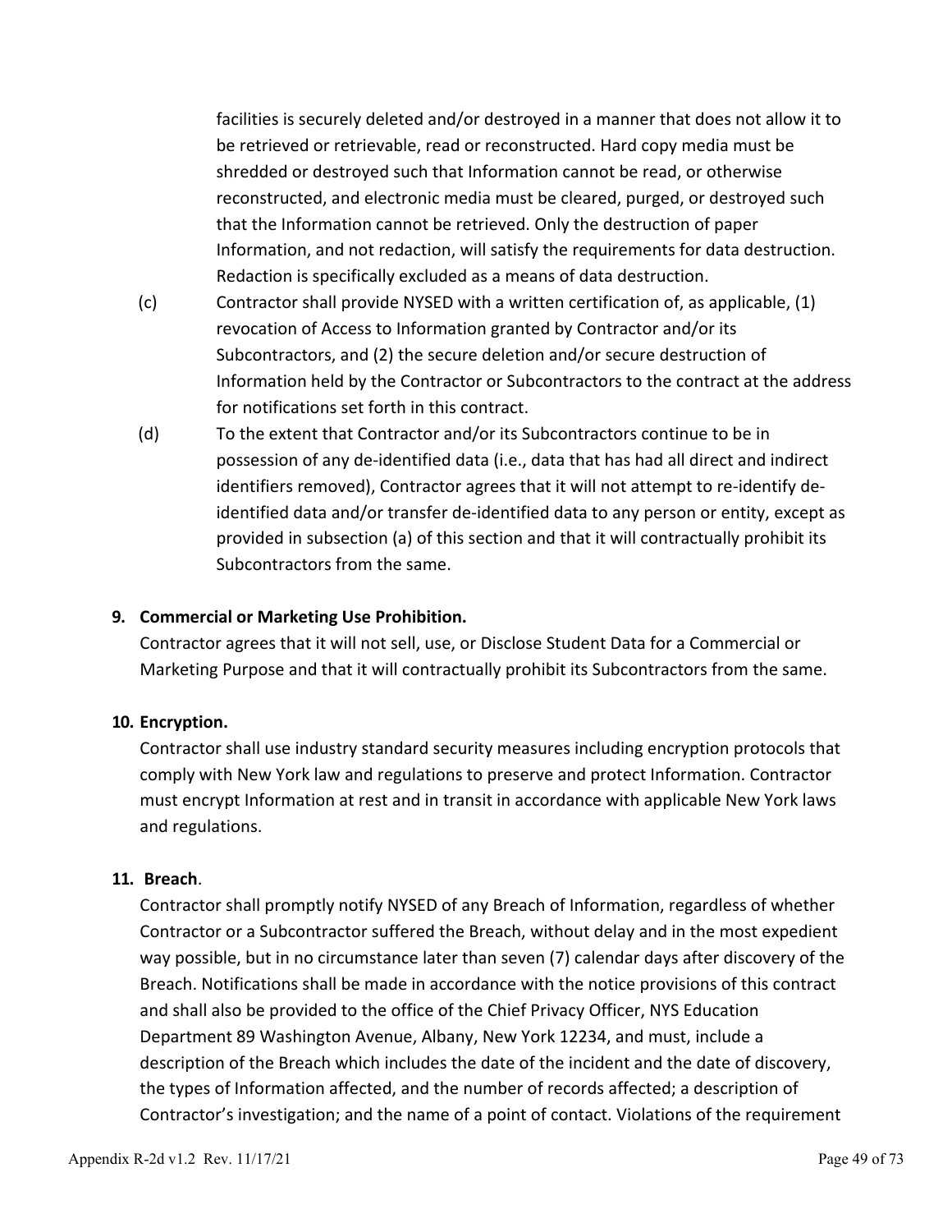facilities is securely deleted and/or destroyed in a manner that does not allow it to be retrieved or retrievable, read or reconstructed. Hard copy media must be shredded or destroyed such that Information cannot be read, or otherwise reconstructed, and electronic media must be cleared, purged, or destroyed such that the Information cannot be retrieved. Only the destruction of paper Information, and not redaction, will satisfy the requirements for data destruction. Redaction is specifically excluded as a means of data destruction.

(c) Contractor shall provide NYSED with a written certification of, as applicable, (1) revocation of Access to Information granted by Contractor and/or its Subcontractors, and (2) the secure deletion and/or secure destruction of Information held by the Contractor or Subcontractors to the contract at the address for notifications set forth in this contract.

(d) To the extent that Contractor and/or its Subcontractors continue to be in possession of any de-identified data (i.e., data that has had all direct and indirect identifiers removed), Contractor agrees that it will not attempt to re-identify de-identified data and/or transfer de-identified data to any person or entity, except as provided in subsection (a) of this section and that it will contractually prohibit its Subcontractors from the same.

**9. Commercial or Marketing Use Prohibition.**

Contractor agrees that it will not sell, use, or Disclose Student Data for a Commercial or Marketing Purpose and that it will contractually prohibit its Subcontractors from the same.

**10. Encryption.**

Contractor shall use industry standard security measures including encryption protocols that comply with New York law and regulations to preserve and protect Information. Contractor must encrypt Information at rest and in transit in accordance with applicable New York laws and regulations.

**11. Breach**.

Contractor shall promptly notify NYSED of any Breach of Information, regardless of whether Contractor or a Subcontractor suffered the Breach, without delay and in the most expedient way possible, but in no circumstance later than seven (7) calendar days after discovery of the Breach. Notifications shall be made in accordance with the notice provisions of this contract and shall also be provided to the office of the Chief Privacy Officer, NYS Education Department 89 Washington Avenue, Albany, New York 12234, and must, include a description of the Breach which includes the date of the incident and the date of discovery, the types of Information affected, and the number of records affected; a description of Contractor's investigation; and the name of a point of contact. Violations of the requirement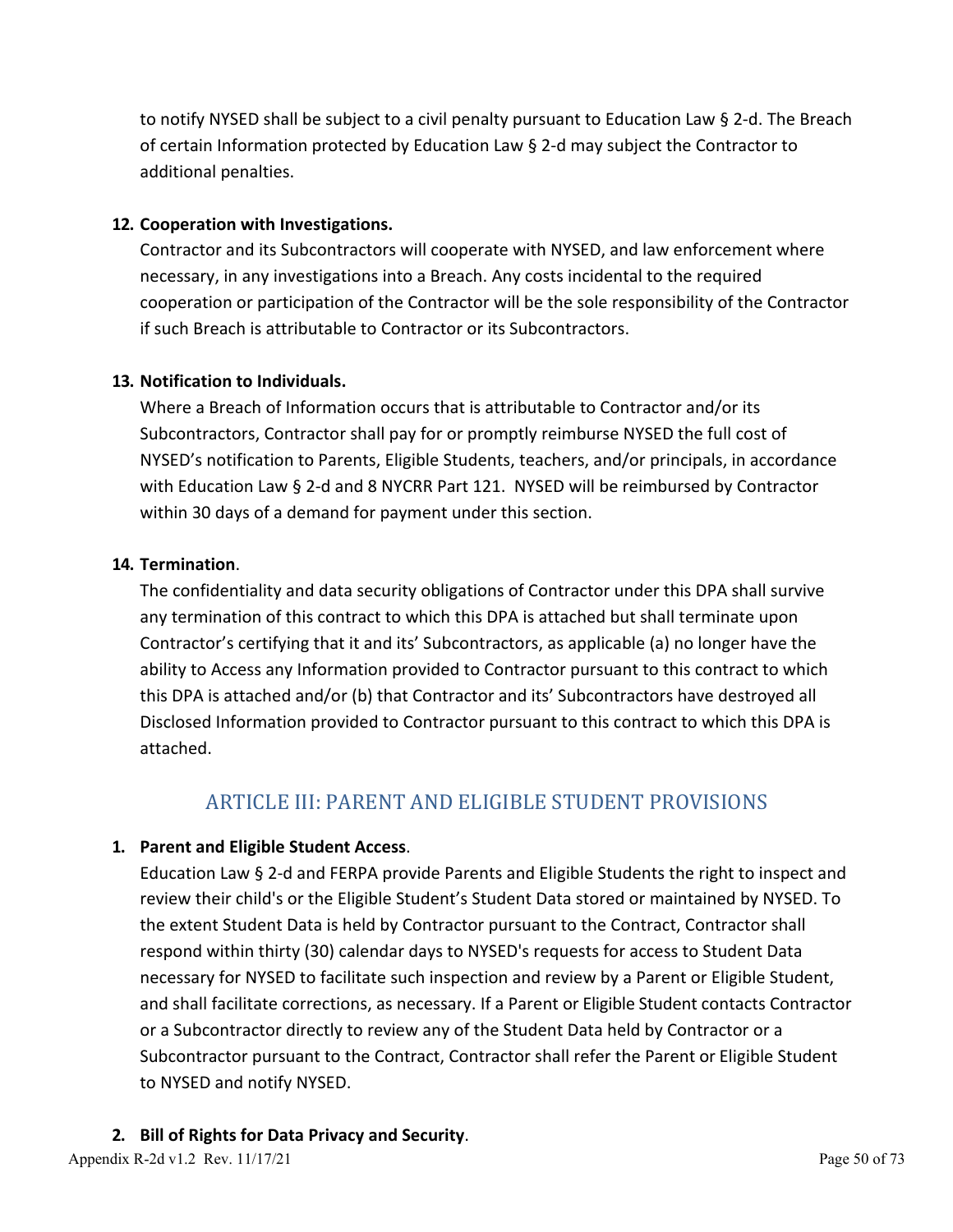to notify NYSED shall be subject to a civil penalty pursuant to Education Law § 2-d. The Breach of certain Information protected by Education Law § 2-d may subject the Contractor to additional penalties.

**12. Cooperation with Investigations.**

Contractor and its Subcontractors will cooperate with NYSED, and law enforcement where necessary, in any investigations into a Breach. Any costs incidental to the required cooperation or participation of the Contractor will be the sole responsibility of the Contractor if such Breach is attributable to Contractor or its Subcontractors.

**13. Notification to Individuals.**

Where a Breach of Information occurs that is attributable to Contractor and/or its Subcontractors, Contractor shall pay for or promptly reimburse NYSED the full cost of NYSED's notification to Parents, Eligible Students, teachers, and/or principals, in accordance with Education Law § 2-d and 8 NYCRR Part 121. NYSED will be reimbursed by Contractor within 30 days of a demand for payment under this section.

**14. Termination**.

The confidentiality and data security obligations of Contractor under this DPA shall survive any termination of this contract to which this DPA is attached but shall terminate upon Contractor's certifying that it and its' Subcontractors, as applicable (a) no longer have the ability to Access any Information provided to Contractor pursuant to this contract to which this DPA is attached and/or (b) that Contractor and its' Subcontractors have destroyed all Disclosed Information provided to Contractor pursuant to this contract to which this DPA is attached.

## ARTICLE III: PARENT AND ELIGIBLE STUDENT PROVISIONS

**1. Parent and Eligible Student Access**.

Education Law § 2-d and FERPA provide Parents and Eligible Students the right to inspect and review their child's or the Eligible Student's Student Data stored or maintained by NYSED. To the extent Student Data is held by Contractor pursuant to the Contract, Contractor shall respond within thirty (30) calendar days to NYSED's requests for access to Student Data necessary for NYSED to facilitate such inspection and review by a Parent or Eligible Student, and shall facilitate corrections, as necessary. If a Parent or Eligible Student contacts Contractor or a Subcontractor directly to review any of the Student Data held by Contractor or a Subcontractor pursuant to the Contract, Contractor shall refer the Parent or Eligible Student to NYSED and notify NYSED.

**2. Bill of Rights for Data Privacy and Security**.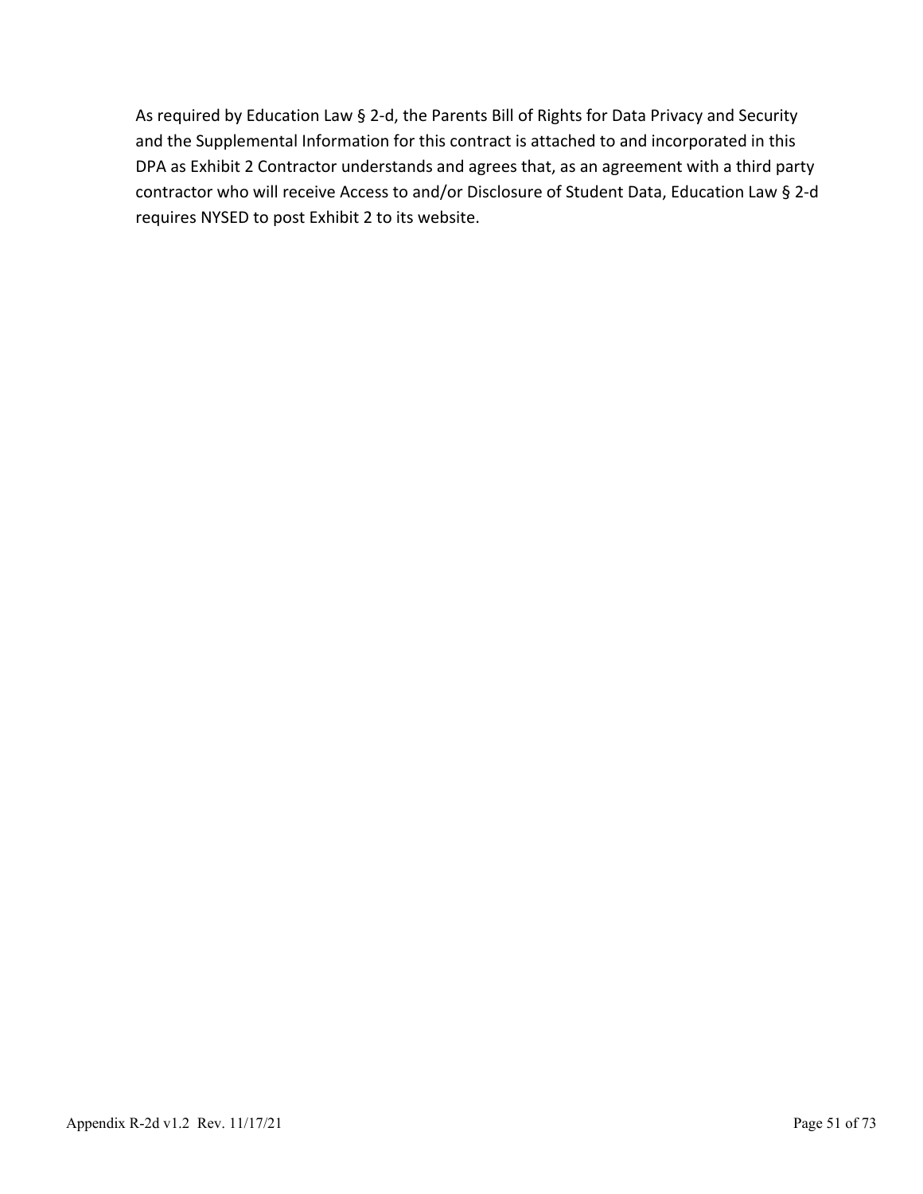As required by Education Law § 2-d, the Parents Bill of Rights for Data Privacy and Security and the Supplemental Information for this contract is attached to and incorporated in this DPA as Exhibit 2 Contractor understands and agrees that, as an agreement with a third party contractor who will receive Access to and/or Disclosure of Student Data, Education Law § 2-d requires NYSED to post Exhibit 2 to its website.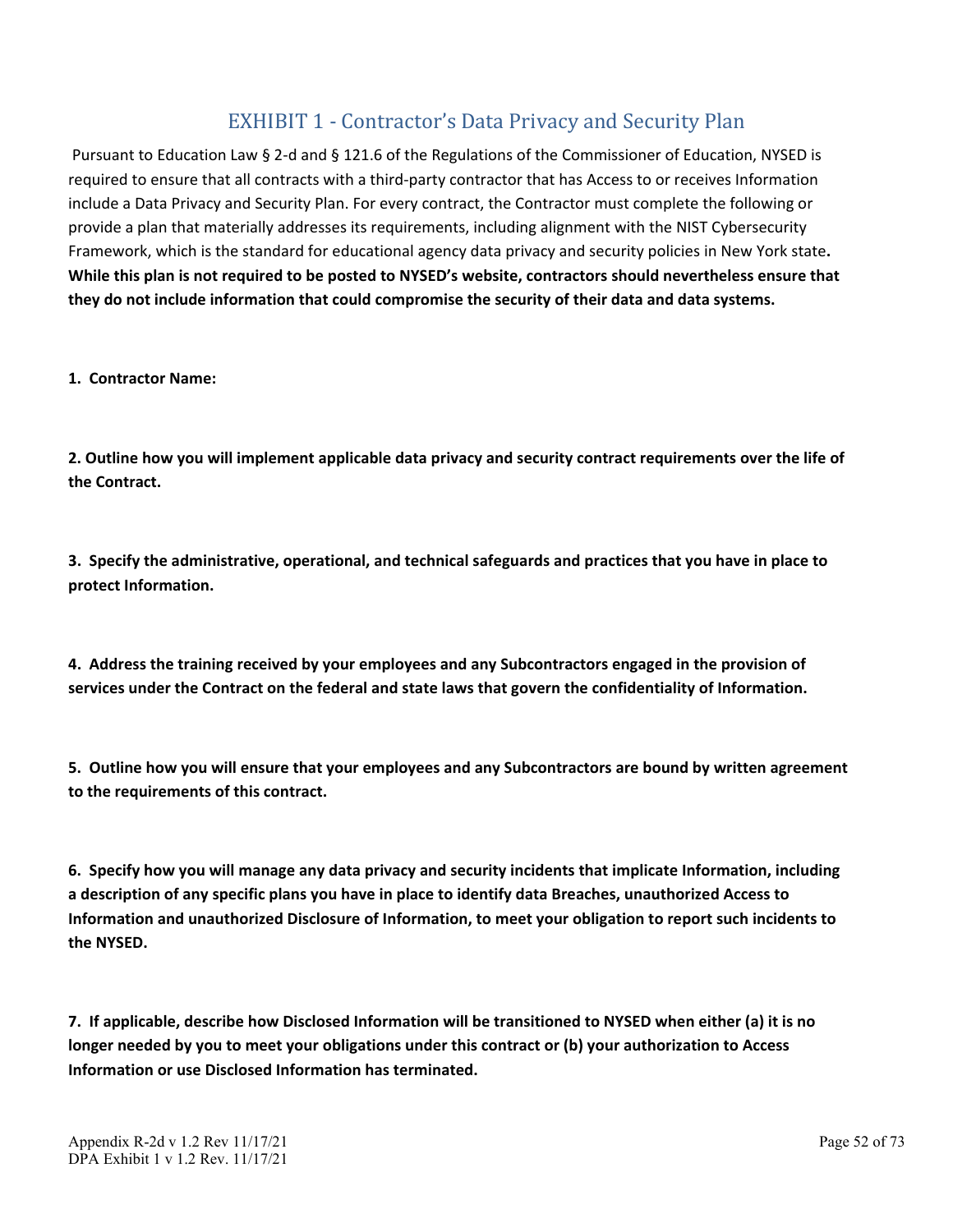# EXHIBIT 1 - Contractor's Data Privacy and Security Plan

Pursuant to Education Law § 2-d and § 121.6 of the Regulations of the Commissioner of Education, NYSED is required to ensure that all contracts with a third-party contractor that has Access to or receives Information include a Data Privacy and Security Plan. For every contract, the Contractor must complete the following or provide a plan that materially addresses its requirements, including alignment with the NIST Cybersecurity Framework, which is the standard for educational agency data privacy and security policies in New York state**. While this plan is not required to be posted to NYSED's website, contractors should nevertheless ensure that they do not include information that could compromise the security of their data and data systems.**

**1. Contractor Name:**

**2. Outline how you will implement applicable data privacy and security contract requirements over the life of the Contract.**

**3. Specify the administrative, operational, and technical safeguards and practices that you have in place to protect Information.**

**4. Address the training received by your employees and any Subcontractors engaged in the provision of services under the Contract on the federal and state laws that govern the confidentiality of Information.**

**5. Outline how you will ensure that your employees and any Subcontractors are bound by written agreement to the requirements of this contract.**

**6. Specify how you will manage any data privacy and security incidents that implicate Information, including a description of any specific plans you have in place to identify data Breaches, unauthorized Access to Information and unauthorized Disclosure of Information, to meet your obligation to report such incidents to the NYSED.**

**7. If applicable, describe how Disclosed Information will be transitioned to NYSED when either (a) it is no longer needed by you to meet your obligations under this contract or (b) your authorization to Access Information or use Disclosed Information has terminated.**

Appendix R-2d v 1.2 Rev 11/17/21
DPA Exhibit 1 v 1.2 Rev. 11/17/21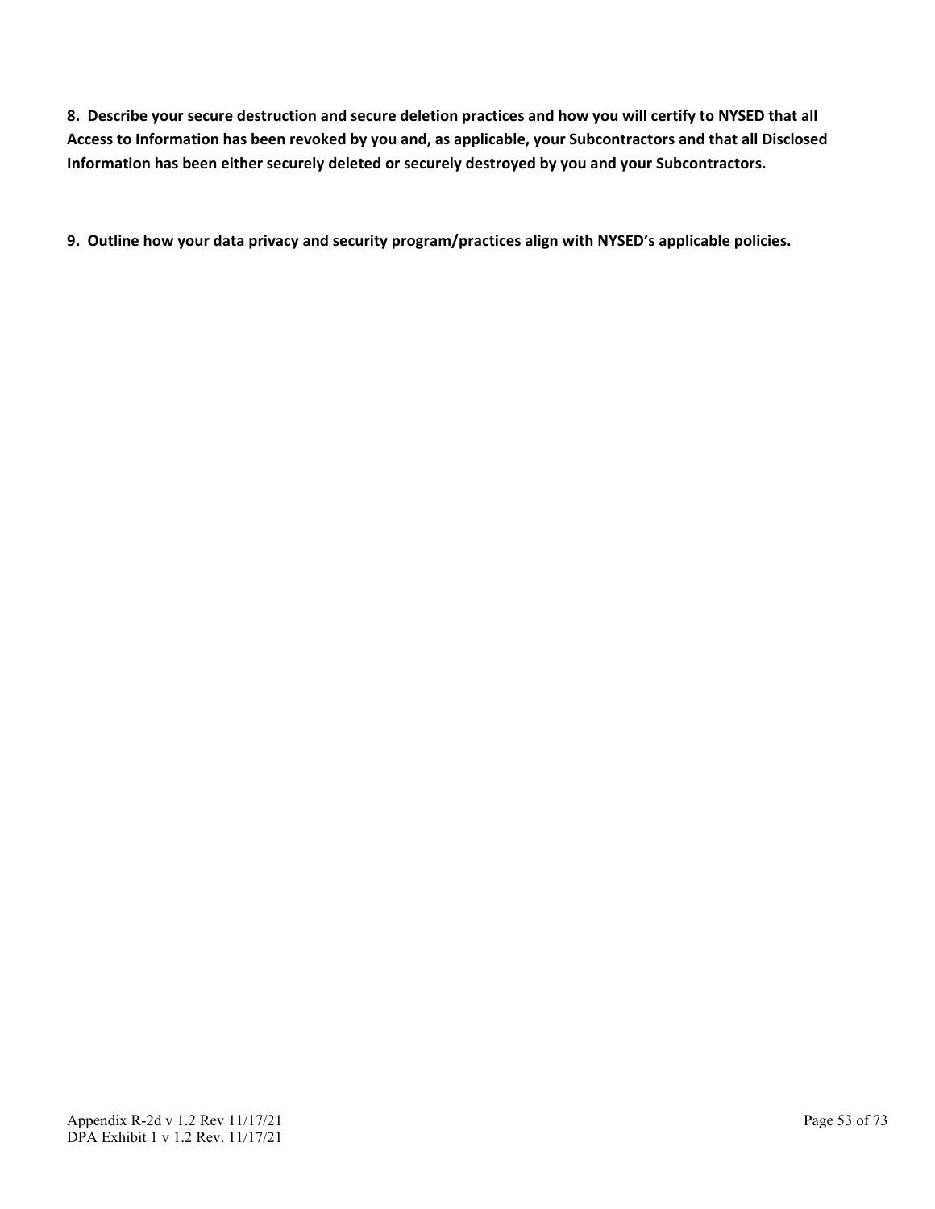**8. Describe your secure destruction and secure deletion practices and how you will certify to NYSED that all Access to Information has been revoked by you and, as applicable, your Subcontractors and that all Disclosed Information has been either securely deleted or securely destroyed by you and your Subcontractors.**

**9. Outline how your data privacy and security program/practices align with NYSED's applicable policies.**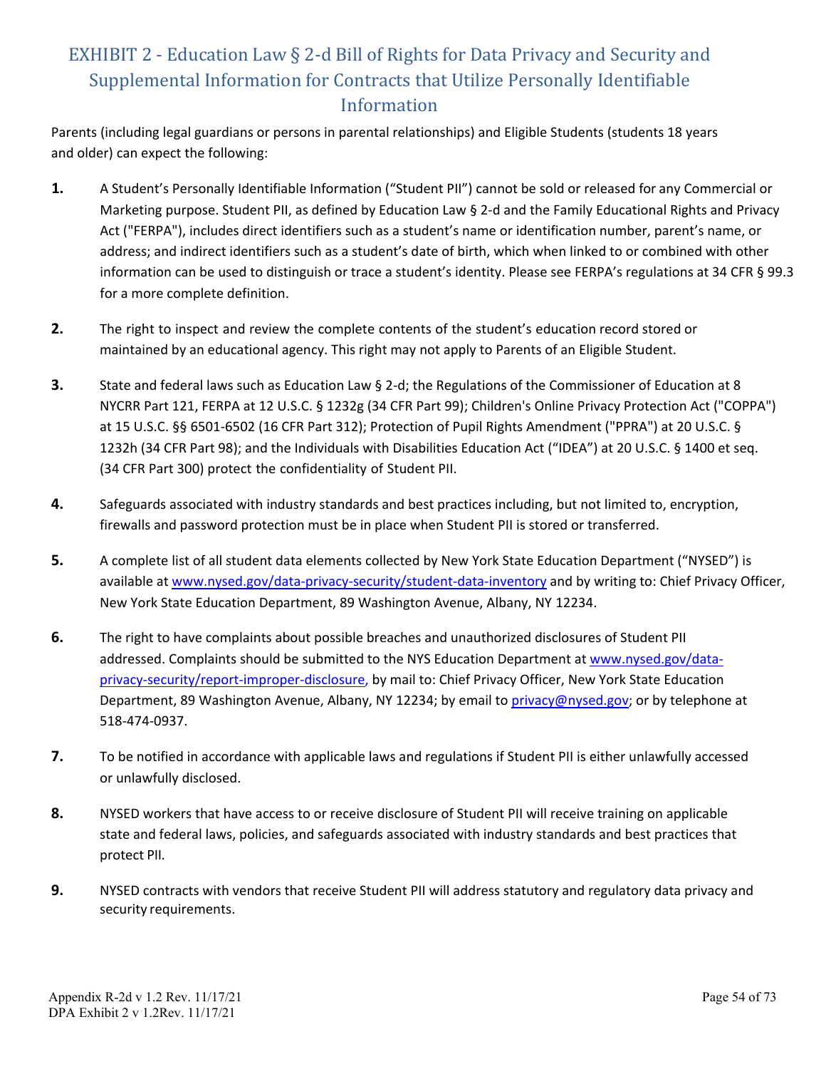# EXHIBIT 2 - Education Law § 2-d Bill of Rights for Data Privacy and Security and Supplemental Information for Contracts that Utilize Personally Identifiable Information

Parents (including legal guardians or persons in parental relationships) and Eligible Students (students 18 years and older) can expect the following:

**1.** A Student's Personally Identifiable Information ("Student PII") cannot be sold or released for any Commercial or Marketing purpose. Student PII, as defined by Education Law § 2-d and the Family Educational Rights and Privacy Act ("FERPA"), includes direct identifiers such as a student's name or identification number, parent's name, or address; and indirect identifiers such as a student's date of birth, which when linked to or combined with other information can be used to distinguish or trace a student's identity. Please see FERPA's regulations at 34 CFR § 99.3 for a more complete definition.

**2.** The right to inspect and review the complete contents of the student's education record stored or maintained by an educational agency. This right may not apply to Parents of an Eligible Student.

**3.** State and federal laws such as Education Law § 2-d; the Regulations of the Commissioner of Education at 8 NYCRR Part 121, FERPA at 12 U.S.C. § 1232g (34 CFR Part 99); Children's Online Privacy Protection Act ("COPPA") at 15 U.S.C. §§ 6501-6502 (16 CFR Part 312); Protection of Pupil Rights Amendment ("PPRA") at 20 U.S.C. § 1232h (34 CFR Part 98); and the Individuals with Disabilities Education Act ("IDEA") at 20 U.S.C. § 1400 et seq. (34 CFR Part 300) protect the confidentiality of Student PII.

**4.** Safeguards associated with industry standards and best practices including, but not limited to, encryption, firewalls and password protection must be in place when Student PII is stored or transferred.

**5.** A complete list of all student data elements collected by New York State Education Department ("NYSED") is available at www.nysed.gov/data-privacy-security/student-data-inventory and by writing to: Chief Privacy Officer, New York State Education Department, 89 Washington Avenue, Albany, NY 12234.

**6.** The right to have complaints about possible breaches and unauthorized disclosures of Student PII addressed. Complaints should be submitted to the NYS Education Department at www.nysed.gov/data-privacy-security/report-improper-disclosure, by mail to: Chief Privacy Officer, New York State Education Department, 89 Washington Avenue, Albany, NY 12234; by email to privacy@nysed.gov; or by telephone at 518-474-0937.

**7.** To be notified in accordance with applicable laws and regulations if Student PII is either unlawfully accessed or unlawfully disclosed.

**8.** NYSED workers that have access to or receive disclosure of Student PII will receive training on applicable state and federal laws, policies, and safeguards associated with industry standards and best practices that protect PII.

**9.** NYSED contracts with vendors that receive Student PII will address statutory and regulatory data privacy and security requirements.

Appendix R-2d v 1.2 Rev. 11/17/21
DPA Exhibit 2 v 1.2Rev. 11/17/21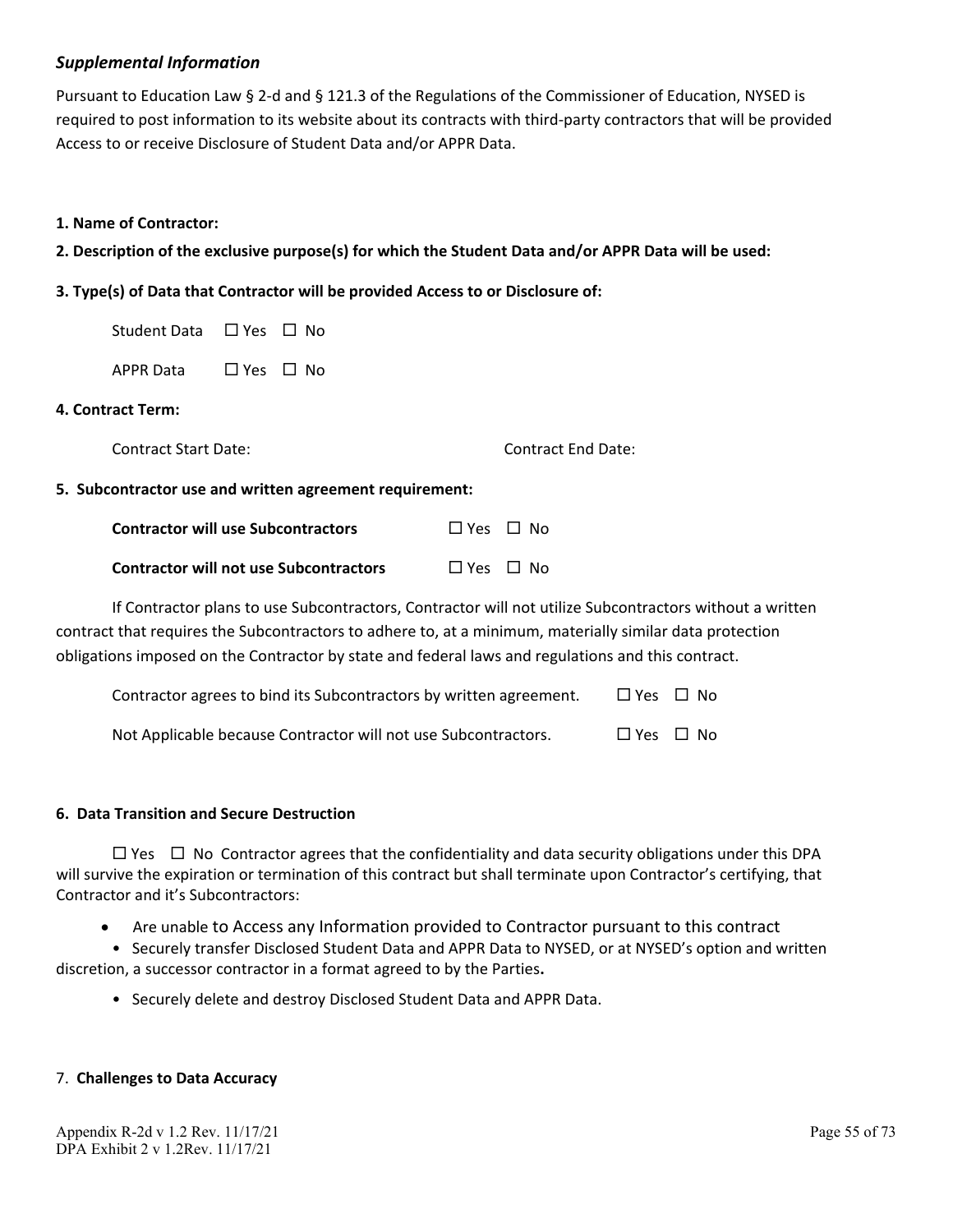### *Supplemental Information*

Pursuant to Education Law § 2-d and § 121.3 of the Regulations of the Commissioner of Education, NYSED is required to post information to its website about its contracts with third-party contractors that will be provided Access to or receive Disclosure of Student Data and/or APPR Data.

**1. Name of Contractor:**

**2. Description of the exclusive purpose(s) for which the Student Data and/or APPR Data will be used:**

**3. Type(s) of Data that Contractor will be provided Access to or Disclosure of:**

Student Data ☐ Yes ☐ No

APPR Data ☐ Yes ☐ No

**4. Contract Term:**

Contract Start Date: Contract End Date:

**5. Subcontractor use and written agreement requirement:**

**Contractor will use Subcontractors** ☐ Yes ☐ No

**Contractor will not use Subcontractors** ☐ Yes ☐ No

If Contractor plans to use Subcontractors, Contractor will not utilize Subcontractors without a written contract that requires the Subcontractors to adhere to, at a minimum, materially similar data protection obligations imposed on the Contractor by state and federal laws and regulations and this contract.

Contractor agrees to bind its Subcontractors by written agreement. ☐ Yes ☐ No

Not Applicable because Contractor will not use Subcontractors. ☐ Yes ☐ No

**6. Data Transition and Secure Destruction**

☐ Yes ☐ No Contractor agrees that the confidentiality and data security obligations under this DPA will survive the expiration or termination of this contract but shall terminate upon Contractor's certifying, that Contractor and it's Subcontractors:

- Are unable to Access any Information provided to Contractor pursuant to this contract
- Securely transfer Disclosed Student Data and APPR Data to NYSED, or at NYSED's option and written discretion, a successor contractor in a format agreed to by the Parties**.**
- Securely delete and destroy Disclosed Student Data and APPR Data.

7. **Challenges to Data Accuracy**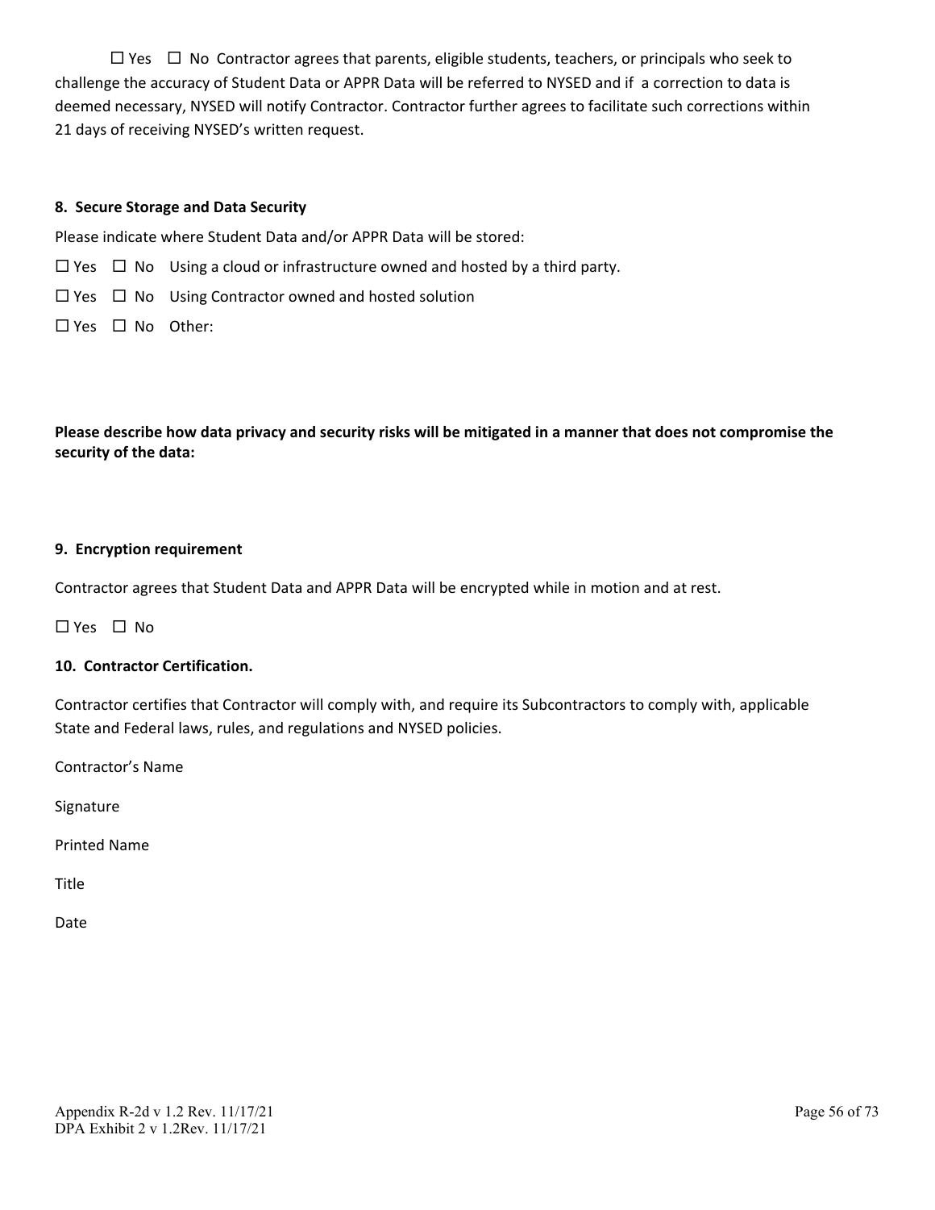☐ Yes ☐ No Contractor agrees that parents, eligible students, teachers, or principals who seek to challenge the accuracy of Student Data or APPR Data will be referred to NYSED and if a correction to data is deemed necessary, NYSED will notify Contractor. Contractor further agrees to facilitate such corrections within 21 days of receiving NYSED's written request.

**8. Secure Storage and Data Security**

Please indicate where Student Data and/or APPR Data will be stored:

☐ Yes ☐ No Using a cloud or infrastructure owned and hosted by a third party.

☐ Yes ☐ No Using Contractor owned and hosted solution

☐ Yes ☐ No Other:

**Please describe how data privacy and security risks will be mitigated in a manner that does not compromise the security of the data:**

**9. Encryption requirement**

Contractor agrees that Student Data and APPR Data will be encrypted while in motion and at rest.

☐ Yes ☐ No

**10. Contractor Certification.**

Contractor certifies that Contractor will comply with, and require its Subcontractors to comply with, applicable State and Federal laws, rules, and regulations and NYSED policies.

Contractor's Name

Signature

Printed Name

Title

Date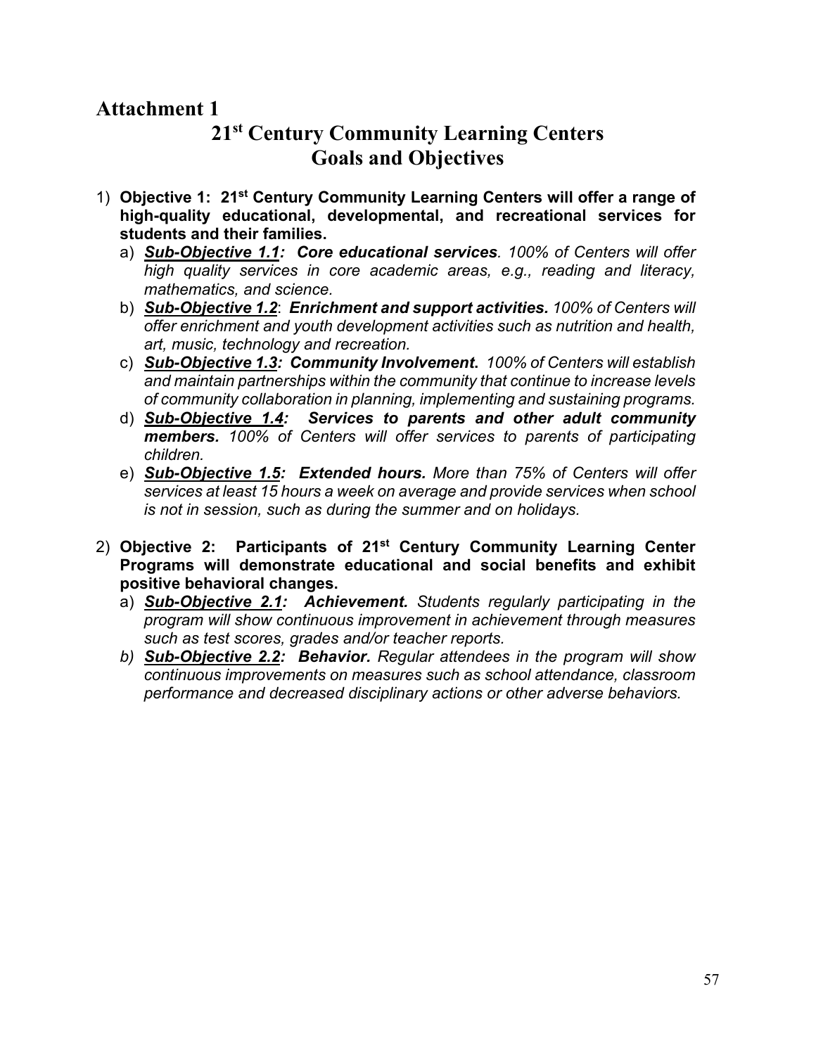# Attachment 1

## 21st Century Community Learning Centers Goals and Objectives

1) **Objective 1: 21st Century Community Learning Centers will offer a range of high-quality educational, developmental, and recreational services for students and their families.**
   a) ***Sub-Objective 1.1: Core educational services****. 100% of Centers will offer high quality services in core academic areas, e.g., reading and literacy, mathematics, and science.*
   b) ***Sub-Objective 1.2*****:** ***Enrichment and support activities.*** *100% of Centers will offer enrichment and youth development activities such as nutrition and health, art, music, technology and recreation.*
   c) ***Sub-Objective 1.3: Community Involvement*****.** *100% of Centers will establish and maintain partnerships within the community that continue to increase levels of community collaboration in planning, implementing and sustaining programs.*
   d) ***Sub-Objective 1.4: Services to parents and other adult community members.*** *100% of Centers will offer services to parents of participating children.*
   e) ***Sub-Objective 1.5: Extended hours.*** *More than 75% of Centers will offer services at least 15 hours a week on average and provide services when school is not in session, such as during the summer and on holidays.*

2) **Objective 2: Participants of 21st Century Community Learning Center Programs will demonstrate educational and social benefits and exhibit positive behavioral changes.**
   a) ***Sub-Objective 2.1: Achievement.*** *Students regularly participating in the program will show continuous improvement in achievement through measures such as test scores, grades and/or teacher reports.*
   b) ***Sub-Objective 2.2: Behavior.*** *Regular attendees in the program will show continuous improvements on measures such as school attendance, classroom performance and decreased disciplinary actions or other adverse behaviors.*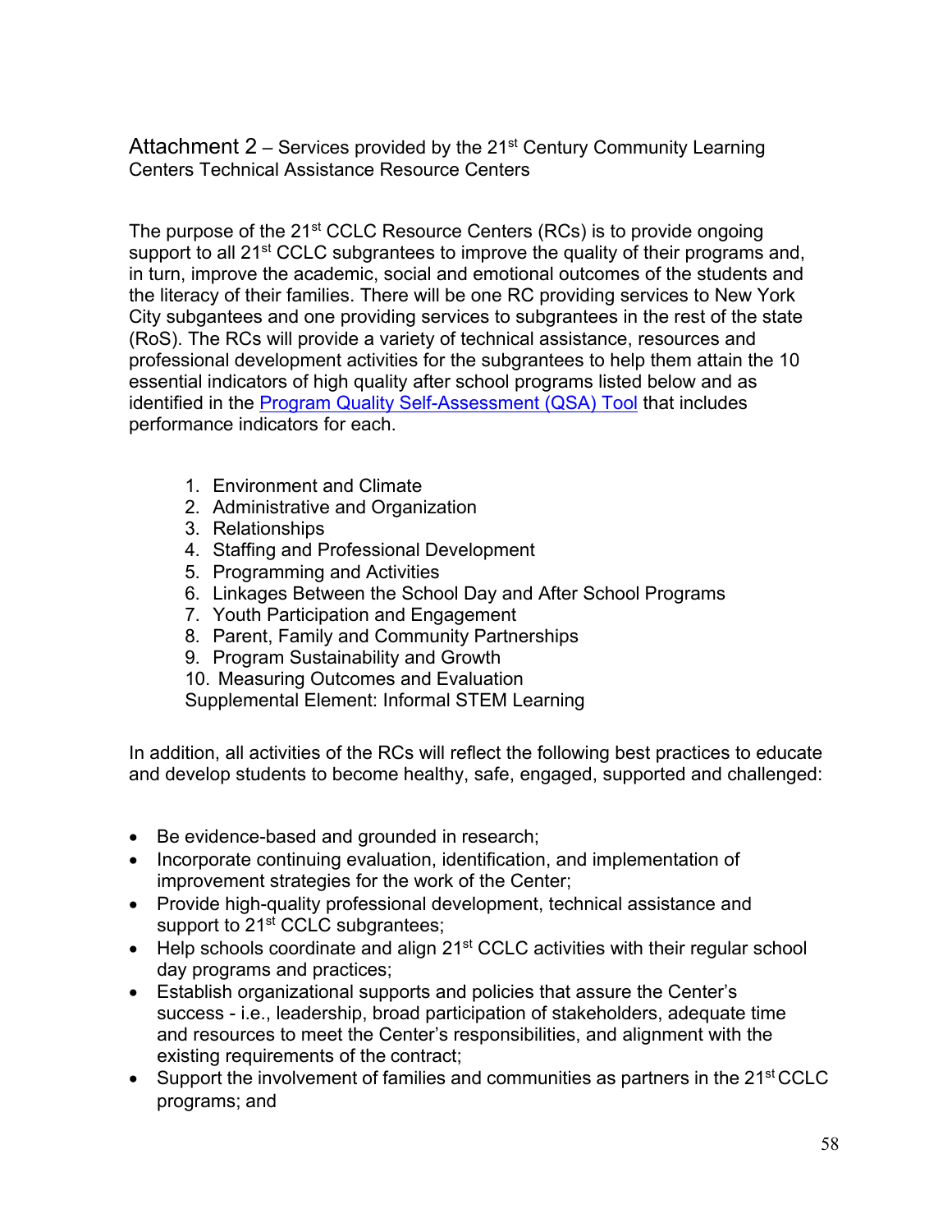## Attachment 2 – Services provided by the 21st Century Community Learning Centers Technical Assistance Resource Centers

The purpose of the 21st CCLC Resource Centers (RCs) is to provide ongoing support to all 21st CCLC subgrantees to improve the quality of their programs and, in turn, improve the academic, social and emotional outcomes of the students and the literacy of their families. There will be one RC providing services to New York City subgantees and one providing services to subgrantees in the rest of the state (RoS). The RCs will provide a variety of technical assistance, resources and professional development activities for the subgrantees to help them attain the 10 essential indicators of high quality after school programs listed below and as identified in the Program Quality Self-Assessment (QSA) Tool that includes performance indicators for each.

1. Environment and Climate
2. Administrative and Organization
3. Relationships
4. Staffing and Professional Development
5. Programming and Activities
6. Linkages Between the School Day and After School Programs
7. Youth Participation and Engagement
8. Parent, Family and Community Partnerships
9. Program Sustainability and Growth
10. Measuring Outcomes and Evaluation

Supplemental Element: Informal STEM Learning

In addition, all activities of the RCs will reflect the following best practices to educate and develop students to become healthy, safe, engaged, supported and challenged:

- Be evidence-based and grounded in research;
- Incorporate continuing evaluation, identification, and implementation of improvement strategies for the work of the Center;
- Provide high-quality professional development, technical assistance and support to 21st CCLC subgrantees;
- Help schools coordinate and align 21st CCLC activities with their regular school day programs and practices;
- Establish organizational supports and policies that assure the Center's success - i.e., leadership, broad participation of stakeholders, adequate time and resources to meet the Center's responsibilities, and alignment with the existing requirements of the contract;
- Support the involvement of families and communities as partners in the 21st CCLC programs; and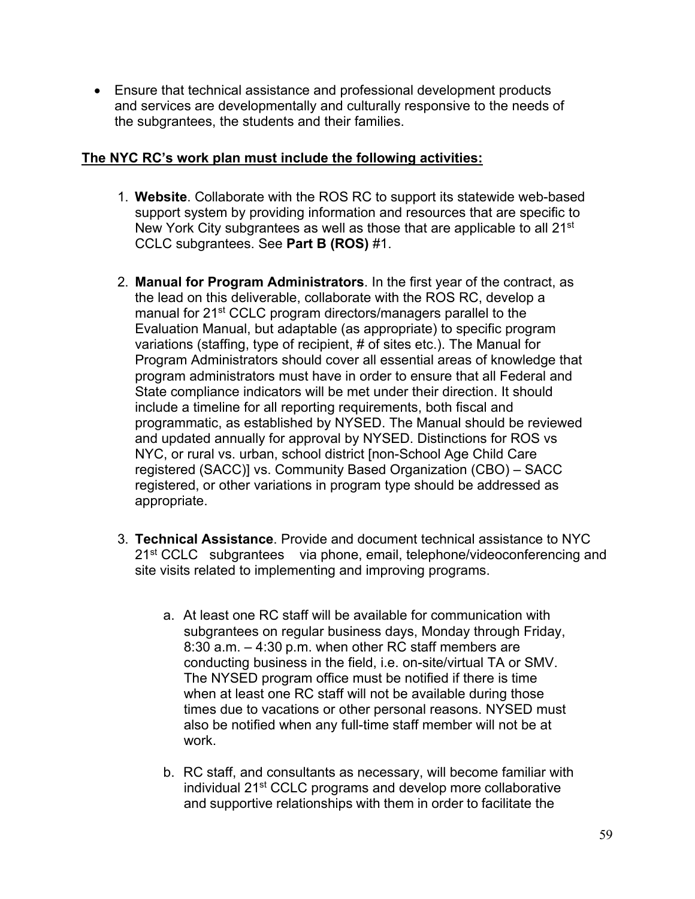- Ensure that technical assistance and professional development products and services are developmentally and culturally responsive to the needs of the subgrantees, the students and their families.

**<u>The NYC RC's work plan must include the following activities:</u>**

1. **Website**. Collaborate with the ROS RC to support its statewide web-based support system by providing information and resources that are specific to New York City subgrantees as well as those that are applicable to all 21st CCLC subgrantees. See **Part B (ROS)** #1.

2. **Manual for Program Administrators**. In the first year of the contract, as the lead on this deliverable, collaborate with the ROS RC, develop a manual for 21st CCLC program directors/managers parallel to the Evaluation Manual, but adaptable (as appropriate) to specific program variations (staffing, type of recipient, # of sites etc.). The Manual for Program Administrators should cover all essential areas of knowledge that program administrators must have in order to ensure that all Federal and State compliance indicators will be met under their direction. It should include a timeline for all reporting requirements, both fiscal and programmatic, as established by NYSED. The Manual should be reviewed and updated annually for approval by NYSED. Distinctions for ROS vs NYC, or rural vs. urban, school district [non-School Age Child Care registered (SACC)] vs. Community Based Organization (CBO) – SACC registered, or other variations in program type should be addressed as appropriate.

3. **Technical Assistance**. Provide and document technical assistance to NYC 21st CCLC subgrantees via phone, email, telephone/videoconferencing and site visits related to implementing and improving programs.

    a. At least one RC staff will be available for communication with subgrantees on regular business days, Monday through Friday, 8:30 a.m. – 4:30 p.m. when other RC staff members are conducting business in the field, i.e. on-site/virtual TA or SMV. The NYSED program office must be notified if there is time when at least one RC staff will not be available during those times due to vacations or other personal reasons. NYSED must also be notified when any full-time staff member will not be at work.

    b. RC staff, and consultants as necessary, will become familiar with individual 21st CCLC programs and develop more collaborative and supportive relationships with them in order to facilitate the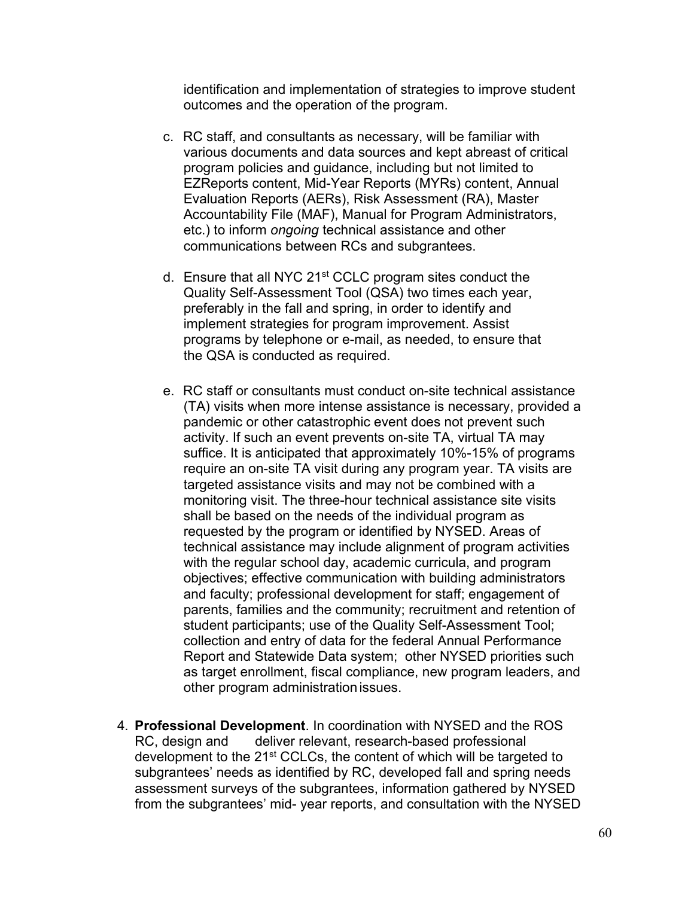identification and implementation of strategies to improve student outcomes and the operation of the program.

c. RC staff, and consultants as necessary, will be familiar with various documents and data sources and kept abreast of critical program policies and guidance, including but not limited to EZReports content, Mid-Year Reports (MYRs) content, Annual Evaluation Reports (AERs), Risk Assessment (RA), Master Accountability File (MAF), Manual for Program Administrators, etc.) to inform *ongoing* technical assistance and other communications between RCs and subgrantees.

d. Ensure that all NYC 21st CCLC program sites conduct the Quality Self-Assessment Tool (QSA) two times each year, preferably in the fall and spring, in order to identify and implement strategies for program improvement. Assist programs by telephone or e-mail, as needed, to ensure that the QSA is conducted as required.

e. RC staff or consultants must conduct on-site technical assistance (TA) visits when more intense assistance is necessary, provided a pandemic or other catastrophic event does not prevent such activity. If such an event prevents on-site TA, virtual TA may suffice. It is anticipated that approximately 10%-15% of programs require an on-site TA visit during any program year. TA visits are targeted assistance visits and may not be combined with a monitoring visit. The three-hour technical assistance site visits shall be based on the needs of the individual program as requested by the program or identified by NYSED. Areas of technical assistance may include alignment of program activities with the regular school day, academic curricula, and program objectives; effective communication with building administrators and faculty; professional development for staff; engagement of parents, families and the community; recruitment and retention of student participants; use of the Quality Self-Assessment Tool; collection and entry of data for the federal Annual Performance Report and Statewide Data system; other NYSED priorities such as target enrollment, fiscal compliance, new program leaders, and other program administration issues.

4. **Professional Development**. In coordination with NYSED and the ROS RC, design and deliver relevant, research-based professional development to the 21st CCLCs, the content of which will be targeted to subgrantees' needs as identified by RC, developed fall and spring needs assessment surveys of the subgrantees, information gathered by NYSED from the subgrantees' mid- year reports, and consultation with the NYSED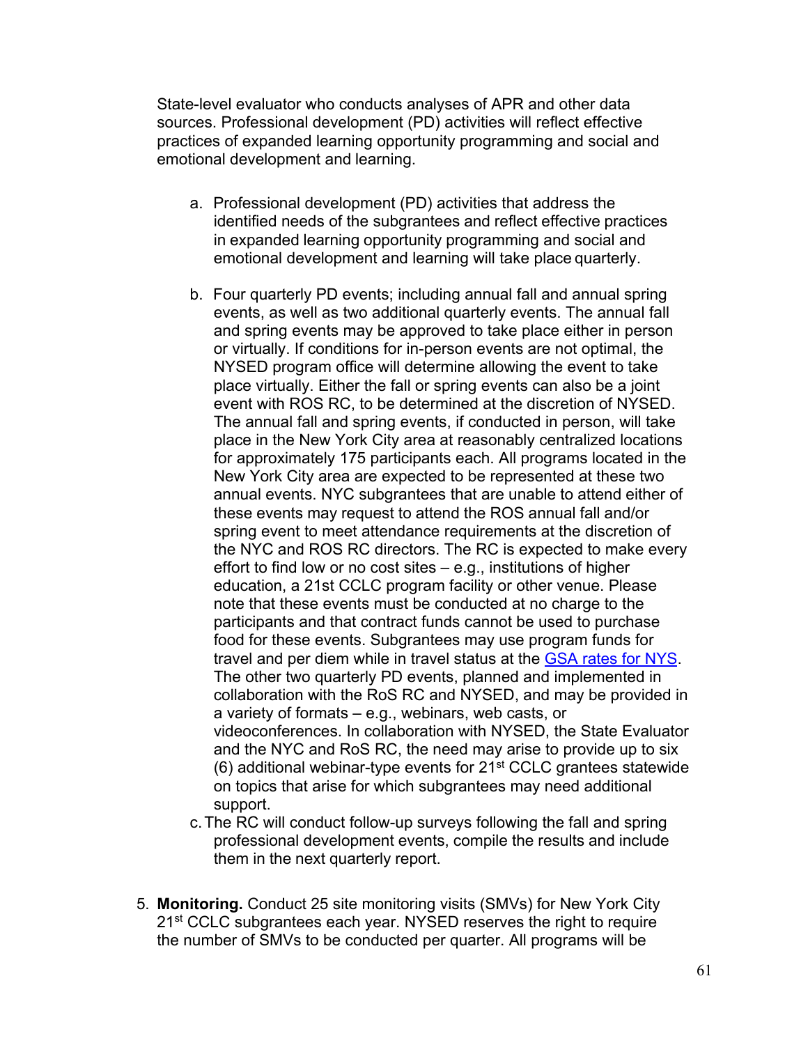State-level evaluator who conducts analyses of APR and other data sources. Professional development (PD) activities will reflect effective practices of expanded learning opportunity programming and social and emotional development and learning.

a. Professional development (PD) activities that address the identified needs of the subgrantees and reflect effective practices in expanded learning opportunity programming and social and emotional development and learning will take place quarterly.

b. Four quarterly PD events; including annual fall and annual spring events, as well as two additional quarterly events. The annual fall and spring events may be approved to take place either in person or virtually. If conditions for in-person events are not optimal, the NYSED program office will determine allowing the event to take place virtually. Either the fall or spring events can also be a joint event with ROS RC, to be determined at the discretion of NYSED. The annual fall and spring events, if conducted in person, will take place in the New York City area at reasonably centralized locations for approximately 175 participants each. All programs located in the New York City area are expected to be represented at these two annual events. NYC subgrantees that are unable to attend either of these events may request to attend the ROS annual fall and/or spring event to meet attendance requirements at the discretion of the NYC and ROS RC directors. The RC is expected to make every effort to find low or no cost sites – e.g., institutions of higher education, a 21st CCLC program facility or other venue. Please note that these events must be conducted at no charge to the participants and that contract funds cannot be used to purchase food for these events. Subgrantees may use program funds for travel and per diem while in travel status at the [GSA rates for NYS](). The other two quarterly PD events, planned and implemented in collaboration with the RoS RC and NYSED, and may be provided in a variety of formats – e.g., webinars, web casts, or videoconferences. In collaboration with NYSED, the State Evaluator and the NYC and RoS RC, the need may arise to provide up to six (6) additional webinar-type events for 21st CCLC grantees statewide on topics that arise for which subgrantees may need additional support.

c. The RC will conduct follow-up surveys following the fall and spring professional development events, compile the results and include them in the next quarterly report.

5. **Monitoring.** Conduct 25 site monitoring visits (SMVs) for New York City 21st CCLC subgrantees each year. NYSED reserves the right to require the number of SMVs to be conducted per quarter. All programs will be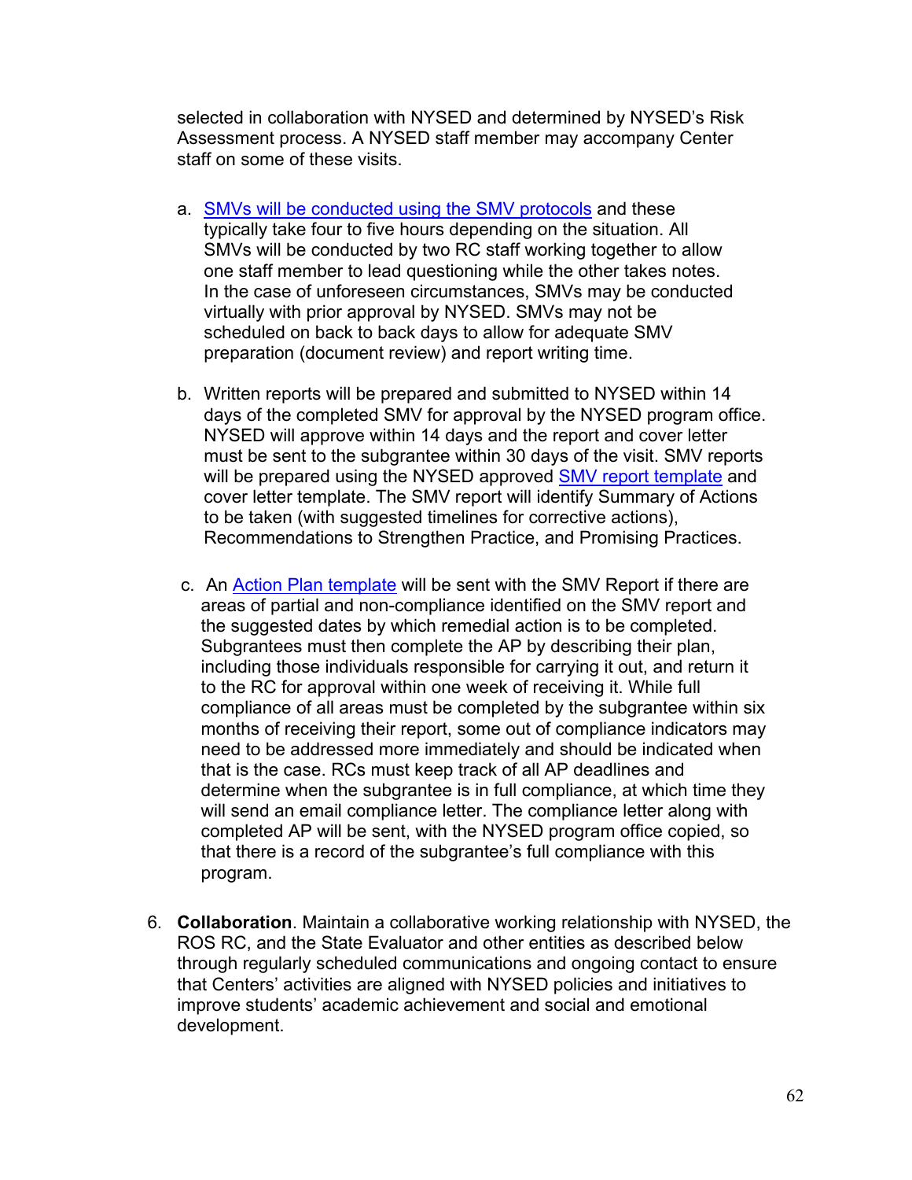selected in collaboration with NYSED and determined by NYSED's Risk Assessment process. A NYSED staff member may accompany Center staff on some of these visits.

a. SMVs will be conducted using the SMV protocols and these typically take four to five hours depending on the situation. All SMVs will be conducted by two RC staff working together to allow one staff member to lead questioning while the other takes notes. In the case of unforeseen circumstances, SMVs may be conducted virtually with prior approval by NYSED. SMVs may not be scheduled on back to back days to allow for adequate SMV preparation (document review) and report writing time.

b. Written reports will be prepared and submitted to NYSED within 14 days of the completed SMV for approval by the NYSED program office. NYSED will approve within 14 days and the report and cover letter must be sent to the subgrantee within 30 days of the visit. SMV reports will be prepared using the NYSED approved SMV report template and cover letter template. The SMV report will identify Summary of Actions to be taken (with suggested timelines for corrective actions), Recommendations to Strengthen Practice, and Promising Practices.

c. An Action Plan template will be sent with the SMV Report if there are areas of partial and non-compliance identified on the SMV report and the suggested dates by which remedial action is to be completed. Subgrantees must then complete the AP by describing their plan, including those individuals responsible for carrying it out, and return it to the RC for approval within one week of receiving it. While full compliance of all areas must be completed by the subgrantee within six months of receiving their report, some out of compliance indicators may need to be addressed more immediately and should be indicated when that is the case. RCs must keep track of all AP deadlines and determine when the subgrantee is in full compliance, at which time they will send an email compliance letter. The compliance letter along with completed AP will be sent, with the NYSED program office copied, so that there is a record of the subgrantee's full compliance with this program.

6. **Collaboration**. Maintain a collaborative working relationship with NYSED, the ROS RC, and the State Evaluator and other entities as described below through regularly scheduled communications and ongoing contact to ensure that Centers' activities are aligned with NYSED policies and initiatives to improve students' academic achievement and social and emotional development.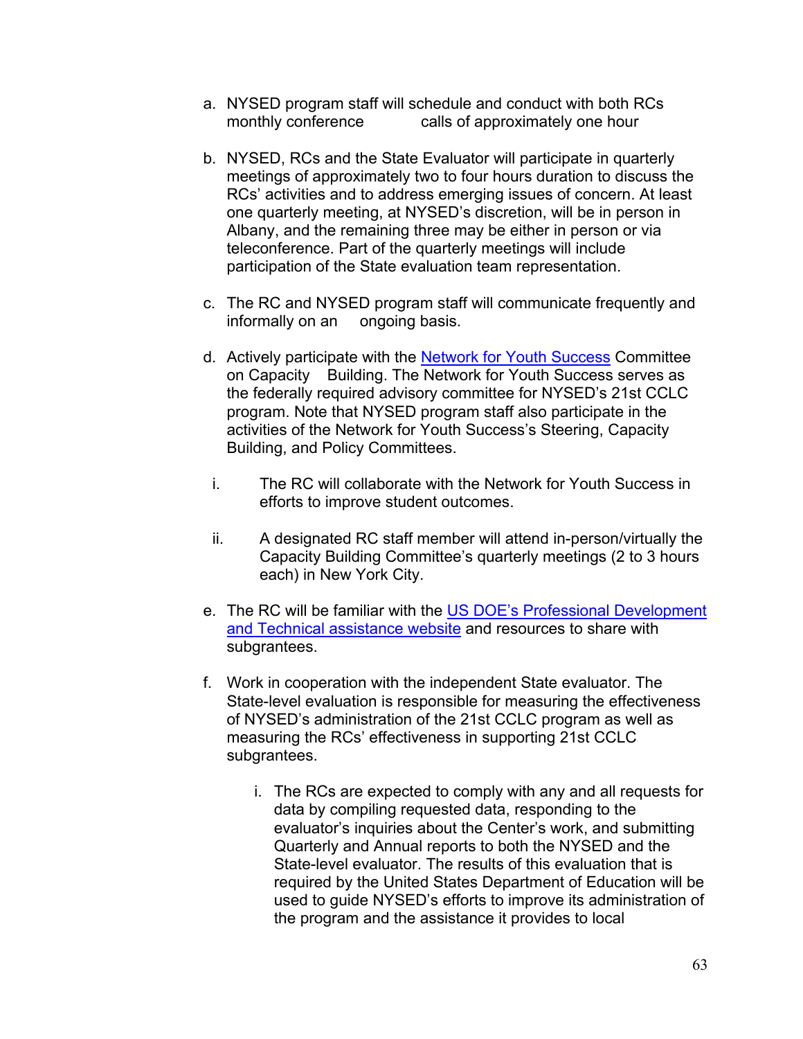a. NYSED program staff will schedule and conduct with both RCs monthly conference calls of approximately one hour

b. NYSED, RCs and the State Evaluator will participate in quarterly meetings of approximately two to four hours duration to discuss the RCs' activities and to address emerging issues of concern. At least one quarterly meeting, at NYSED's discretion, will be in person in Albany, and the remaining three may be either in person or via teleconference. Part of the quarterly meetings will include participation of the State evaluation team representation.

c. The RC and NYSED program staff will communicate frequently and informally on an ongoing basis.

d. Actively participate with the [Network for Youth Success]() Committee on Capacity Building. The Network for Youth Success serves as the federally required advisory committee for NYSED's 21st CCLC program. Note that NYSED program staff also participate in the activities of the Network for Youth Success's Steering, Capacity Building, and Policy Committees.

   i. The RC will collaborate with the Network for Youth Success in efforts to improve student outcomes.

   ii. A designated RC staff member will attend in-person/virtually the Capacity Building Committee's quarterly meetings (2 to 3 hours each) in New York City.

e. The RC will be familiar with the [US DOE's Professional Development and Technical assistance website]() and resources to share with subgrantees.

f. Work in cooperation with the independent State evaluator. The State-level evaluation is responsible for measuring the effectiveness of NYSED's administration of the 21st CCLC program as well as measuring the RCs' effectiveness in supporting 21st CCLC subgrantees.

   i. The RCs are expected to comply with any and all requests for data by compiling requested data, responding to the evaluator's inquiries about the Center's work, and submitting Quarterly and Annual reports to both the NYSED and the State-level evaluator. The results of this evaluation that is required by the United States Department of Education will be used to guide NYSED's efforts to improve its administration of the program and the assistance it provides to local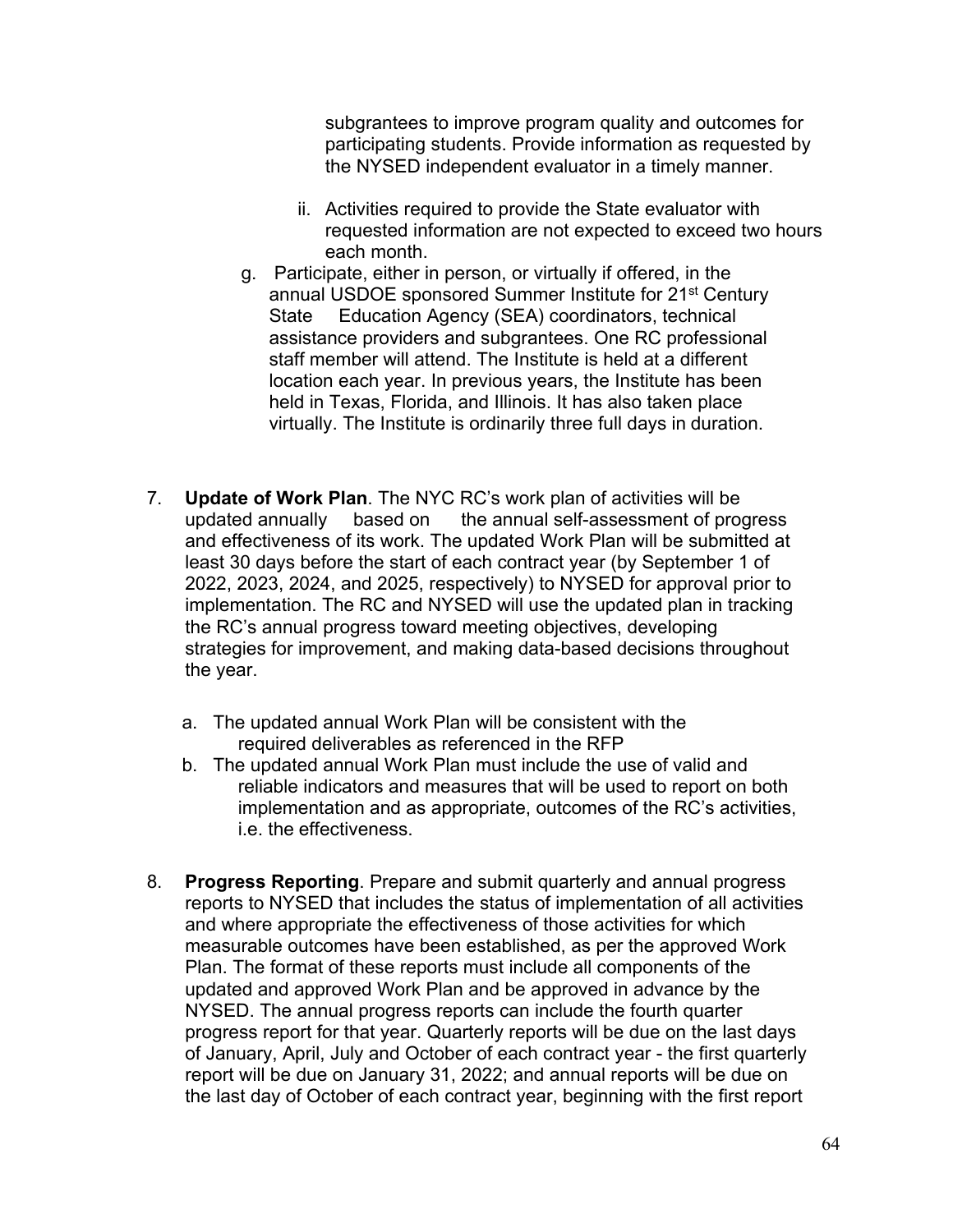subgrantees to improve program quality and outcomes for participating students. Provide information as requested by the NYSED independent evaluator in a timely manner.

   ii. Activities required to provide the State evaluator with requested information are not expected to exceed two hours each month.

g. Participate, either in person, or virtually if offered, in the annual USDOE sponsored Summer Institute for 21st Century State Education Agency (SEA) coordinators, technical assistance providers and subgrantees. One RC professional staff member will attend. The Institute is held at a different location each year. In previous years, the Institute has been held in Texas, Florida, and Illinois. It has also taken place virtually. The Institute is ordinarily three full days in duration.

7. **Update of Work Plan**. The NYC RC's work plan of activities will be updated annually based on the annual self-assessment of progress and effectiveness of its work. The updated Work Plan will be submitted at least 30 days before the start of each contract year (by September 1 of 2022, 2023, 2024, and 2025, respectively) to NYSED for approval prior to implementation. The RC and NYSED will use the updated plan in tracking the RC's annual progress toward meeting objectives, developing strategies for improvement, and making data-based decisions throughout the year.

   a. The updated annual Work Plan will be consistent with the required deliverables as referenced in the RFP
   b. The updated annual Work Plan must include the use of valid and reliable indicators and measures that will be used to report on both implementation and as appropriate, outcomes of the RC's activities, i.e. the effectiveness.

8. **Progress Reporting**. Prepare and submit quarterly and annual progress reports to NYSED that includes the status of implementation of all activities and where appropriate the effectiveness of those activities for which measurable outcomes have been established, as per the approved Work Plan. The format of these reports must include all components of the updated and approved Work Plan and be approved in advance by the NYSED. The annual progress reports can include the fourth quarter progress report for that year. Quarterly reports will be due on the last days of January, April, July and October of each contract year - the first quarterly report will be due on January 31, 2022; and annual reports will be due on the last day of October of each contract year, beginning with the first report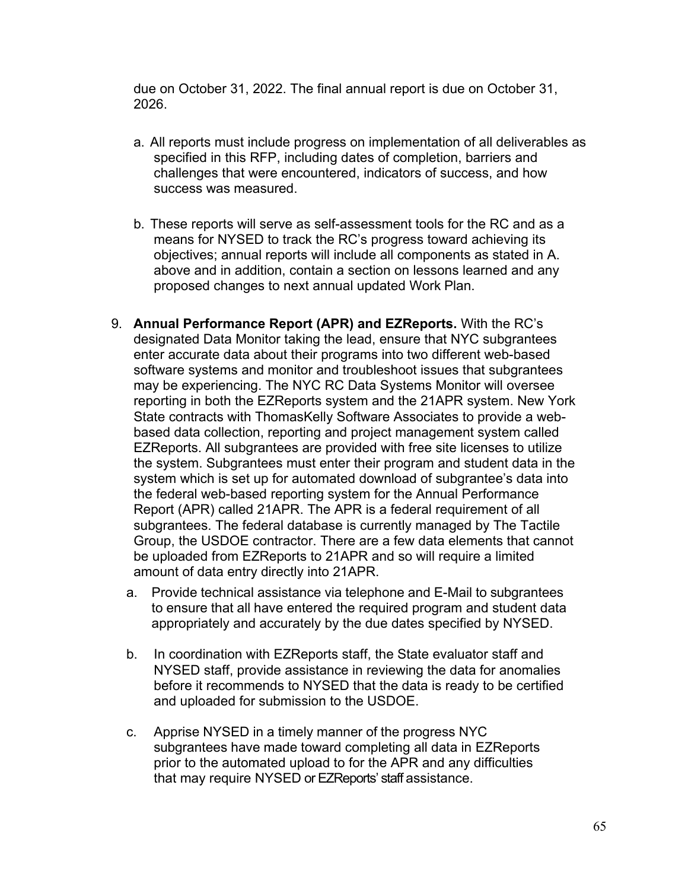due on October 31, 2022. The final annual report is due on October 31, 2026.

a. All reports must include progress on implementation of all deliverables as specified in this RFP, including dates of completion, barriers and challenges that were encountered, indicators of success, and how success was measured.

b. These reports will serve as self-assessment tools for the RC and as a means for NYSED to track the RC's progress toward achieving its objectives; annual reports will include all components as stated in A. above and in addition, contain a section on lessons learned and any proposed changes to next annual updated Work Plan.

9. **Annual Performance Report (APR) and EZReports.** With the RC's designated Data Monitor taking the lead, ensure that NYC subgrantees enter accurate data about their programs into two different web-based software systems and monitor and troubleshoot issues that subgrantees may be experiencing. The NYC RC Data Systems Monitor will oversee reporting in both the EZReports system and the 21APR system. New York State contracts with ThomasKelly Software Associates to provide a web-based data collection, reporting and project management system called EZReports. All subgrantees are provided with free site licenses to utilize the system. Subgrantees must enter their program and student data in the system which is set up for automated download of subgrantee's data into the federal web-based reporting system for the Annual Performance Report (APR) called 21APR. The APR is a federal requirement of all subgrantees. The federal database is currently managed by The Tactile Group, the USDOE contractor. There are a few data elements that cannot be uploaded from EZReports to 21APR and so will require a limited amount of data entry directly into 21APR.

   a. Provide technical assistance via telephone and E-Mail to subgrantees to ensure that all have entered the required program and student data appropriately and accurately by the due dates specified by NYSED.

   b. In coordination with EZReports staff, the State evaluator staff and NYSED staff, provide assistance in reviewing the data for anomalies before it recommends to NYSED that the data is ready to be certified and uploaded for submission to the USDOE.

   c. Apprise NYSED in a timely manner of the progress NYC subgrantees have made toward completing all data in EZReports prior to the automated upload to for the APR and any difficulties that may require NYSED or EZReports' staff assistance.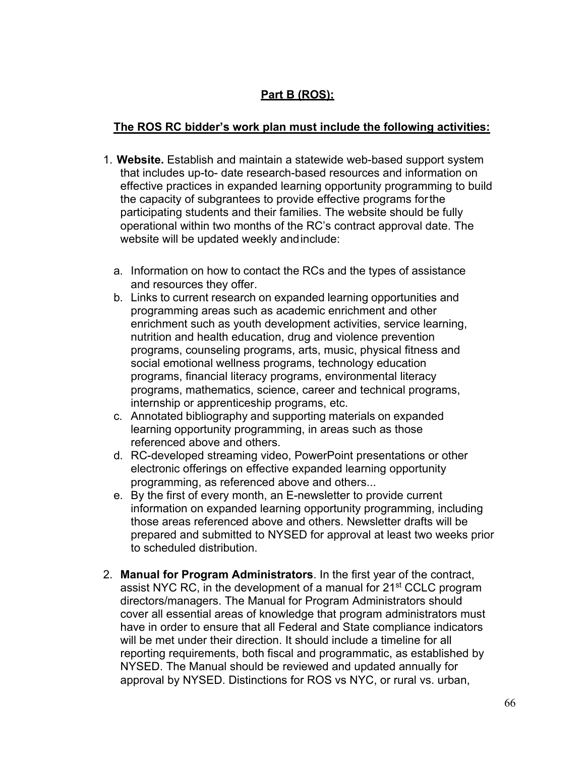**Part B (ROS):**

**The ROS RC bidder's work plan must include the following activities:**

1. **Website.** Establish and maintain a statewide web-based support system that includes up-to- date research-based resources and information on effective practices in expanded learning opportunity programming to build the capacity of subgrantees to provide effective programs for the participating students and their families. The website should be fully operational within two months of the RC's contract approval date. The website will be updated weekly and include:

   a. Information on how to contact the RCs and the types of assistance and resources they offer.
   b. Links to current research on expanded learning opportunities and programming areas such as academic enrichment and other enrichment such as youth development activities, service learning, nutrition and health education, drug and violence prevention programs, counseling programs, arts, music, physical fitness and social emotional wellness programs, technology education programs, financial literacy programs, environmental literacy programs, mathematics, science, career and technical programs, internship or apprenticeship programs, etc.
   c. Annotated bibliography and supporting materials on expanded learning opportunity programming, in areas such as those referenced above and others.
   d. RC-developed streaming video, PowerPoint presentations or other electronic offerings on effective expanded learning opportunity programming, as referenced above and others...
   e. By the first of every month, an E-newsletter to provide current information on expanded learning opportunity programming, including those areas referenced above and others. Newsletter drafts will be prepared and submitted to NYSED for approval at least two weeks prior to scheduled distribution.

2. **Manual for Program Administrators**. In the first year of the contract, assist NYC RC, in the development of a manual for 21st CCLC program directors/managers. The Manual for Program Administrators should cover all essential areas of knowledge that program administrators must have in order to ensure that all Federal and State compliance indicators will be met under their direction. It should include a timeline for all reporting requirements, both fiscal and programmatic, as established by NYSED. The Manual should be reviewed and updated annually for approval by NYSED. Distinctions for ROS vs NYC, or rural vs. urban,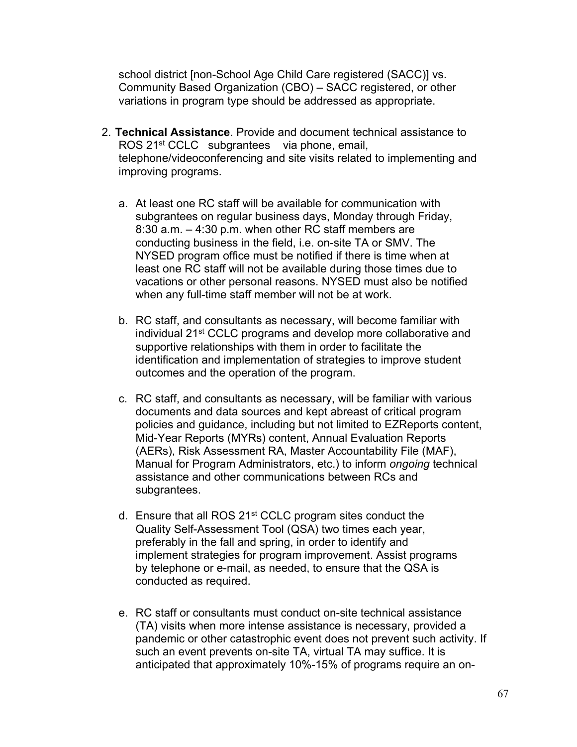school district [non-School Age Child Care registered (SACC)] vs. Community Based Organization (CBO) – SACC registered, or other variations in program type should be addressed as appropriate.

2. **Technical Assistance**. Provide and document technical assistance to ROS 21st CCLC subgrantees via phone, email, telephone/videoconferencing and site visits related to implementing and improving programs.

   a. At least one RC staff will be available for communication with subgrantees on regular business days, Monday through Friday, 8:30 a.m. – 4:30 p.m. when other RC staff members are conducting business in the field, i.e. on-site TA or SMV. The NYSED program office must be notified if there is time when at least one RC staff will not be available during those times due to vacations or other personal reasons. NYSED must also be notified when any full-time staff member will not be at work.

   b. RC staff, and consultants as necessary, will become familiar with individual 21st CCLC programs and develop more collaborative and supportive relationships with them in order to facilitate the identification and implementation of strategies to improve student outcomes and the operation of the program.

   c. RC staff, and consultants as necessary, will be familiar with various documents and data sources and kept abreast of critical program policies and guidance, including but not limited to EZReports content, Mid-Year Reports (MYRs) content, Annual Evaluation Reports (AERs), Risk Assessment RA, Master Accountability File (MAF), Manual for Program Administrators, etc.) to inform *ongoing* technical assistance and other communications between RCs and subgrantees.

   d. Ensure that all ROS 21st CCLC program sites conduct the Quality Self-Assessment Tool (QSA) two times each year, preferably in the fall and spring, in order to identify and implement strategies for program improvement. Assist programs by telephone or e-mail, as needed, to ensure that the QSA is conducted as required.

   e. RC staff or consultants must conduct on-site technical assistance (TA) visits when more intense assistance is necessary, provided a pandemic or other catastrophic event does not prevent such activity. If such an event prevents on-site TA, virtual TA may suffice. It is anticipated that approximately 10%-15% of programs require an on-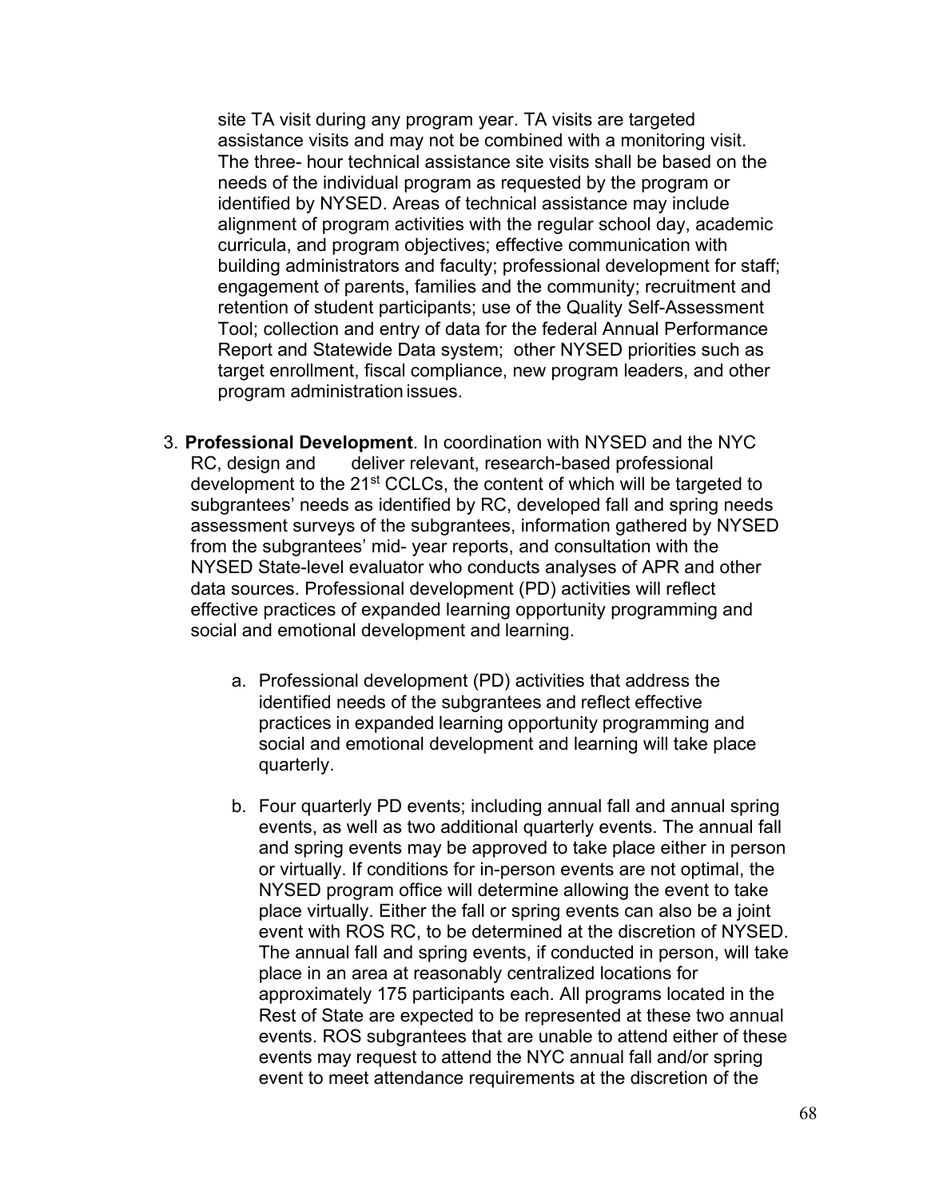site TA visit during any program year. TA visits are targeted assistance visits and may not be combined with a monitoring visit. The three- hour technical assistance site visits shall be based on the needs of the individual program as requested by the program or identified by NYSED. Areas of technical assistance may include alignment of program activities with the regular school day, academic curricula, and program objectives; effective communication with building administrators and faculty; professional development for staff; engagement of parents, families and the community; recruitment and retention of student participants; use of the Quality Self-Assessment Tool; collection and entry of data for the federal Annual Performance Report and Statewide Data system; other NYSED priorities such as target enrollment, fiscal compliance, new program leaders, and other program administration issues.

3. **Professional Development**. In coordination with NYSED and the NYC RC, design and deliver relevant, research-based professional development to the 21st CCLCs, the content of which will be targeted to subgrantees' needs as identified by RC, developed fall and spring needs assessment surveys of the subgrantees, information gathered by NYSED from the subgrantees' mid- year reports, and consultation with the NYSED State-level evaluator who conducts analyses of APR and other data sources. Professional development (PD) activities will reflect effective practices of expanded learning opportunity programming and social and emotional development and learning.

    a. Professional development (PD) activities that address the identified needs of the subgrantees and reflect effective practices in expanded learning opportunity programming and social and emotional development and learning will take place quarterly.

    b. Four quarterly PD events; including annual fall and annual spring events, as well as two additional quarterly events. The annual fall and spring events may be approved to take place either in person or virtually. If conditions for in-person events are not optimal, the NYSED program office will determine allowing the event to take place virtually. Either the fall or spring events can also be a joint event with ROS RC, to be determined at the discretion of NYSED. The annual fall and spring events, if conducted in person, will take place in an area at reasonably centralized locations for approximately 175 participants each. All programs located in the Rest of State are expected to be represented at these two annual events. ROS subgrantees that are unable to attend either of these events may request to attend the NYC annual fall and/or spring event to meet attendance requirements at the discretion of the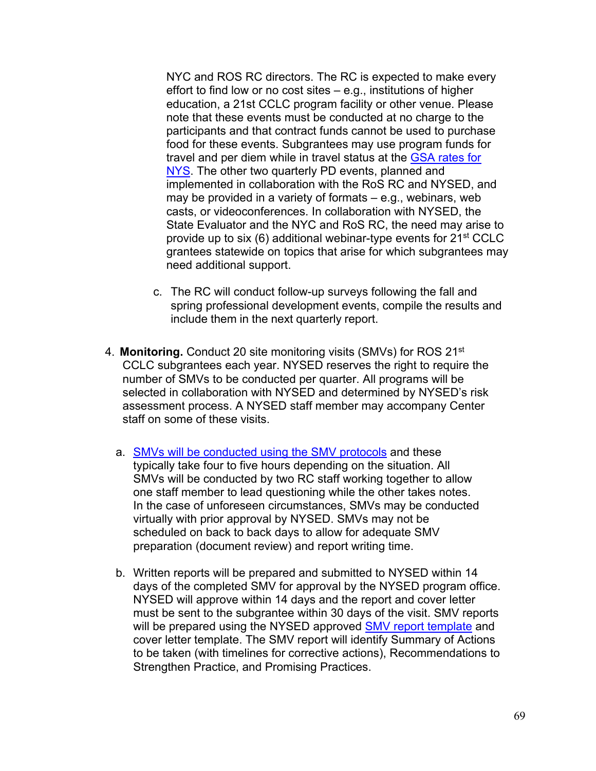NYC and ROS RC directors. The RC is expected to make every effort to find low or no cost sites – e.g., institutions of higher education, a 21st CCLC program facility or other venue. Please note that these events must be conducted at no charge to the participants and that contract funds cannot be used to purchase food for these events. Subgrantees may use program funds for travel and per diem while in travel status at the [GSA rates for NYS](). The other two quarterly PD events, planned and implemented in collaboration with the RoS RC and NYSED, and may be provided in a variety of formats – e.g., webinars, web casts, or videoconferences. In collaboration with NYSED, the State Evaluator and the NYC and RoS RC, the need may arise to provide up to six (6) additional webinar-type events for 21st CCLC grantees statewide on topics that arise for which subgrantees may need additional support.

c. The RC will conduct follow-up surveys following the fall and spring professional development events, compile the results and include them in the next quarterly report.

4. **Monitoring.** Conduct 20 site monitoring visits (SMVs) for ROS 21st CCLC subgrantees each year. NYSED reserves the right to require the number of SMVs to be conducted per quarter. All programs will be selected in collaboration with NYSED and determined by NYSED's risk assessment process. A NYSED staff member may accompany Center staff on some of these visits.

   a. [SMVs will be conducted using the SMV protocols]() and these typically take four to five hours depending on the situation. All SMVs will be conducted by two RC staff working together to allow one staff member to lead questioning while the other takes notes. In the case of unforeseen circumstances, SMVs may be conducted virtually with prior approval by NYSED. SMVs may not be scheduled on back to back days to allow for adequate SMV preparation (document review) and report writing time.

   b. Written reports will be prepared and submitted to NYSED within 14 days of the completed SMV for approval by the NYSED program office. NYSED will approve within 14 days and the report and cover letter must be sent to the subgrantee within 30 days of the visit. SMV reports will be prepared using the NYSED approved [SMV report template]() and cover letter template. The SMV report will identify Summary of Actions to be taken (with timelines for corrective actions), Recommendations to Strengthen Practice, and Promising Practices.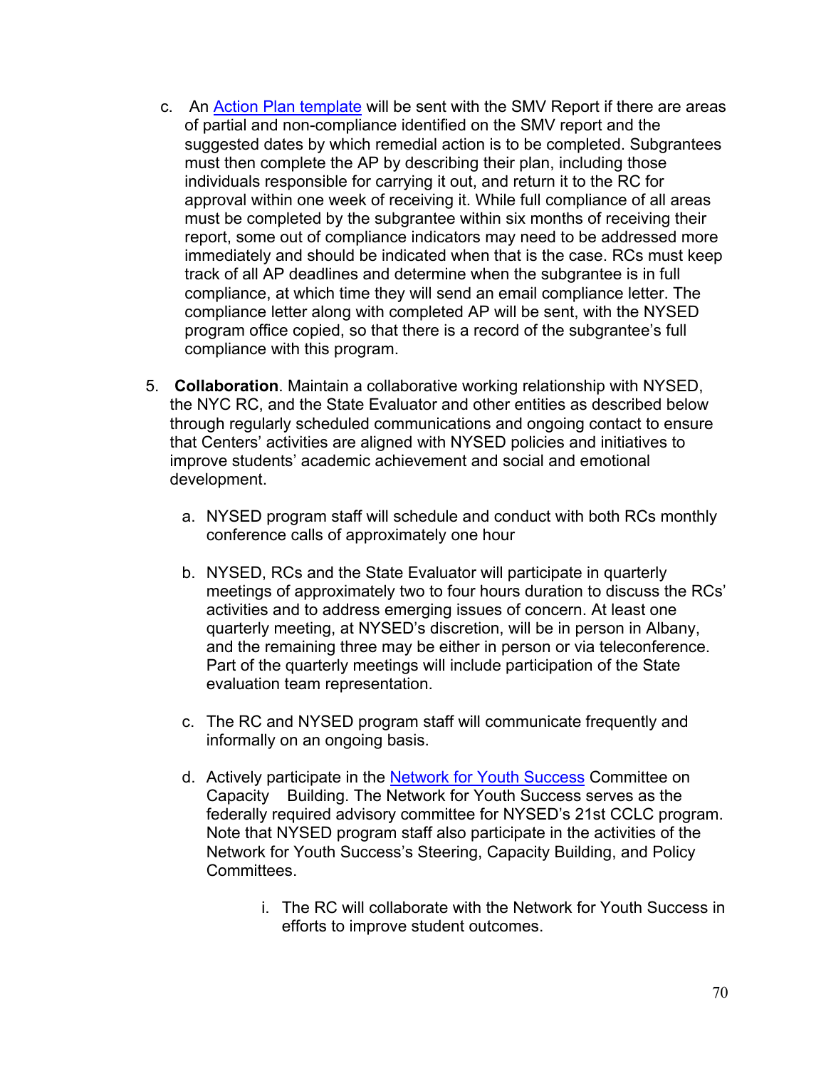c. An Action Plan template will be sent with the SMV Report if there are areas of partial and non-compliance identified on the SMV report and the suggested dates by which remedial action is to be completed. Subgrantees must then complete the AP by describing their plan, including those individuals responsible for carrying it out, and return it to the RC for approval within one week of receiving it. While full compliance of all areas must be completed by the subgrantee within six months of receiving their report, some out of compliance indicators may need to be addressed more immediately and should be indicated when that is the case. RCs must keep track of all AP deadlines and determine when the subgrantee is in full compliance, at which time they will send an email compliance letter. The compliance letter along with completed AP will be sent, with the NYSED program office copied, so that there is a record of the subgrantee's full compliance with this program.

5. **Collaboration**. Maintain a collaborative working relationship with NYSED, the NYC RC, and the State Evaluator and other entities as described below through regularly scheduled communications and ongoing contact to ensure that Centers' activities are aligned with NYSED policies and initiatives to improve students' academic achievement and social and emotional development.

   a. NYSED program staff will schedule and conduct with both RCs monthly conference calls of approximately one hour

   b. NYSED, RCs and the State Evaluator will participate in quarterly meetings of approximately two to four hours duration to discuss the RCs' activities and to address emerging issues of concern. At least one quarterly meeting, at NYSED's discretion, will be in person in Albany, and the remaining three may be either in person or via teleconference. Part of the quarterly meetings will include participation of the State evaluation team representation.

   c. The RC and NYSED program staff will communicate frequently and informally on an ongoing basis.

   d. Actively participate in the Network for Youth Success Committee on Capacity Building. The Network for Youth Success serves as the federally required advisory committee for NYSED's 21st CCLC program. Note that NYSED program staff also participate in the activities of the Network for Youth Success's Steering, Capacity Building, and Policy Committees.

      i. The RC will collaborate with the Network for Youth Success in efforts to improve student outcomes.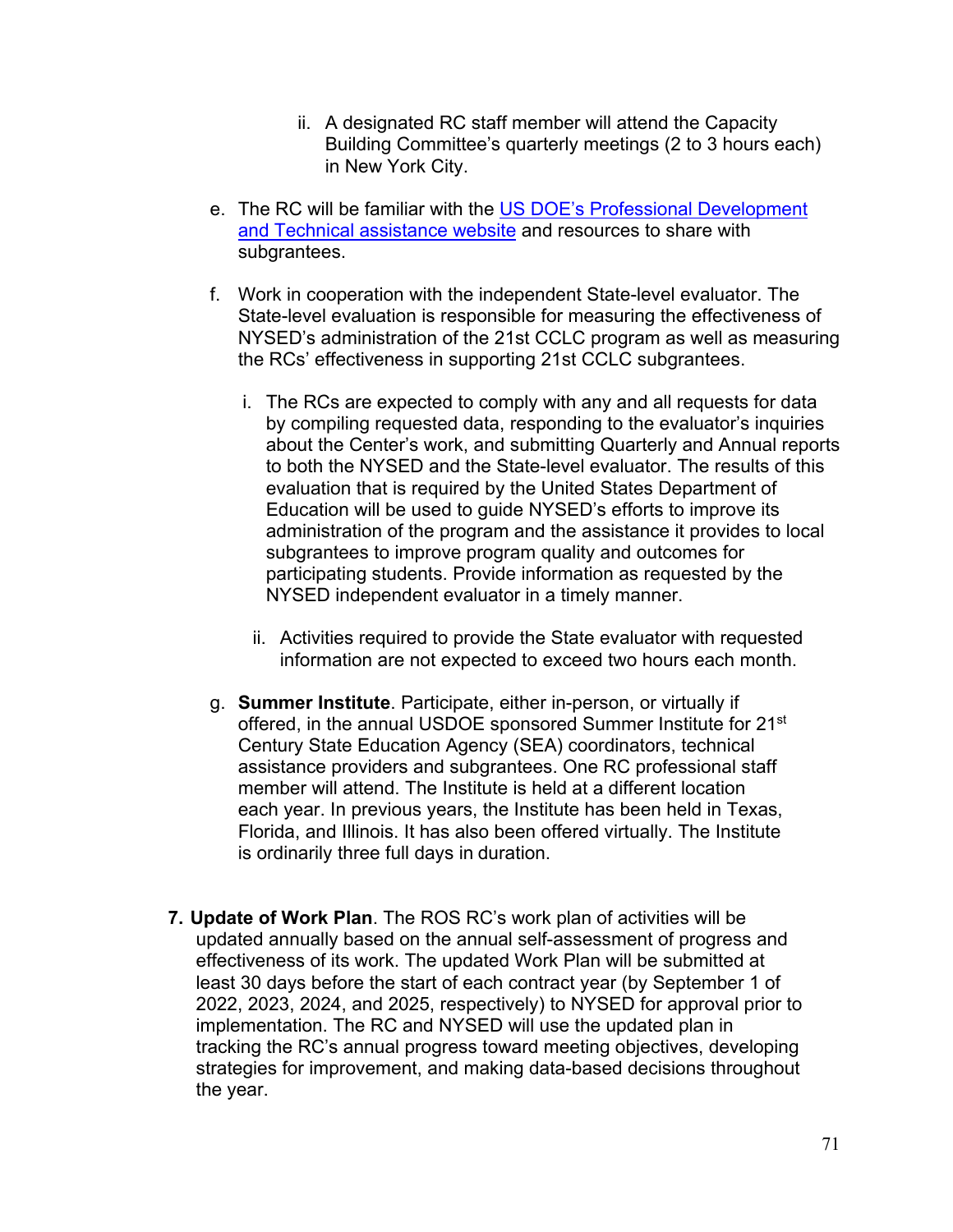ii. A designated RC staff member will attend the Capacity Building Committee's quarterly meetings (2 to 3 hours each) in New York City.

e. The RC will be familiar with the [US DOE's Professional Development and Technical assistance website]() and resources to share with subgrantees.

f. Work in cooperation with the independent State-level evaluator. The State-level evaluation is responsible for measuring the effectiveness of NYSED's administration of the 21st CCLC program as well as measuring the RCs' effectiveness in supporting 21st CCLC subgrantees.

   i. The RCs are expected to comply with any and all requests for data by compiling requested data, responding to the evaluator's inquiries about the Center's work, and submitting Quarterly and Annual reports to both the NYSED and the State-level evaluator. The results of this evaluation that is required by the United States Department of Education will be used to guide NYSED's efforts to improve its administration of the program and the assistance it provides to local subgrantees to improve program quality and outcomes for participating students. Provide information as requested by the NYSED independent evaluator in a timely manner.

   ii. Activities required to provide the State evaluator with requested information are not expected to exceed two hours each month.

g. **Summer Institute**. Participate, either in-person, or virtually if offered, in the annual USDOE sponsored Summer Institute for 21st Century State Education Agency (SEA) coordinators, technical assistance providers and subgrantees. One RC professional staff member will attend. The Institute is held at a different location each year. In previous years, the Institute has been held in Texas, Florida, and Illinois. It has also been offered virtually. The Institute is ordinarily three full days in duration.

7. **Update of Work Plan**. The ROS RC's work plan of activities will be updated annually based on the annual self-assessment of progress and effectiveness of its work. The updated Work Plan will be submitted at least 30 days before the start of each contract year (by September 1 of 2022, 2023, 2024, and 2025, respectively) to NYSED for approval prior to implementation. The RC and NYSED will use the updated plan in tracking the RC's annual progress toward meeting objectives, developing strategies for improvement, and making data-based decisions throughout the year.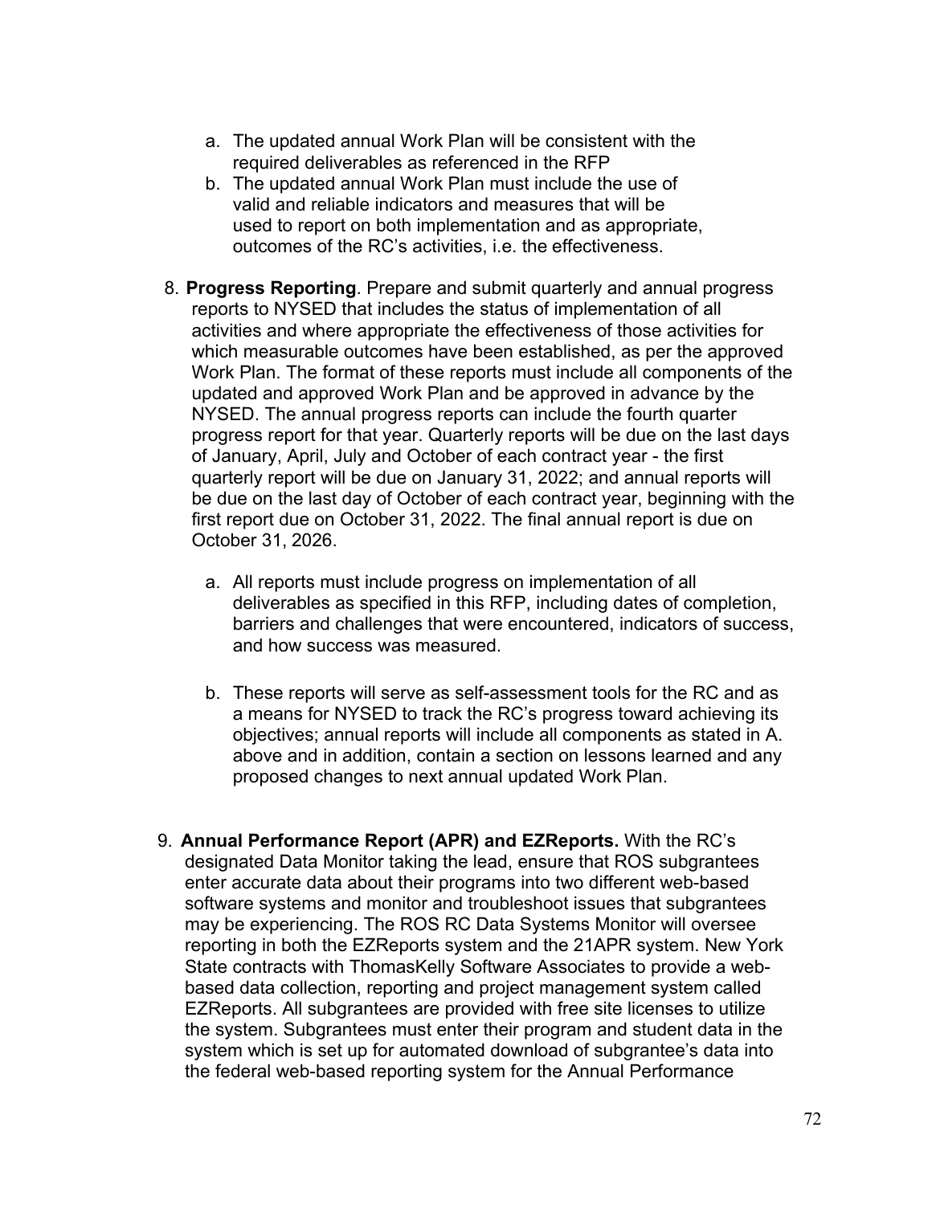a. The updated annual Work Plan will be consistent with the required deliverables as referenced in the RFP
b. The updated annual Work Plan must include the use of valid and reliable indicators and measures that will be used to report on both implementation and as appropriate, outcomes of the RC's activities, i.e. the effectiveness.

8. **Progress Reporting**. Prepare and submit quarterly and annual progress reports to NYSED that includes the status of implementation of all activities and where appropriate the effectiveness of those activities for which measurable outcomes have been established, as per the approved Work Plan. The format of these reports must include all components of the updated and approved Work Plan and be approved in advance by the NYSED. The annual progress reports can include the fourth quarter progress report for that year. Quarterly reports will be due on the last days of January, April, July and October of each contract year - the first quarterly report will be due on January 31, 2022; and annual reports will be due on the last day of October of each contract year, beginning with the first report due on October 31, 2022. The final annual report is due on October 31, 2026.

   a. All reports must include progress on implementation of all deliverables as specified in this RFP, including dates of completion, barriers and challenges that were encountered, indicators of success, and how success was measured.

   b. These reports will serve as self-assessment tools for the RC and as a means for NYSED to track the RC's progress toward achieving its objectives; annual reports will include all components as stated in A. above and in addition, contain a section on lessons learned and any proposed changes to next annual updated Work Plan.

9. **Annual Performance Report (APR) and EZReports.** With the RC's designated Data Monitor taking the lead, ensure that ROS subgrantees enter accurate data about their programs into two different web-based software systems and monitor and troubleshoot issues that subgrantees may be experiencing. The ROS RC Data Systems Monitor will oversee reporting in both the EZReports system and the 21APR system. New York State contracts with ThomasKelly Software Associates to provide a web-based data collection, reporting and project management system called EZReports. All subgrantees are provided with free site licenses to utilize the system. Subgrantees must enter their program and student data in the system which is set up for automated download of subgrantee's data into the federal web-based reporting system for the Annual Performance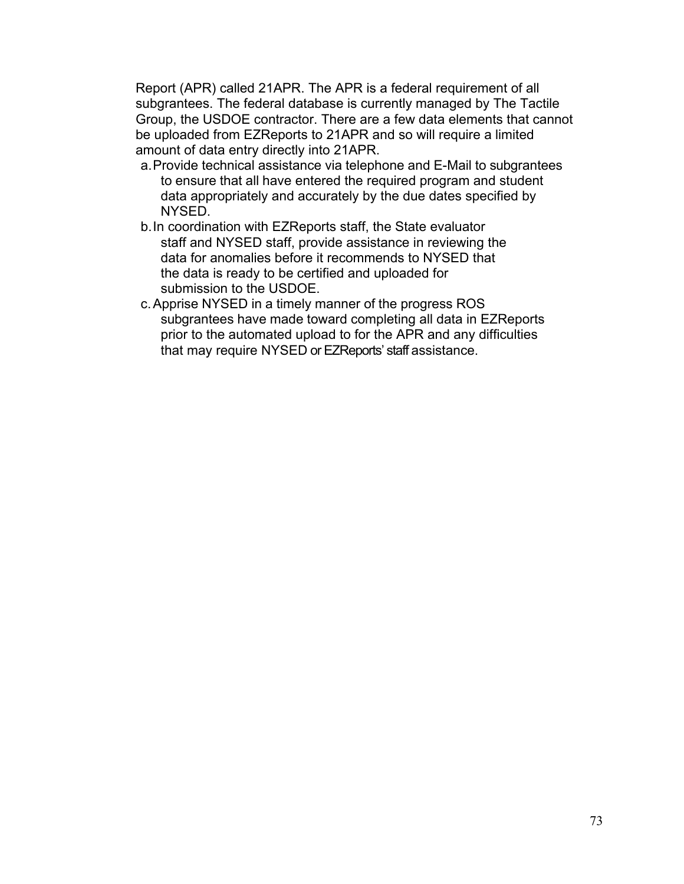Report (APR) called 21APR. The APR is a federal requirement of all subgrantees. The federal database is currently managed by The Tactile Group, the USDOE contractor. There are a few data elements that cannot be uploaded from EZReports to 21APR and so will require a limited amount of data entry directly into 21APR.

a. Provide technical assistance via telephone and E-Mail to subgrantees to ensure that all have entered the required program and student data appropriately and accurately by the due dates specified by NYSED.
b. In coordination with EZReports staff, the State evaluator staff and NYSED staff, provide assistance in reviewing the data for anomalies before it recommends to NYSED that the data is ready to be certified and uploaded for submission to the USDOE.
c. Apprise NYSED in a timely manner of the progress ROS subgrantees have made toward completing all data in EZReports prior to the automated upload to for the APR and any difficulties that may require NYSED or EZReports' staff assistance.